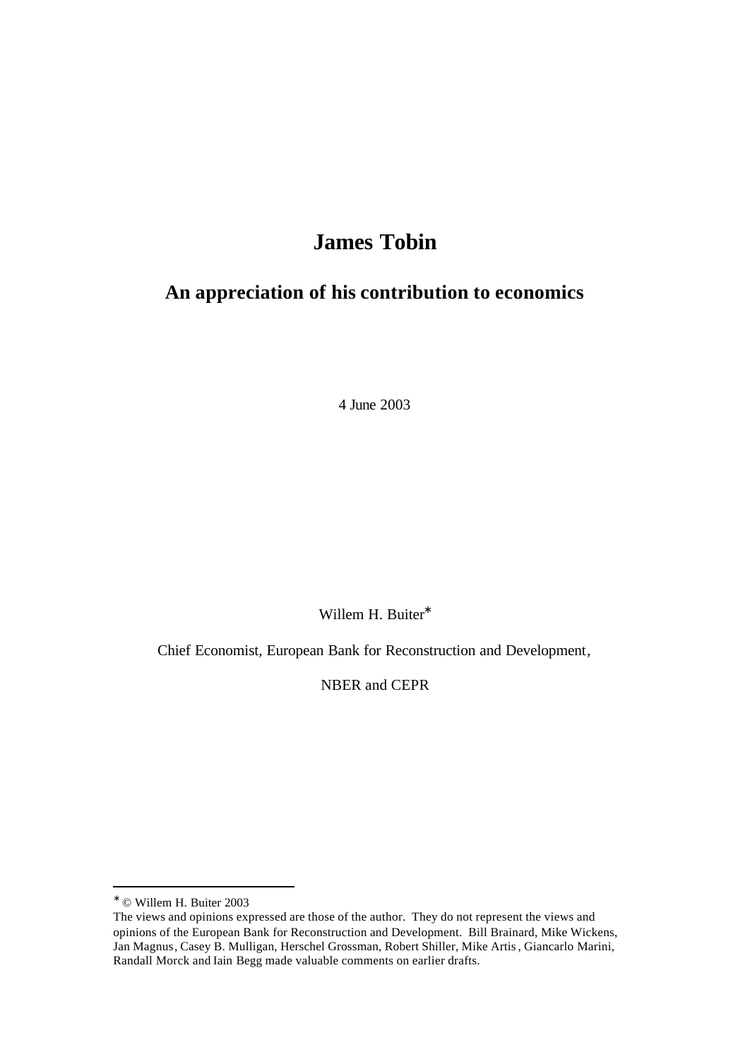# James Tobin

## An appreciation of his contribution to economics

4 June 2003

Willem H. Buiter*

Chief Economist, European Bank for Reconstruction and Development,

NBER and CEPR

---

* © Willem H. Buiter 2003

The views and opinions expressed are those of the author. They do not represent the views and opinions of the European Bank for Reconstruction and Development. Bill Brainard, Mike Wickens, Jan Magnus, Casey B. Mulligan, Herschel Grossman, Robert Shiller, Mike Artis, Giancarlo Marini, Randall Morck and Iain Begg made valuable comments on earlier drafts.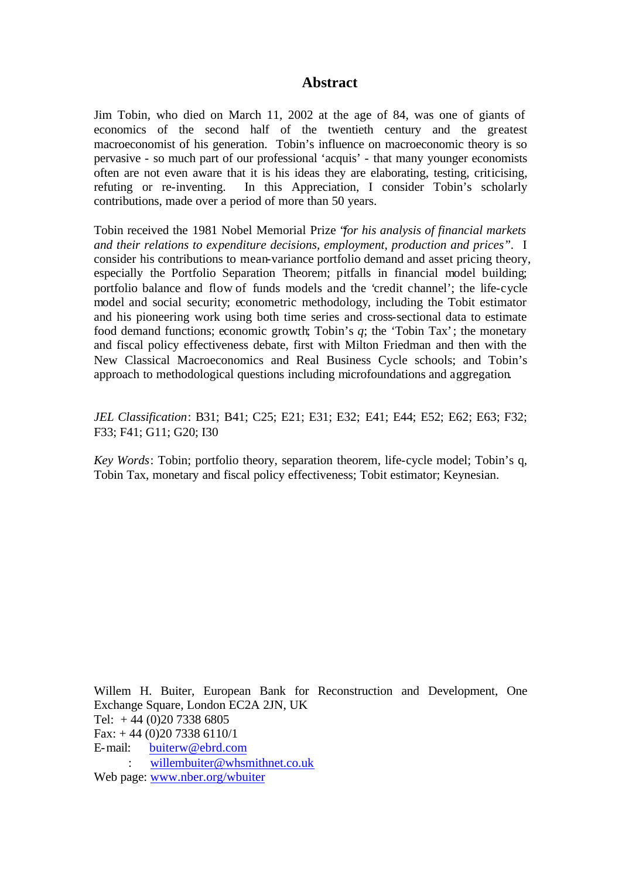## Abstract

Jim Tobin, who died on March 11, 2002 at the age of 84, was one of giants of economics of the second half of the twentieth century and the greatest macroeconomist of his generation. Tobin's influence on macroeconomic theory is so pervasive - so much part of our professional 'acquis' - that many younger economists often are not even aware that it is his ideas they are elaborating, testing, criticising, refuting or re-inventing. In this Appreciation, I consider Tobin's scholarly contributions, made over a period of more than 50 years.

Tobin received the 1981 Nobel Memorial Prize "*for his analysis of financial markets and their relations to expenditure decisions, employment, production and prices*". I consider his contributions to mean-variance portfolio demand and asset pricing theory, especially the Portfolio Separation Theorem; pitfalls in financial model building; portfolio balance and flow of funds models and the 'credit channel'; the life-cycle model and social security; econometric methodology, including the Tobit estimator and his pioneering work using both time series and cross-sectional data to estimate food demand functions; economic growth; Tobin's *q*; the 'Tobin Tax'; the monetary and fiscal policy effectiveness debate, first with Milton Friedman and then with the New Classical Macroeconomics and Real Business Cycle schools; and Tobin's approach to methodological questions including microfoundations and aggregation.

*JEL Classification*: B31; B41; C25; E21; E31; E32; E41; E44; E52; E62; E63; F32; F33; F41; G11; G20; I30

*Key Words*: Tobin; portfolio theory, separation theorem, life-cycle model; Tobin's q, Tobin Tax, monetary and fiscal policy effectiveness; Tobit estimator; Keynesian.

Willem H. Buiter, European Bank for Reconstruction and Development, One Exchange Square, London EC2A 2JN, UK  
Tel: + 44 (0)20 7338 6805  
Fax: + 44 (0)20 7338 6110/1  
E-mail: buiterw@ebrd.com  
: willembuiter@whsmithnet.co.uk  
Web page: www.nber.org/wbuiter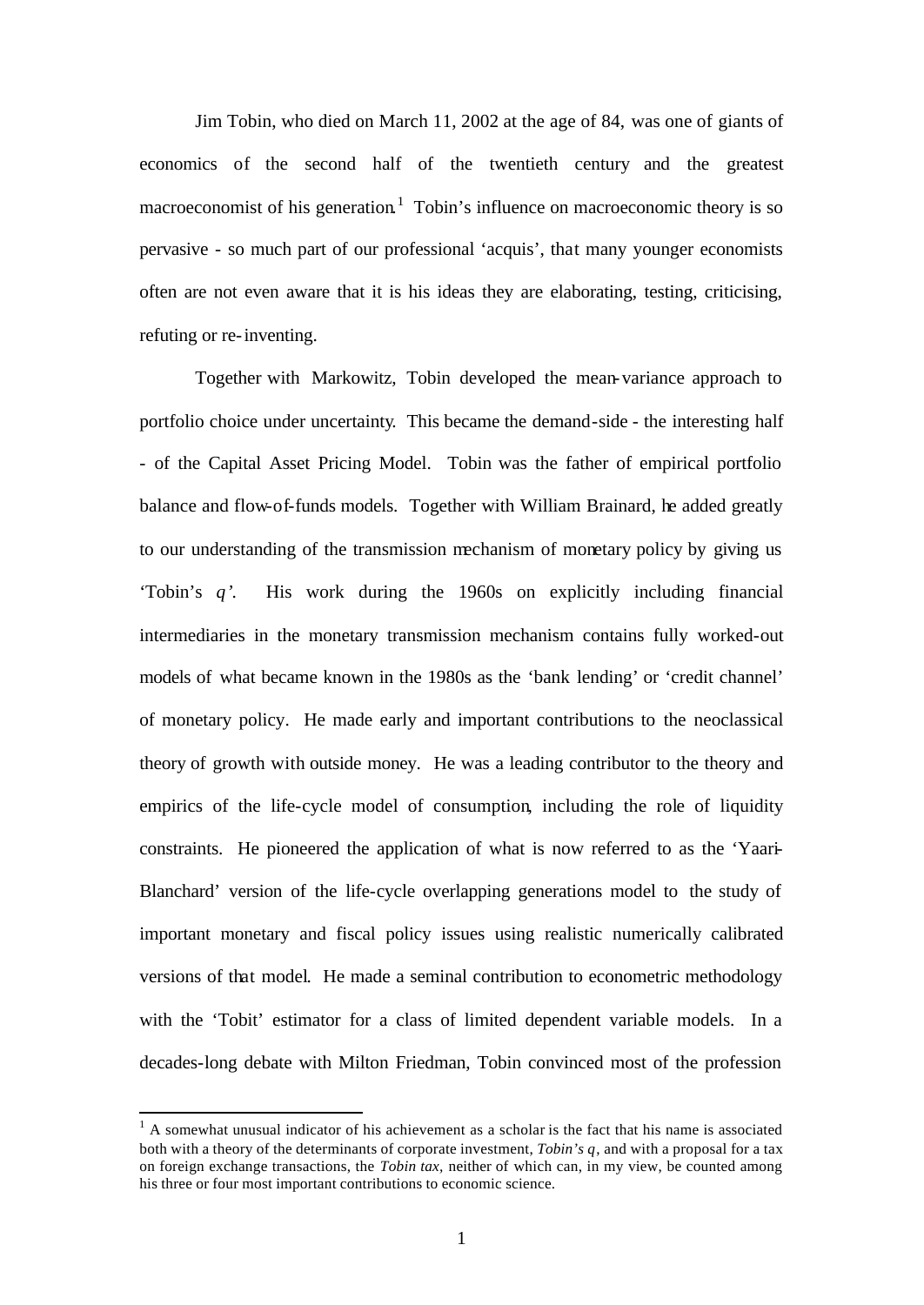Jim Tobin, who died on March 11, 2002 at the age of 84, was one of giants of economics of the second half of the twentieth century and the greatest macroeconomist of his generation.[1] Tobin's influence on macroeconomic theory is so pervasive - so much part of our professional 'acquis', that many younger economists often are not even aware that it is his ideas they are elaborating, testing, criticising, refuting or re-inventing.

Together with Markowitz, Tobin developed the mean-variance approach to portfolio choice under uncertainty. This became the demand-side - the interesting half - of the Capital Asset Pricing Model. Tobin was the father of empirical portfolio balance and flow-of-funds models. Together with William Brainard, he added greatly to our understanding of the transmission mechanism of monetary policy by giving us 'Tobin's *q*'. His work during the 1960s on explicitly including financial intermediaries in the monetary transmission mechanism contains fully worked-out models of what became known in the 1980s as the 'bank lending' or 'credit channel' of monetary policy. He made early and important contributions to the neoclassical theory of growth with outside money. He was a leading contributor to the theory and empirics of the life-cycle model of consumption, including the role of liquidity constraints. He pioneered the application of what is now referred to as the 'Yaari-Blanchard' version of the life-cycle overlapping generations model to the study of important monetary and fiscal policy issues using realistic numerically calibrated versions of that model. He made a seminal contribution to econometric methodology with the 'Tobit' estimator for a class of limited dependent variable models. In a decades-long debate with Milton Friedman, Tobin convinced most of the profession

---

[1] A somewhat unusual indicator of his achievement as a scholar is the fact that his name is associated both with a theory of the determinants of corporate investment, *Tobin's q*, and with a proposal for a tax on foreign exchange transactions, the *Tobin tax*, neither of which can, in my view, be counted among his three or four most important contributions to economic science.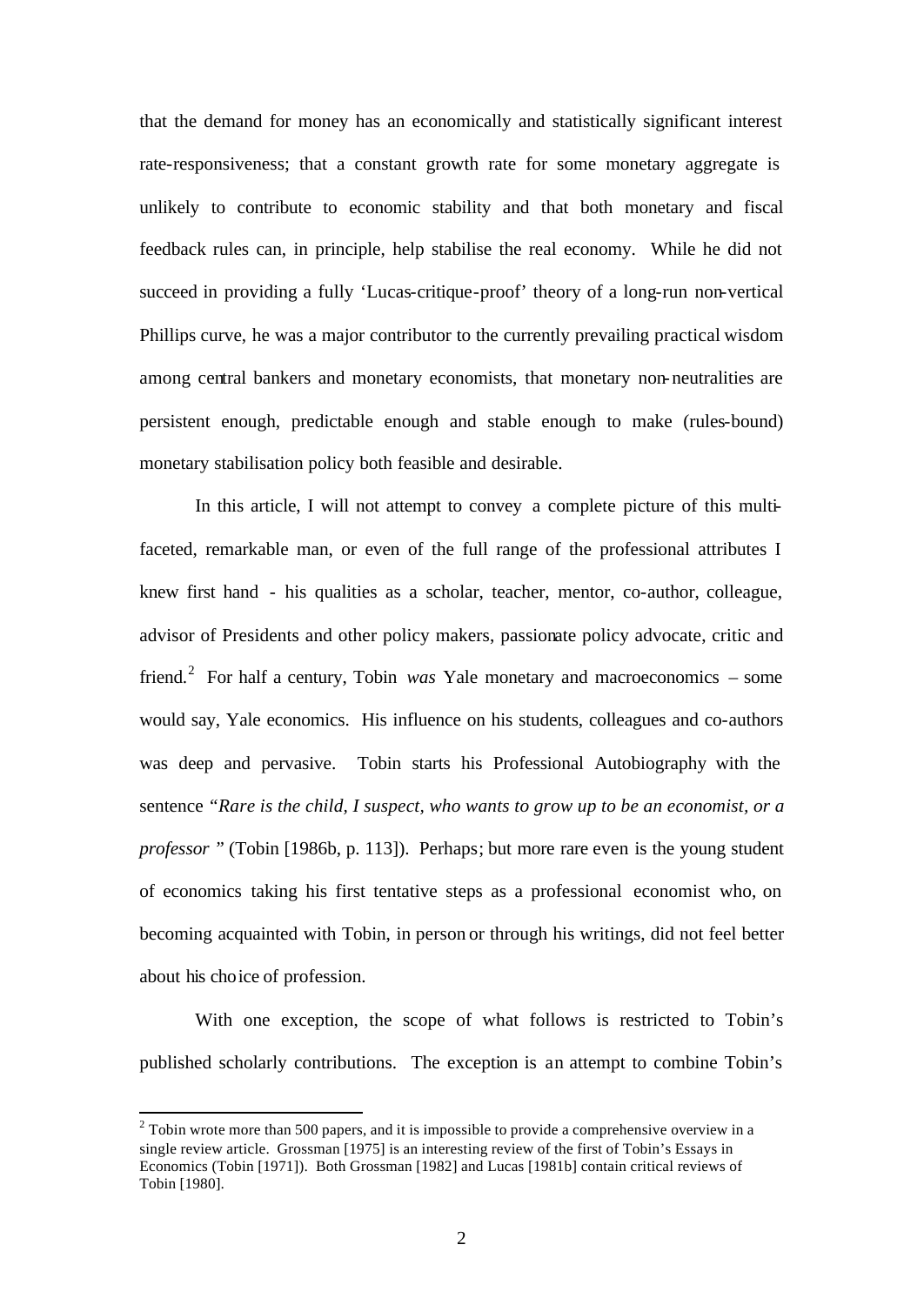that the demand for money has an economically and statistically significant interest rate-responsiveness; that a constant growth rate for some monetary aggregate is unlikely to contribute to economic stability and that both monetary and fiscal feedback rules can, in principle, help stabilise the real economy. While he did not succeed in providing a fully 'Lucas-critique-proof' theory of a long-run non-vertical Phillips curve, he was a major contributor to the currently prevailing practical wisdom among central bankers and monetary economists, that monetary non-neutralities are persistent enough, predictable enough and stable enough to make (rules-bound) monetary stabilisation policy both feasible and desirable.

In this article, I will not attempt to convey a complete picture of this multi-faceted, remarkable man, or even of the full range of the professional attributes I knew first hand - his qualities as a scholar, teacher, mentor, co-author, colleague, advisor of Presidents and other policy makers, passionate policy advocate, critic and friend.[2] For half a century, Tobin *was* Yale monetary and macroeconomics – some would say, Yale economics. His influence on his students, colleagues and co-authors was deep and pervasive. Tobin starts his Professional Autobiography with the sentence *"Rare is the child, I suspect, who wants to grow up to be an economist, or a professor "* (Tobin [1986b, p. 113]). Perhaps; but more rare even is the young student of economics taking his first tentative steps as a professional economist who, on becoming acquainted with Tobin, in person or through his writings, did not feel better about his choice of profession.

With one exception, the scope of what follows is restricted to Tobin's published scholarly contributions. The exception is an attempt to combine Tobin's

[2] Tobin wrote more than 500 papers, and it is impossible to provide a comprehensive overview in a single review article. Grossman [1975] is an interesting review of the first of Tobin's Essays in Economics (Tobin [1971]). Both Grossman [1982] and Lucas [1981b] contain critical reviews of Tobin [1980].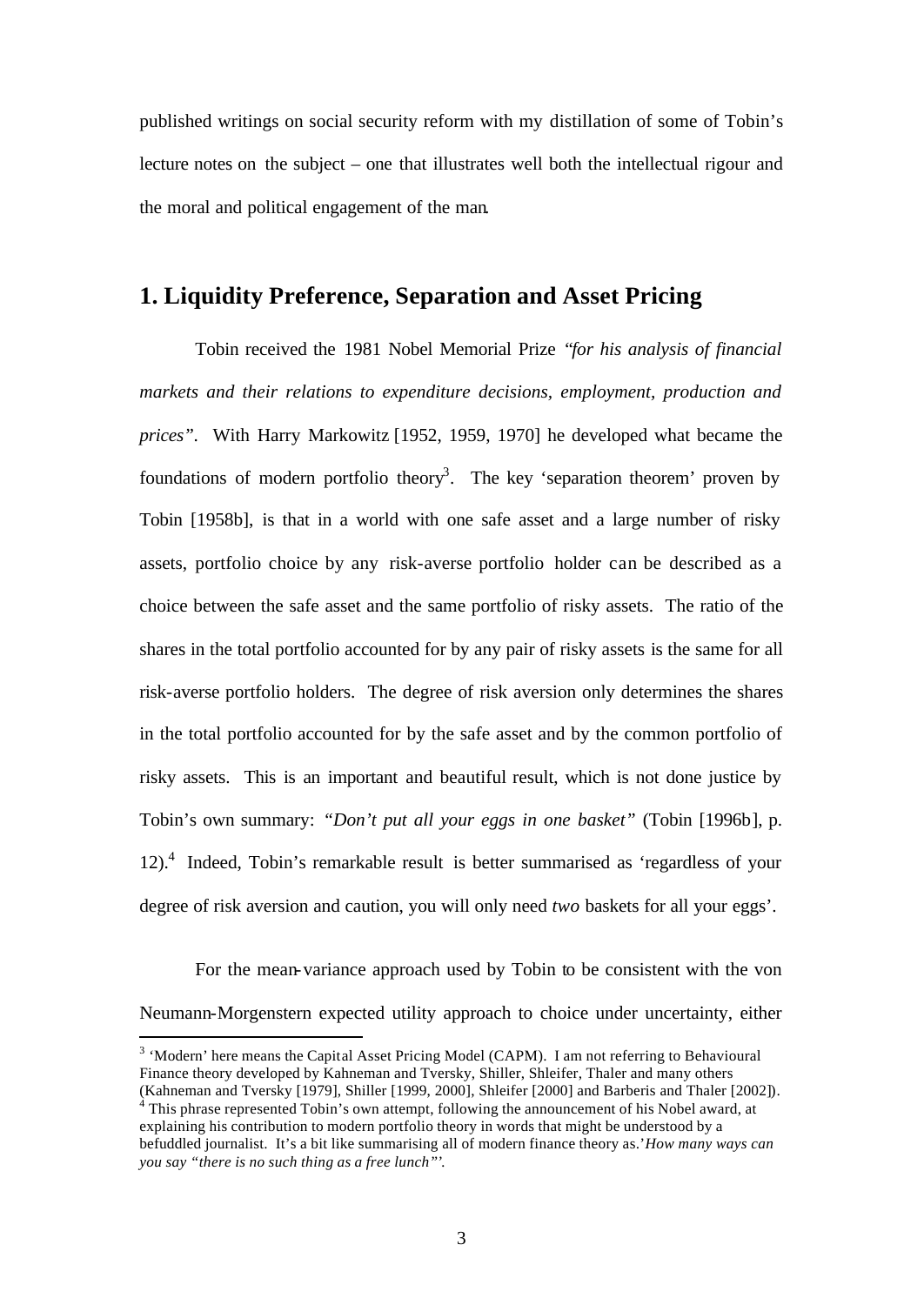published writings on social security reform with my distillation of some of Tobin's lecture notes on the subject – one that illustrates well both the intellectual rigour and the moral and political engagement of the man.

## 1. Liquidity Preference, Separation and Asset Pricing

Tobin received the 1981 Nobel Memorial Prize *"for his analysis of financial markets and their relations to expenditure decisions, employment, production and prices"*. With Harry Markowitz [1952, 1959, 1970] he developed what became the foundations of modern portfolio theory[3]. The key 'separation theorem' proven by Tobin [1958b], is that in a world with one safe asset and a large number of risky assets, portfolio choice by any risk-averse portfolio holder can be described as a choice between the safe asset and the same portfolio of risky assets. The ratio of the shares in the total portfolio accounted for by any pair of risky assets is the same for all risk-averse portfolio holders. The degree of risk aversion only determines the shares in the total portfolio accounted for by the safe asset and by the common portfolio of risky assets. This is an important and beautiful result, which is not done justice by Tobin's own summary: *"Don't put all your eggs in one basket"* (Tobin [1996b], p. 12).[4] Indeed, Tobin's remarkable result is better summarised as 'regardless of your degree of risk aversion and caution, you will only need *two* baskets for all your eggs'.

For the mean-variance approach used by Tobin to be consistent with the von Neumann-Morgenstern expected utility approach to choice under uncertainty, either

[3] 'Modern' here means the Capital Asset Pricing Model (CAPM). I am not referring to Behavioural Finance theory developed by Kahneman and Tversky, Shiller, Shleifer, Thaler and many others (Kahneman and Tversky [1979], Shiller [1999, 2000], Shleifer [2000] and Barberis and Thaler [2002]).

[4] This phrase represented Tobin's own attempt, following the announcement of his Nobel award, at explaining his contribution to modern portfolio theory in words that might be understood by a befuddled journalist. It's a bit like summarising all of modern finance theory as.'*How many ways can you say "there is no such thing as a free lunch"'.*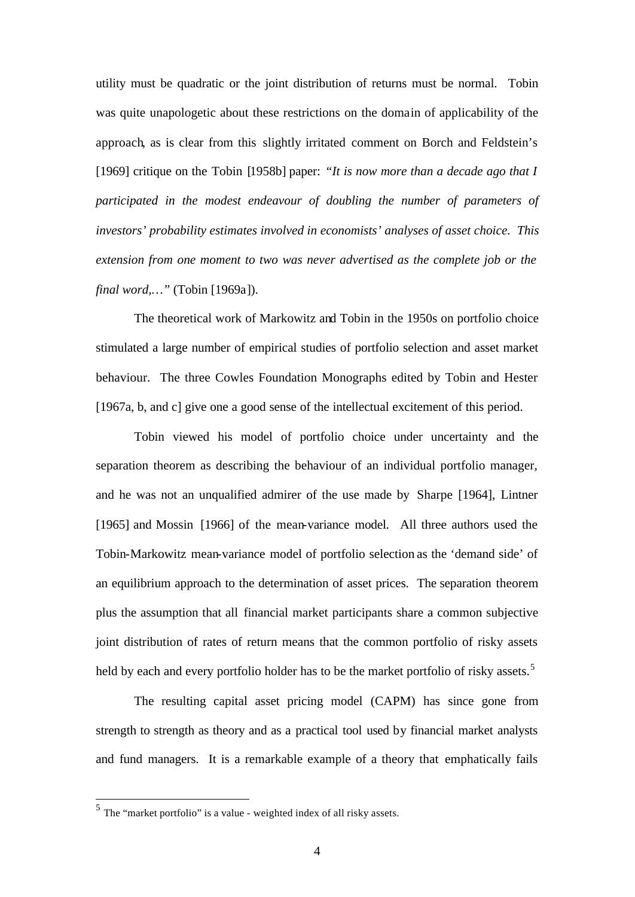utility must be quadratic or the joint distribution of returns must be normal. Tobin was quite unapologetic about these restrictions on the domain of applicability of the approach, as is clear from this slightly irritated comment on Borch and Feldstein's [1969] critique on the Tobin [1958b] paper: *"It is now more than a decade ago that I participated in the modest endeavour of doubling the number of parameters of investors' probability estimates involved in economists' analyses of asset choice. This extension from one moment to two was never advertised as the complete job or the final word,…"* (Tobin [1969a]).

The theoretical work of Markowitz and Tobin in the 1950s on portfolio choice stimulated a large number of empirical studies of portfolio selection and asset market behaviour. The three Cowles Foundation Monographs edited by Tobin and Hester [1967a, b, and c] give one a good sense of the intellectual excitement of this period.

Tobin viewed his model of portfolio choice under uncertainty and the separation theorem as describing the behaviour of an individual portfolio manager, and he was not an unqualified admirer of the use made by Sharpe [1964], Lintner [1965] and Mossin [1966] of the mean-variance model. All three authors used the Tobin-Markowitz mean-variance model of portfolio selection as the 'demand side' of an equilibrium approach to the determination of asset prices. The separation theorem plus the assumption that all financial market participants share a common subjective joint distribution of rates of return means that the common portfolio of risky assets held by each and every portfolio holder has to be the market portfolio of risky assets.[5]

The resulting capital asset pricing model (CAPM) has since gone from strength to strength as theory and as a practical tool used by financial market analysts and fund managers. It is a remarkable example of a theory that emphatically fails

[5] The "market portfolio" is a value - weighted index of all risky assets.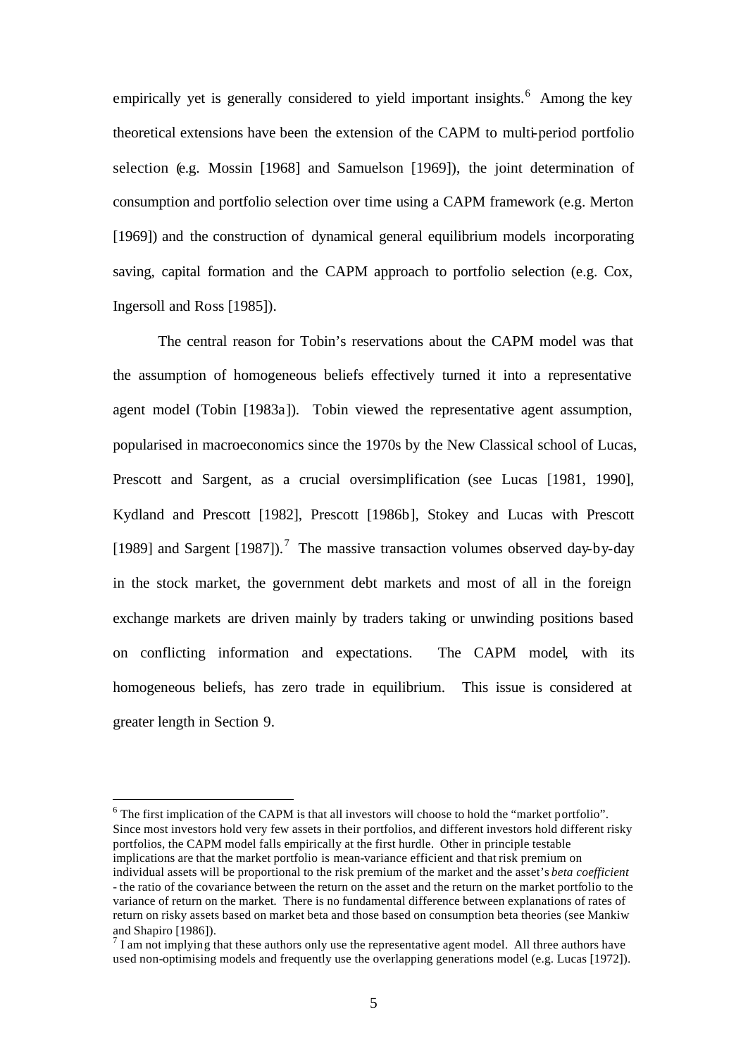empirically yet is generally considered to yield important insights.[6] Among the key theoretical extensions have been the extension of the CAPM to multi-period portfolio selection (e.g. Mossin [1968] and Samuelson [1969]), the joint determination of consumption and portfolio selection over time using a CAPM framework (e.g. Merton [1969]) and the construction of dynamical general equilibrium models incorporating saving, capital formation and the CAPM approach to portfolio selection (e.g. Cox, Ingersoll and Ross [1985]).

The central reason for Tobin's reservations about the CAPM model was that the assumption of homogeneous beliefs effectively turned it into a representative agent model (Tobin [1983a]). Tobin viewed the representative agent assumption, popularised in macroeconomics since the 1970s by the New Classical school of Lucas, Prescott and Sargent, as a crucial oversimplification (see Lucas [1981, 1990], Kydland and Prescott [1982], Prescott [1986b], Stokey and Lucas with Prescott [1989] and Sargent [1987]).[7] The massive transaction volumes observed day-by-day in the stock market, the government debt markets and most of all in the foreign exchange markets are driven mainly by traders taking or unwinding positions based on conflicting information and expectations. The CAPM model, with its homogeneous beliefs, has zero trade in equilibrium. This issue is considered at greater length in Section 9.

---

[6] The first implication of the CAPM is that all investors will choose to hold the "market portfolio". Since most investors hold very few assets in their portfolios, and different investors hold different risky portfolios, the CAPM model falls empirically at the first hurdle. Other in principle testable implications are that the market portfolio is mean-variance efficient and that risk premium on individual assets will be proportional to the risk premium of the market and the asset's *beta coefficient* - the ratio of the covariance between the return on the asset and the return on the market portfolio to the variance of return on the market. There is no fundamental difference between explanations of rates of return on risky assets based on market beta and those based on consumption beta theories (see Mankiw and Shapiro [1986]).

[7] I am not implying that these authors only use the representative agent model. All three authors have used non-optimising models and frequently use the overlapping generations model (e.g. Lucas [1972]).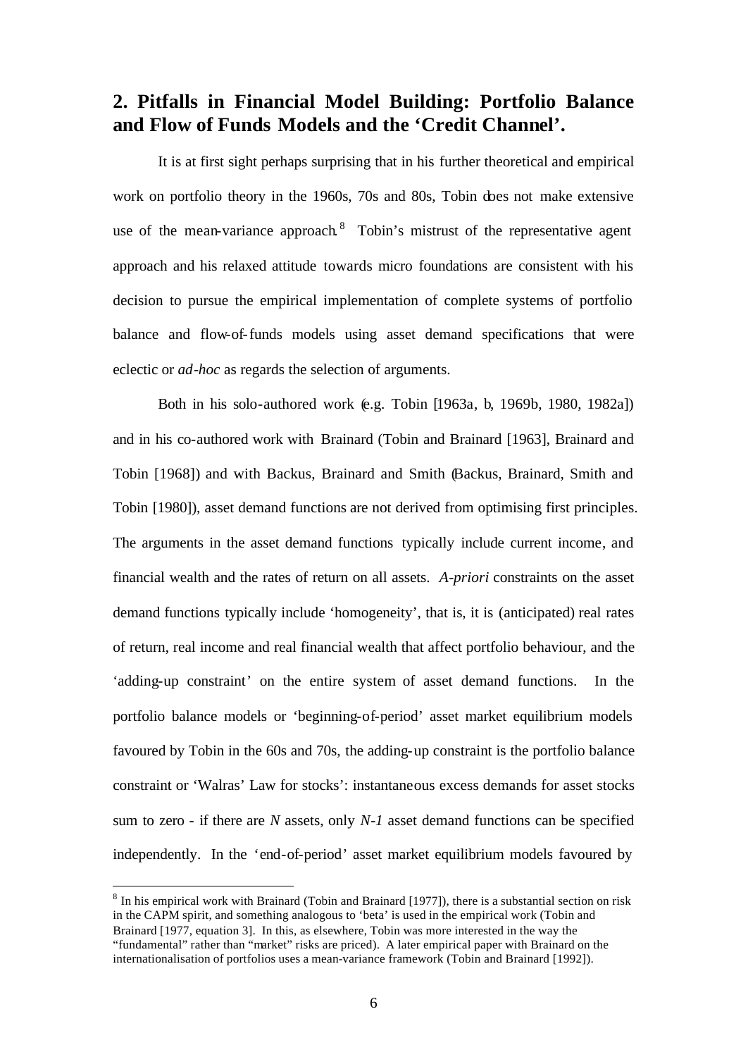## 2. Pitfalls in Financial Model Building: Portfolio Balance and Flow of Funds Models and the 'Credit Channel'.

It is at first sight perhaps surprising that in his further theoretical and empirical work on portfolio theory in the 1960s, 70s and 80s, Tobin does not make extensive use of the mean-variance approach.[8] Tobin's mistrust of the representative agent approach and his relaxed attitude towards micro foundations are consistent with his decision to pursue the empirical implementation of complete systems of portfolio balance and flow-of-funds models using asset demand specifications that were eclectic or *ad-hoc* as regards the selection of arguments.

Both in his solo-authored work (e.g. Tobin [1963a, b, 1969b, 1980, 1982a]) and in his co-authored work with Brainard (Tobin and Brainard [1963], Brainard and Tobin [1968]) and with Backus, Brainard and Smith (Backus, Brainard, Smith and Tobin [1980]), asset demand functions are not derived from optimising first principles. The arguments in the asset demand functions typically include current income, and financial wealth and the rates of return on all assets. *A-priori* constraints on the asset demand functions typically include 'homogeneity', that is, it is (anticipated) real rates of return, real income and real financial wealth that affect portfolio behaviour, and the 'adding-up constraint' on the entire system of asset demand functions. In the portfolio balance models or 'beginning-of-period' asset market equilibrium models favoured by Tobin in the 60s and 70s, the adding-up constraint is the portfolio balance constraint or 'Walras' Law for stocks': instantaneous excess demands for asset stocks sum to zero - if there are $N$ assets, only $N-1$ asset demand functions can be specified independently. In the 'end-of-period' asset market equilibrium models favoured by

[8] In his empirical work with Brainard (Tobin and Brainard [1977]), there is a substantial section on risk in the CAPM spirit, and something analogous to 'beta' is used in the empirical work (Tobin and Brainard [1977, equation 3]. In this, as elsewhere, Tobin was more interested in the way the "fundamental" rather than "market" risks are priced). A later empirical paper with Brainard on the internationalisation of portfolios uses a mean-variance framework (Tobin and Brainard [1992]).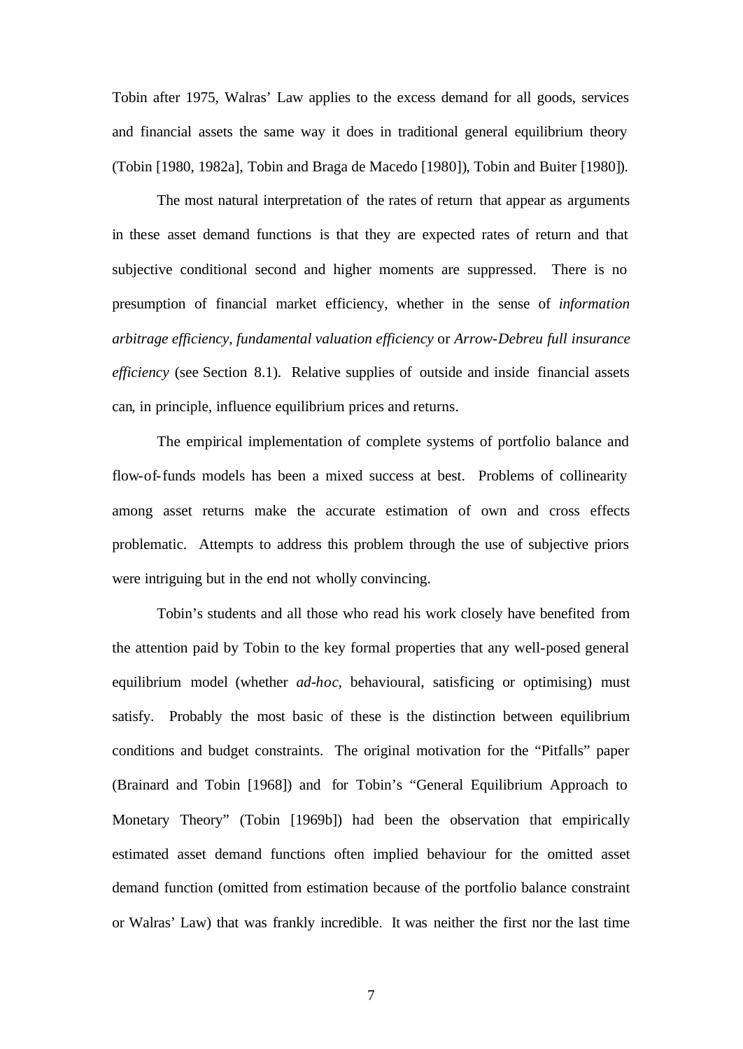Tobin after 1975, Walras' Law applies to the excess demand for all goods, services and financial assets the same way it does in traditional general equilibrium theory (Tobin [1980, 1982a], Tobin and Braga de Macedo [1980]), Tobin and Buiter [1980]).

The most natural interpretation of the rates of return that appear as arguments in these asset demand functions is that they are expected rates of return and that subjective conditional second and higher moments are suppressed. There is no presumption of financial market efficiency, whether in the sense of *information arbitrage efficiency*, *fundamental valuation efficiency* or *Arrow-Debreu full insurance efficiency* (see Section 8.1). Relative supplies of outside and inside financial assets can, in principle, influence equilibrium prices and returns.

The empirical implementation of complete systems of portfolio balance and flow-of-funds models has been a mixed success at best. Problems of collinearity among asset returns make the accurate estimation of own and cross effects problematic. Attempts to address this problem through the use of subjective priors were intriguing but in the end not wholly convincing.

Tobin's students and all those who read his work closely have benefited from the attention paid by Tobin to the key formal properties that any well-posed general equilibrium model (whether *ad-hoc*, behavioural, satisficing or optimising) must satisfy. Probably the most basic of these is the distinction between equilibrium conditions and budget constraints. The original motivation for the "Pitfalls" paper (Brainard and Tobin [1968]) and for Tobin's "General Equilibrium Approach to Monetary Theory" (Tobin [1969b]) had been the observation that empirically estimated asset demand functions often implied behaviour for the omitted asset demand function (omitted from estimation because of the portfolio balance constraint or Walras' Law) that was frankly incredible. It was neither the first nor the last time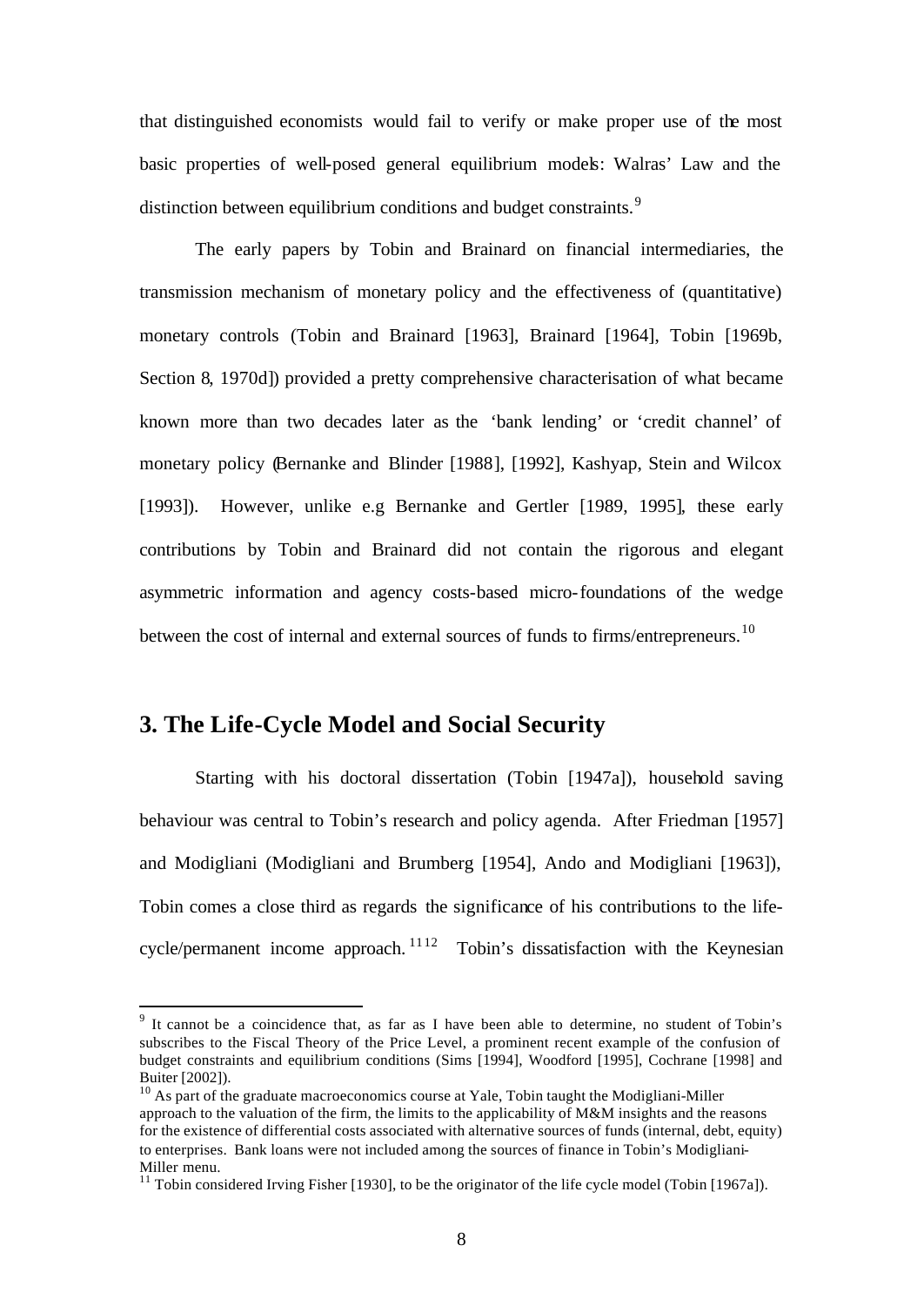that distinguished economists would fail to verify or make proper use of the most basic properties of well-posed general equilibrium models: Walras' Law and the distinction between equilibrium conditions and budget constraints.[9]

The early papers by Tobin and Brainard on financial intermediaries, the transmission mechanism of monetary policy and the effectiveness of (quantitative) monetary controls (Tobin and Brainard [1963], Brainard [1964], Tobin [1969b, Section 8, 1970d]) provided a pretty comprehensive characterisation of what became known more than two decades later as the 'bank lending' or 'credit channel' of monetary policy (Bernanke and Blinder [1988], [1992], Kashyap, Stein and Wilcox [1993]). However, unlike e.g Bernanke and Gertler [1989, 1995], these early contributions by Tobin and Brainard did not contain the rigorous and elegant asymmetric information and agency costs-based micro-foundations of the wedge between the cost of internal and external sources of funds to firms/entrepreneurs.[10]

## 3. The Life-Cycle Model and Social Security

Starting with his doctoral dissertation (Tobin [1947a]), household saving behaviour was central to Tobin's research and policy agenda. After Friedman [1957] and Modigliani (Modigliani and Brumberg [1954], Ando and Modigliani [1963]), Tobin comes a close third as regards the significance of his contributions to the life-cycle/permanent income approach.[11][12] Tobin's dissatisfaction with the Keynesian

---

[9] It cannot be a coincidence that, as far as I have been able to determine, no student of Tobin's subscribes to the Fiscal Theory of the Price Level, a prominent recent example of the confusion of budget constraints and equilibrium conditions (Sims [1994], Woodford [1995], Cochrane [1998] and Buiter [2002]).

[10] As part of the graduate macroeconomics course at Yale, Tobin taught the Modigliani-Miller approach to the valuation of the firm, the limits to the applicability of M&M insights and the reasons for the existence of differential costs associated with alternative sources of funds (internal, debt, equity) to enterprises. Bank loans were not included among the sources of finance in Tobin's Modigliani-Miller menu.

[11] Tobin considered Irving Fisher [1930], to be the originator of the life cycle model (Tobin [1967a]).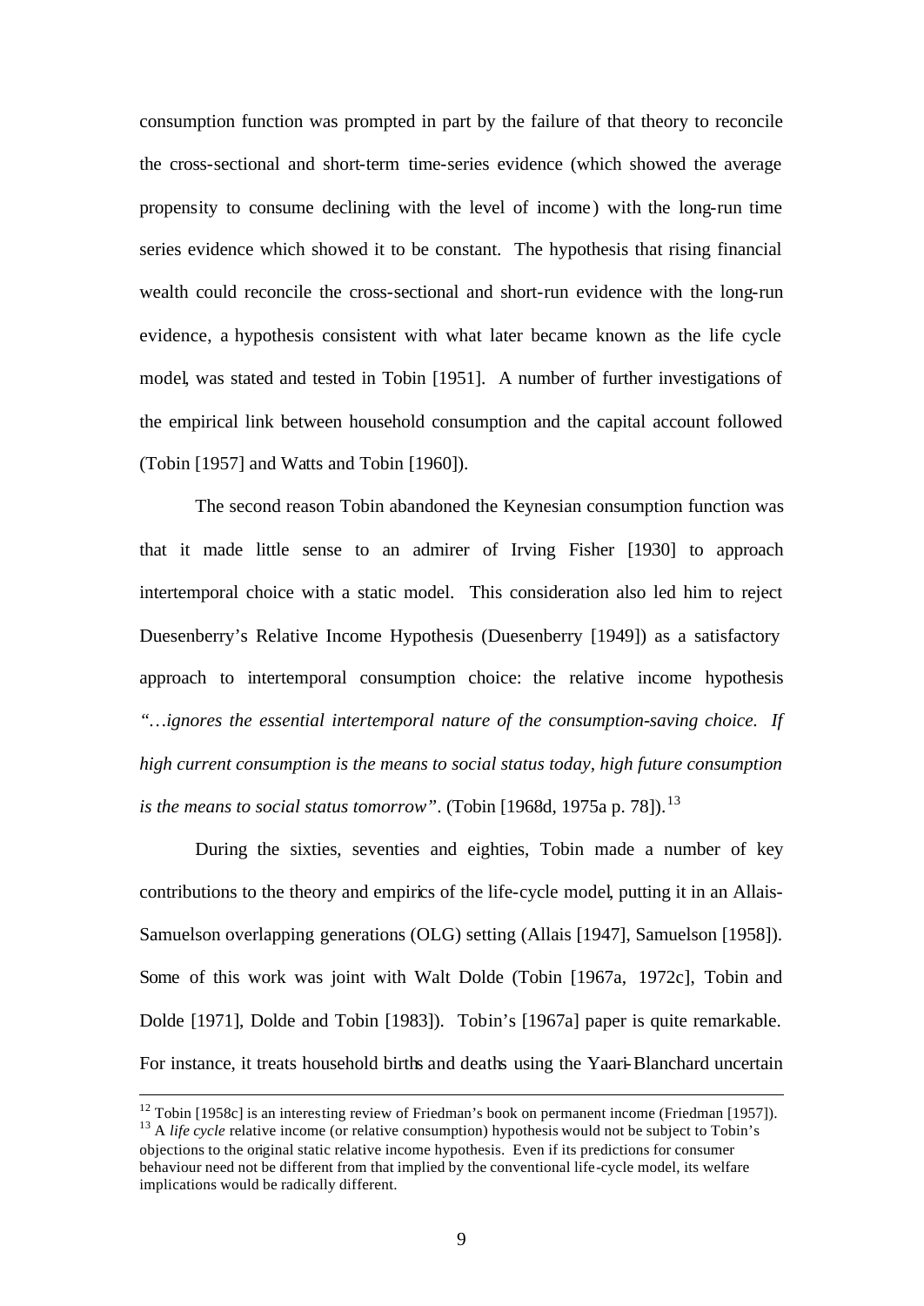consumption function was prompted in part by the failure of that theory to reconcile the cross-sectional and short-term time-series evidence (which showed the average propensity to consume declining with the level of income) with the long-run time series evidence which showed it to be constant. The hypothesis that rising financial wealth could reconcile the cross-sectional and short-run evidence with the long-run evidence, a hypothesis consistent with what later became known as the life cycle model, was stated and tested in Tobin [1951]. A number of further investigations of the empirical link between household consumption and the capital account followed (Tobin [1957] and Watts and Tobin [1960]).

The second reason Tobin abandoned the Keynesian consumption function was that it made little sense to an admirer of Irving Fisher [1930] to approach intertemporal choice with a static model. This consideration also led him to reject Duesenberry's Relative Income Hypothesis (Duesenberry [1949]) as a satisfactory approach to intertemporal consumption choice: the relative income hypothesis *"…ignores the essential intertemporal nature of the consumption-saving choice. If high current consumption is the means to social status today, high future consumption is the means to social status tomorrow"*. (Tobin [1968d, 1975a p. 78]).[13]

During the sixties, seventies and eighties, Tobin made a number of key contributions to the theory and empirics of the life-cycle model, putting it in an Allais-Samuelson overlapping generations (OLG) setting (Allais [1947], Samuelson [1958]). Some of this work was joint with Walt Dolde (Tobin [1967a, 1972c], Tobin and Dolde [1971], Dolde and Tobin [1983]). Tobin's [1967a] paper is quite remarkable. For instance, it treats household births and deaths using the Yaari-Blanchard uncertain

---

[12] Tobin [1958c] is an interesting review of Friedman's book on permanent income (Friedman [1957]).

[13] A *life cycle* relative income (or relative consumption) hypothesis would not be subject to Tobin's objections to the original static relative income hypothesis. Even if its predictions for consumer behaviour need not be different from that implied by the conventional life-cycle model, its welfare implications would be radically different.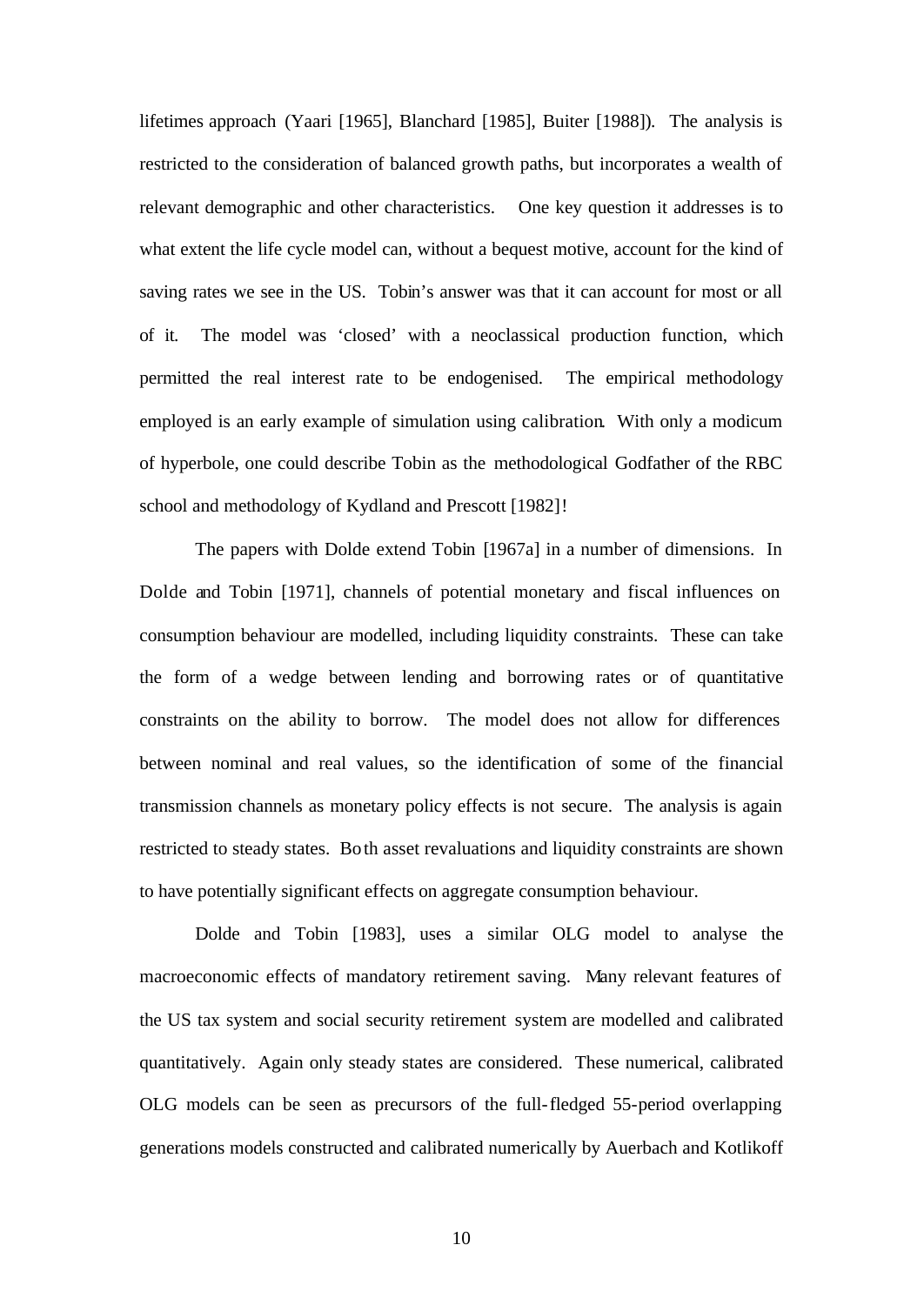lifetimes approach (Yaari [1965], Blanchard [1985], Buiter [1988]). The analysis is restricted to the consideration of balanced growth paths, but incorporates a wealth of relevant demographic and other characteristics. One key question it addresses is to what extent the life cycle model can, without a bequest motive, account for the kind of saving rates we see in the US. Tobin's answer was that it can account for most or all of it. The model was 'closed' with a neoclassical production function, which permitted the real interest rate to be endogenised. The empirical methodology employed is an early example of simulation using calibration. With only a modicum of hyperbole, one could describe Tobin as the methodological Godfather of the RBC school and methodology of Kydland and Prescott [1982]!

The papers with Dolde extend Tobin [1967a] in a number of dimensions. In Dolde and Tobin [1971], channels of potential monetary and fiscal influences on consumption behaviour are modelled, including liquidity constraints. These can take the form of a wedge between lending and borrowing rates or of quantitative constraints on the ability to borrow. The model does not allow for differences between nominal and real values, so the identification of some of the financial transmission channels as monetary policy effects is not secure. The analysis is again restricted to steady states. Both asset revaluations and liquidity constraints are shown to have potentially significant effects on aggregate consumption behaviour.

Dolde and Tobin [1983], uses a similar OLG model to analyse the macroeconomic effects of mandatory retirement saving. Many relevant features of the US tax system and social security retirement system are modelled and calibrated quantitatively. Again only steady states are considered. These numerical, calibrated OLG models can be seen as precursors of the full-fledged 55-period overlapping generations models constructed and calibrated numerically by Auerbach and Kotlikoff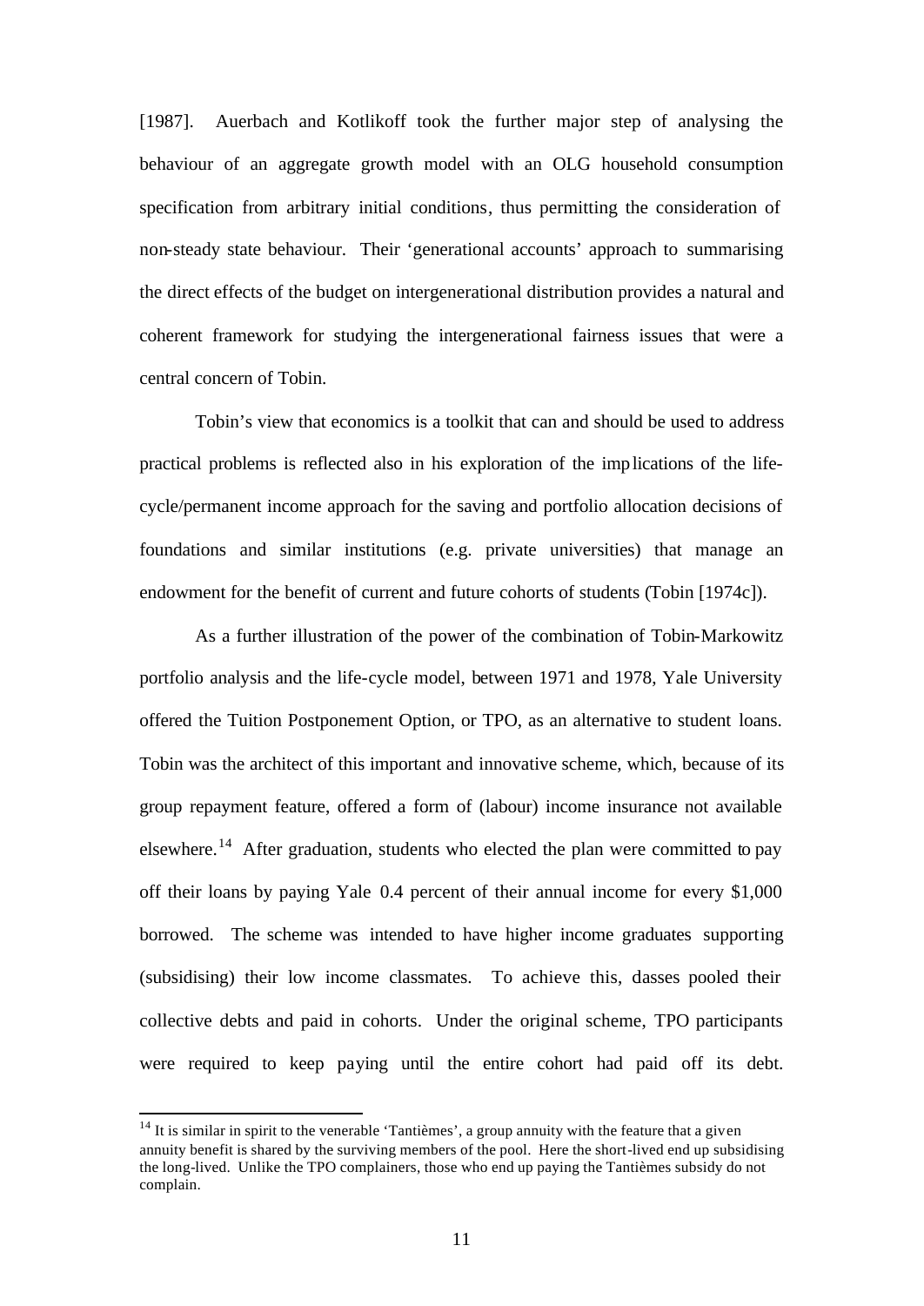[1987]. Auerbach and Kotlikoff took the further major step of analysing the behaviour of an aggregate growth model with an OLG household consumption specification from arbitrary initial conditions, thus permitting the consideration of non-steady state behaviour. Their 'generational accounts' approach to summarising the direct effects of the budget on intergenerational distribution provides a natural and coherent framework for studying the intergenerational fairness issues that were a central concern of Tobin.

Tobin's view that economics is a toolkit that can and should be used to address practical problems is reflected also in his exploration of the implications of the life-cycle/permanent income approach for the saving and portfolio allocation decisions of foundations and similar institutions (e.g. private universities) that manage an endowment for the benefit of current and future cohorts of students (Tobin [1974c]).

As a further illustration of the power of the combination of Tobin-Markowitz portfolio analysis and the life-cycle model, between 1971 and 1978, Yale University offered the Tuition Postponement Option, or TPO, as an alternative to student loans. Tobin was the architect of this important and innovative scheme, which, because of its group repayment feature, offered a form of (labour) income insurance not available elsewhere.[14] After graduation, students who elected the plan were committed to pay off their loans by paying Yale 0.4 percent of their annual income for every $1,000 borrowed. The scheme was intended to have higher income graduates supporting (subsidising) their low income classmates. To achieve this, dasses pooled their collective debts and paid in cohorts. Under the original scheme, TPO participants were required to keep paying until the entire cohort had paid off its debt.

[14] It is similar in spirit to the venerable 'Tantièmes', a group annuity with the feature that a given annuity benefit is shared by the surviving members of the pool. Here the short-lived end up subsidising the long-lived. Unlike the TPO complainers, those who end up paying the Tantièmes subsidy do not complain.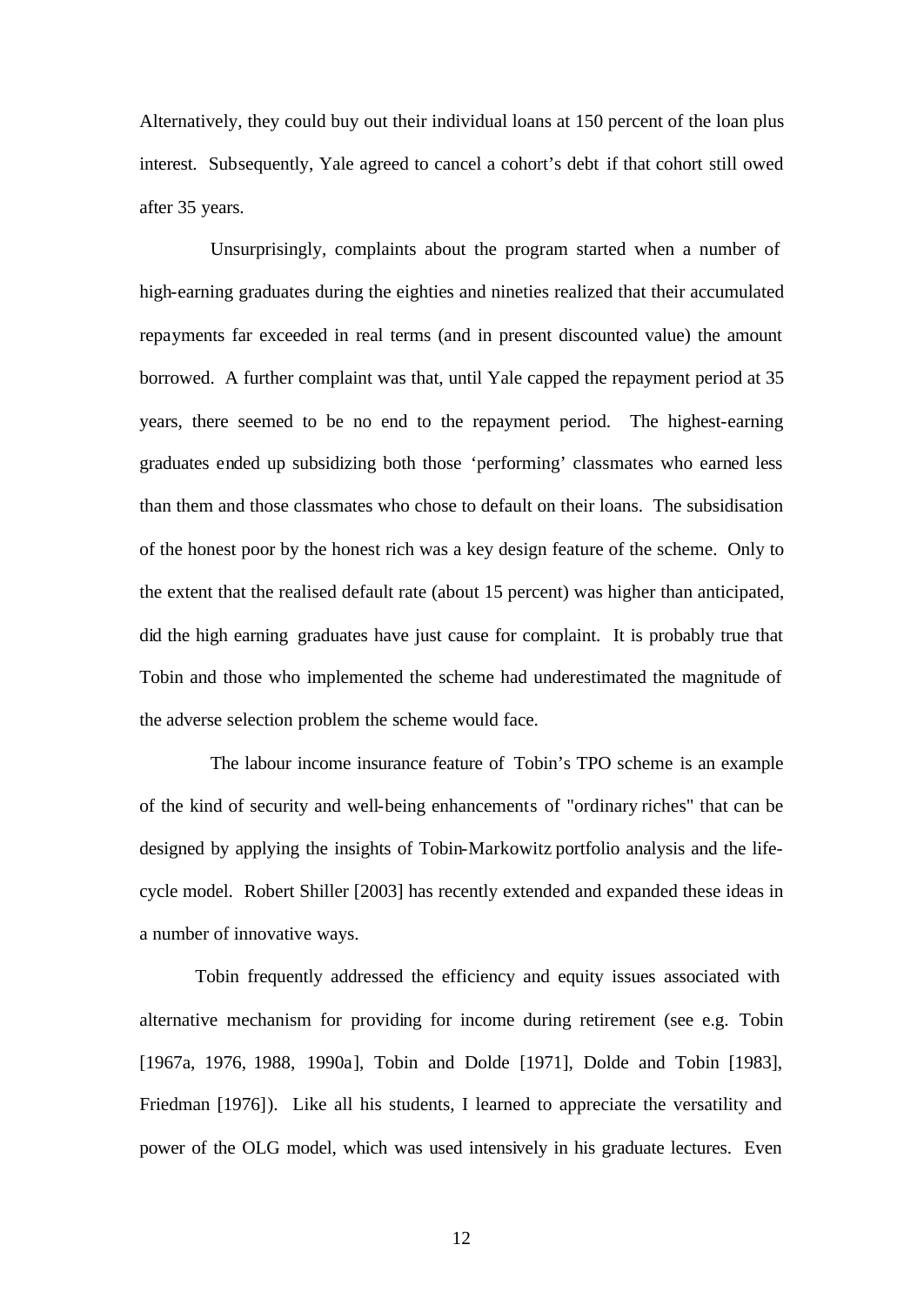Alternatively, they could buy out their individual loans at 150 percent of the loan plus interest. Subsequently, Yale agreed to cancel a cohort's debt if that cohort still owed after 35 years.

Unsurprisingly, complaints about the program started when a number of high-earning graduates during the eighties and nineties realized that their accumulated repayments far exceeded in real terms (and in present discounted value) the amount borrowed. A further complaint was that, until Yale capped the repayment period at 35 years, there seemed to be no end to the repayment period. The highest-earning graduates ended up subsidizing both those 'performing' classmates who earned less than them and those classmates who chose to default on their loans. The subsidisation of the honest poor by the honest rich was a key design feature of the scheme. Only to the extent that the realised default rate (about 15 percent) was higher than anticipated, did the high earning graduates have just cause for complaint. It is probably true that Tobin and those who implemented the scheme had underestimated the magnitude of the adverse selection problem the scheme would face.

The labour income insurance feature of Tobin's TPO scheme is an example of the kind of security and well-being enhancements of "ordinary riches" that can be designed by applying the insights of Tobin-Markowitz portfolio analysis and the life-cycle model. Robert Shiller [2003] has recently extended and expanded these ideas in a number of innovative ways.

Tobin frequently addressed the efficiency and equity issues associated with alternative mechanism for providing for income during retirement (see e.g. Tobin [1967a, 1976, 1988, 1990a], Tobin and Dolde [1971], Dolde and Tobin [1983], Friedman [1976]). Like all his students, I learned to appreciate the versatility and power of the OLG model, which was used intensively in his graduate lectures. Even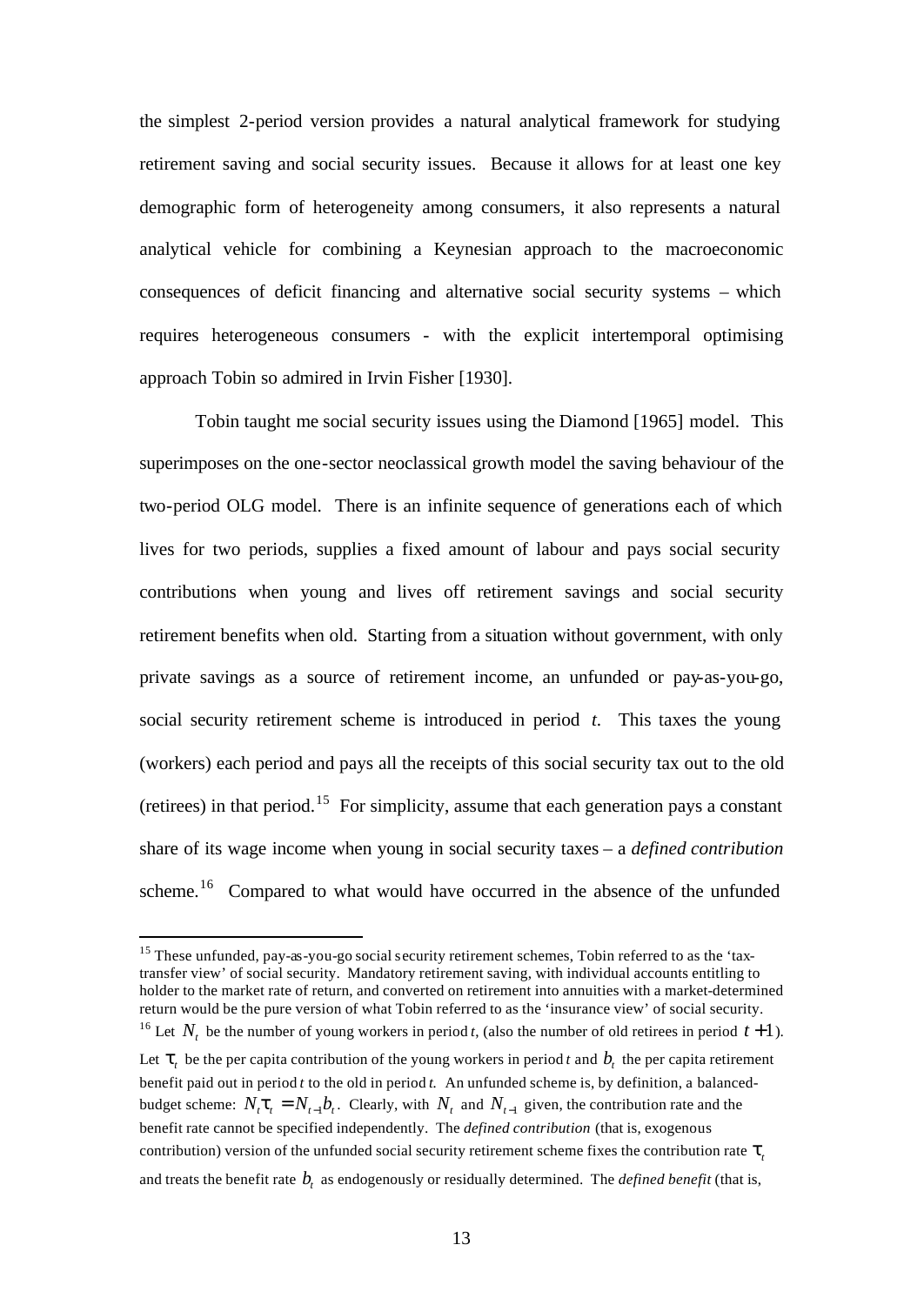the simplest 2-period version provides a natural analytical framework for studying retirement saving and social security issues. Because it allows for at least one key demographic form of heterogeneity among consumers, it also represents a natural analytical vehicle for combining a Keynesian approach to the macroeconomic consequences of deficit financing and alternative social security systems – which requires heterogeneous consumers - with the explicit intertemporal optimising approach Tobin so admired in Irvin Fisher [1930].

Tobin taught me social security issues using the Diamond [1965] model. This superimposes on the one-sector neoclassical growth model the saving behaviour of the two-period OLG model. There is an infinite sequence of generations each of which lives for two periods, supplies a fixed amount of labour and pays social security contributions when young and lives off retirement savings and social security retirement benefits when old. Starting from a situation without government, with only private savings as a source of retirement income, an unfunded or pay-as-you-go, social security retirement scheme is introduced in period *t*. This taxes the young (workers) each period and pays all the receipts of this social security tax out to the old (retirees) in that period.[15] For simplicity, assume that each generation pays a constant share of its wage income when young in social security taxes – a *defined contribution* scheme.[16] Compared to what would have occurred in the absence of the unfunded

[15] These unfunded, pay-as-you-go social security retirement schemes, Tobin referred to as the 'tax-transfer view' of social security. Mandatory retirement saving, with individual accounts entitling to holder to the market rate of return, and converted on retirement into annuities with a market-determined return would be the pure version of what Tobin referred to as the 'insurance view' of social security.

[16] Let $N_t$ be the number of young workers in period *t*, (also the number of old retirees in period $t+1$). Let $\tau_t$ be the per capita contribution of the young workers in period *t* and $b_t$ the per capita retirement benefit paid out in period *t* to the old in period *t*. An unfunded scheme is, by definition, a balanced-budget scheme: $N_t\tau_t = N_{t-1}b_t$. Clearly, with $N_t$ and $N_{t-1}$ given, the contribution rate and the benefit rate cannot be specified independently. The *defined contribution* (that is, exogenous contribution) version of the unfunded social security retirement scheme fixes the contribution rate $\tau_t$ and treats the benefit rate $b_t$ as endogenously or residually determined. The *defined benefit* (that is,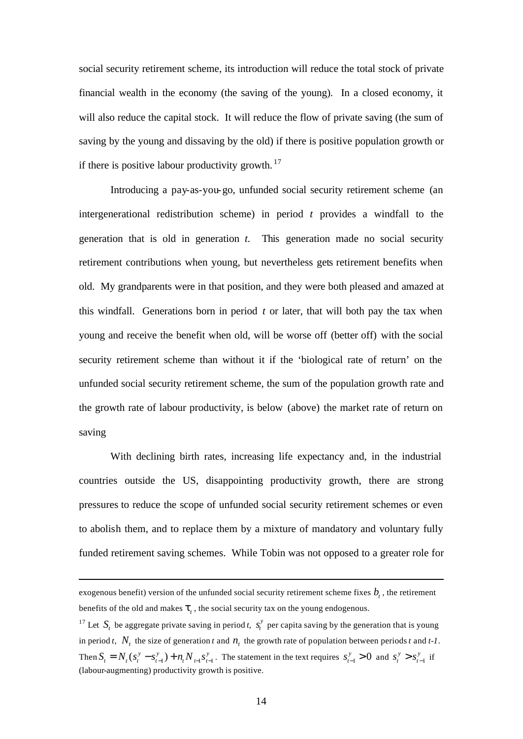social security retirement scheme, its introduction will reduce the total stock of private financial wealth in the economy (the saving of the young). In a closed economy, it will also reduce the capital stock. It will reduce the flow of private saving (the sum of saving by the young and dissaving by the old) if there is positive population growth or if there is positive labour productivity growth.[17]

Introducing a pay-as-you-go, unfunded social security retirement scheme (an intergenerational redistribution scheme) in period $t$ provides a windfall to the generation that is old in generation $t$. This generation made no social security retirement contributions when young, but nevertheless gets retirement benefits when old. My grandparents were in that position, and they were both pleased and amazed at this windfall. Generations born in period $t$ or later, that will both pay the tax when young and receive the benefit when old, will be worse off (better off) with the social security retirement scheme than without it if the 'biological rate of return' on the unfunded social security retirement scheme, the sum of the population growth rate and the growth rate of labour productivity, is below (above) the market rate of return on saving

With declining birth rates, increasing life expectancy and, in the industrial countries outside the US, disappointing productivity growth, there are strong pressures to reduce the scope of unfunded social security retirement schemes or even to abolish them, and to replace them by a mixture of mandatory and voluntary fully funded retirement saving schemes. While Tobin was not opposed to a greater role for

---

exogenous benefit) version of the unfunded social security retirement scheme fixes $b_t$, the retirement benefits of the old and makes $\tau_t$, the social security tax on the young endogenous.

[17] Let $S_t$ be aggregate private saving in period $t$, $s_t^y$ per capita saving by the generation that is young in period $t$, $N_t$ the size of generation $t$ and $n_t$ the growth rate of population between periods $t$ and $t-1$. Then $S_t = N_t(s_t^y - s_{t-1}^y) + n_t N_{t-1} s_{t-1}^y$. The statement in the text requires $s_{t-1}^y > 0$ and $s_t^y > s_{t-1}^y$ if (labour-augmenting) productivity growth is positive.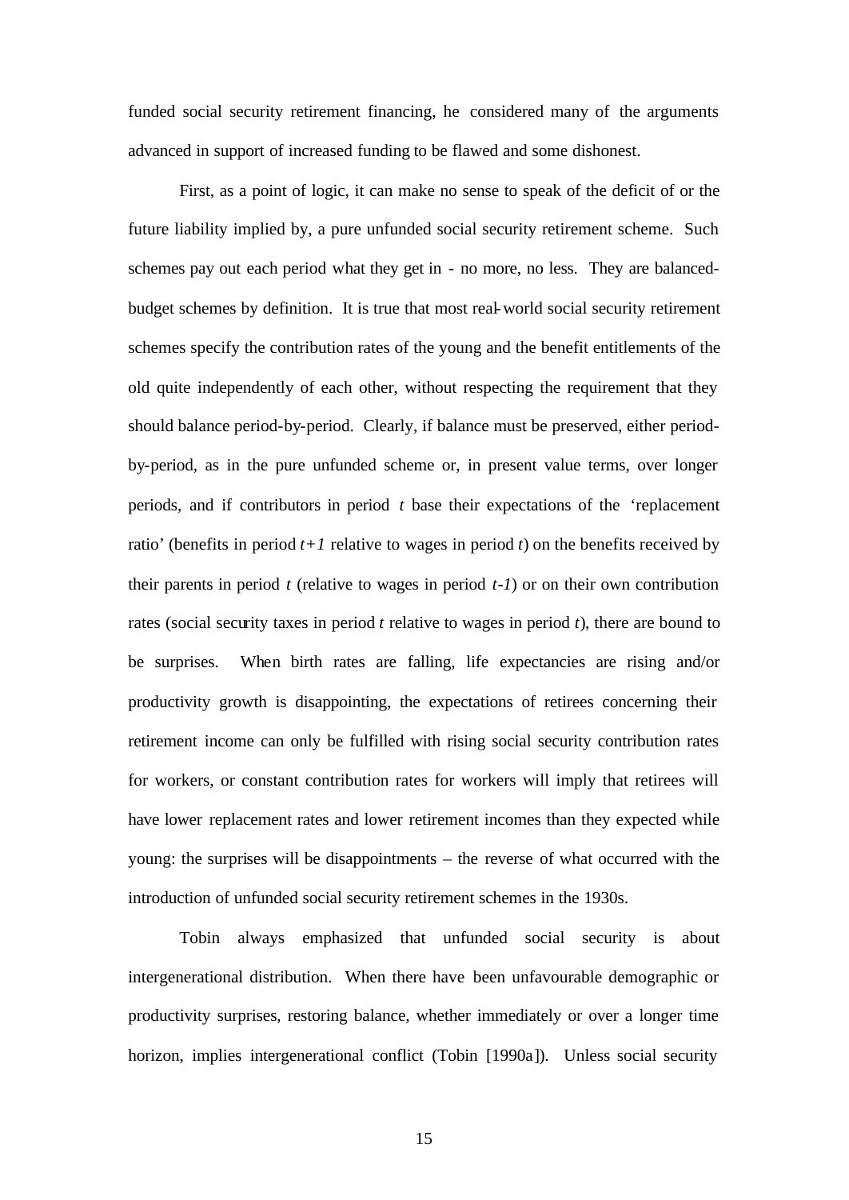funded social security retirement financing, he considered many of the arguments advanced in support of increased funding to be flawed and some dishonest.

First, as a point of logic, it can make no sense to speak of the deficit of or the future liability implied by, a pure unfunded social security retirement scheme. Such schemes pay out each period what they get in - no more, no less. They are balanced-budget schemes by definition. It is true that most real-world social security retirement schemes specify the contribution rates of the young and the benefit entitlements of the old quite independently of each other, without respecting the requirement that they should balance period-by-period. Clearly, if balance must be preserved, either period-by-period, as in the pure unfunded scheme or, in present value terms, over longer periods, and if contributors in period $t$ base their expectations of the 'replacement ratio' (benefits in period $t+1$ relative to wages in period $t$) on the benefits received by their parents in period $t$ (relative to wages in period $t-1$) or on their own contribution rates (social security taxes in period $t$ relative to wages in period $t$), there are bound to be surprises. When birth rates are falling, life expectancies are rising and/or productivity growth is disappointing, the expectations of retirees concerning their retirement income can only be fulfilled with rising social security contribution rates for workers, or constant contribution rates for workers will imply that retirees will have lower replacement rates and lower retirement incomes than they expected while young: the surprises will be disappointments – the reverse of what occurred with the introduction of unfunded social security retirement schemes in the 1930s.

Tobin always emphasized that unfunded social security is about intergenerational distribution. When there have been unfavourable demographic or productivity surprises, restoring balance, whether immediately or over a longer time horizon, implies intergenerational conflict (Tobin [1990a]). Unless social security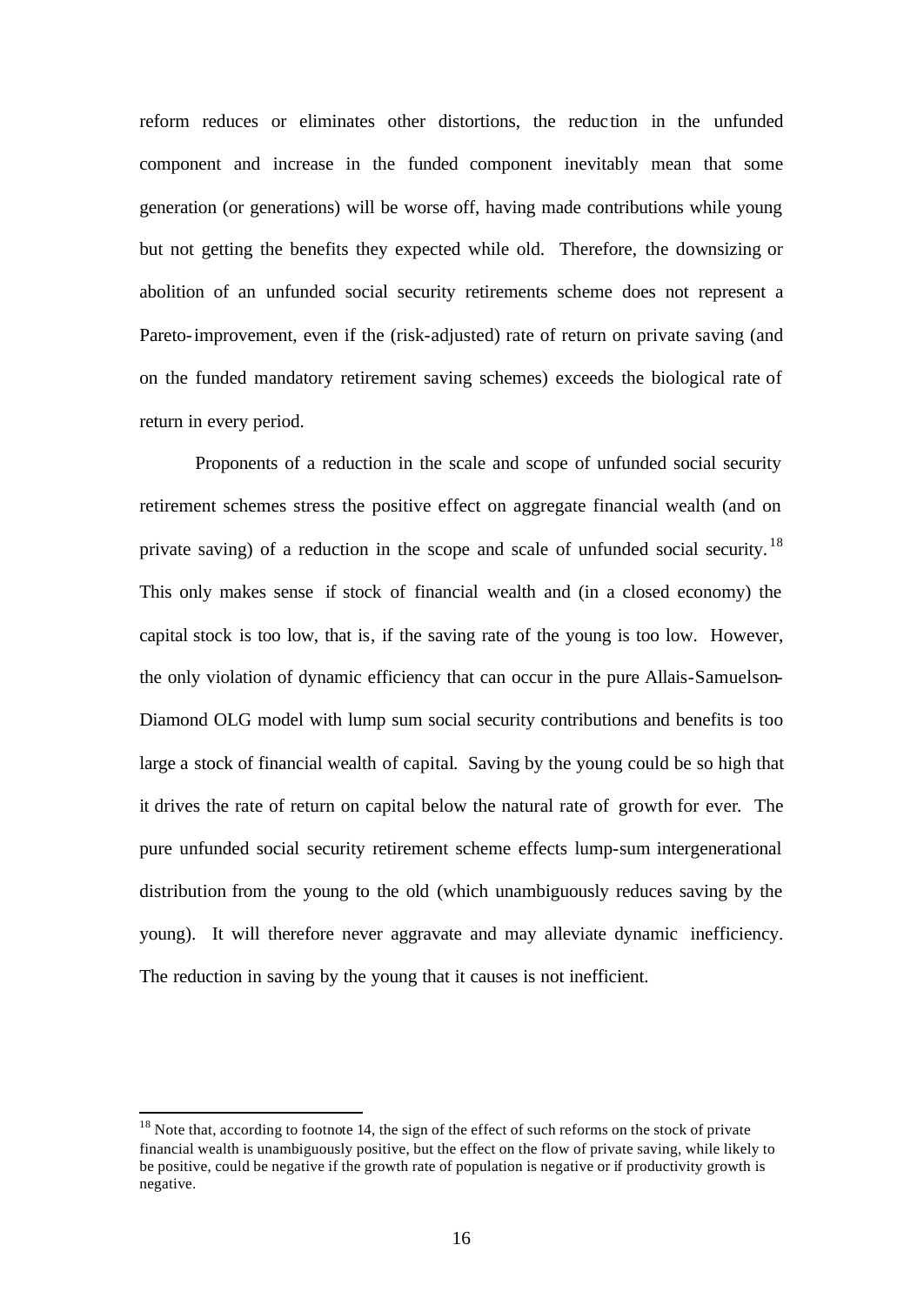reform reduces or eliminates other distortions, the reduction in the unfunded component and increase in the funded component inevitably mean that some generation (or generations) will be worse off, having made contributions while young but not getting the benefits they expected while old. Therefore, the downsizing or abolition of an unfunded social security retirements scheme does not represent a Pareto-improvement, even if the (risk-adjusted) rate of return on private saving (and on the funded mandatory retirement saving schemes) exceeds the biological rate of return in every period.

Proponents of a reduction in the scale and scope of unfunded social security retirement schemes stress the positive effect on aggregate financial wealth (and on private saving) of a reduction in the scope and scale of unfunded social security.[18] This only makes sense if stock of financial wealth and (in a closed economy) the capital stock is too low, that is, if the saving rate of the young is too low. However, the only violation of dynamic efficiency that can occur in the pure Allais-Samuelson-Diamond OLG model with lump sum social security contributions and benefits is too large a stock of financial wealth of capital. Saving by the young could be so high that it drives the rate of return on capital below the natural rate of growth for ever. The pure unfunded social security retirement scheme effects lump-sum intergenerational distribution from the young to the old (which unambiguously reduces saving by the young). It will therefore never aggravate and may alleviate dynamic inefficiency. The reduction in saving by the young that it causes is not inefficient.

[18] Note that, according to footnote 14, the sign of the effect of such reforms on the stock of private financial wealth is unambiguously positive, but the effect on the flow of private saving, while likely to be positive, could be negative if the growth rate of population is negative or if productivity growth is negative.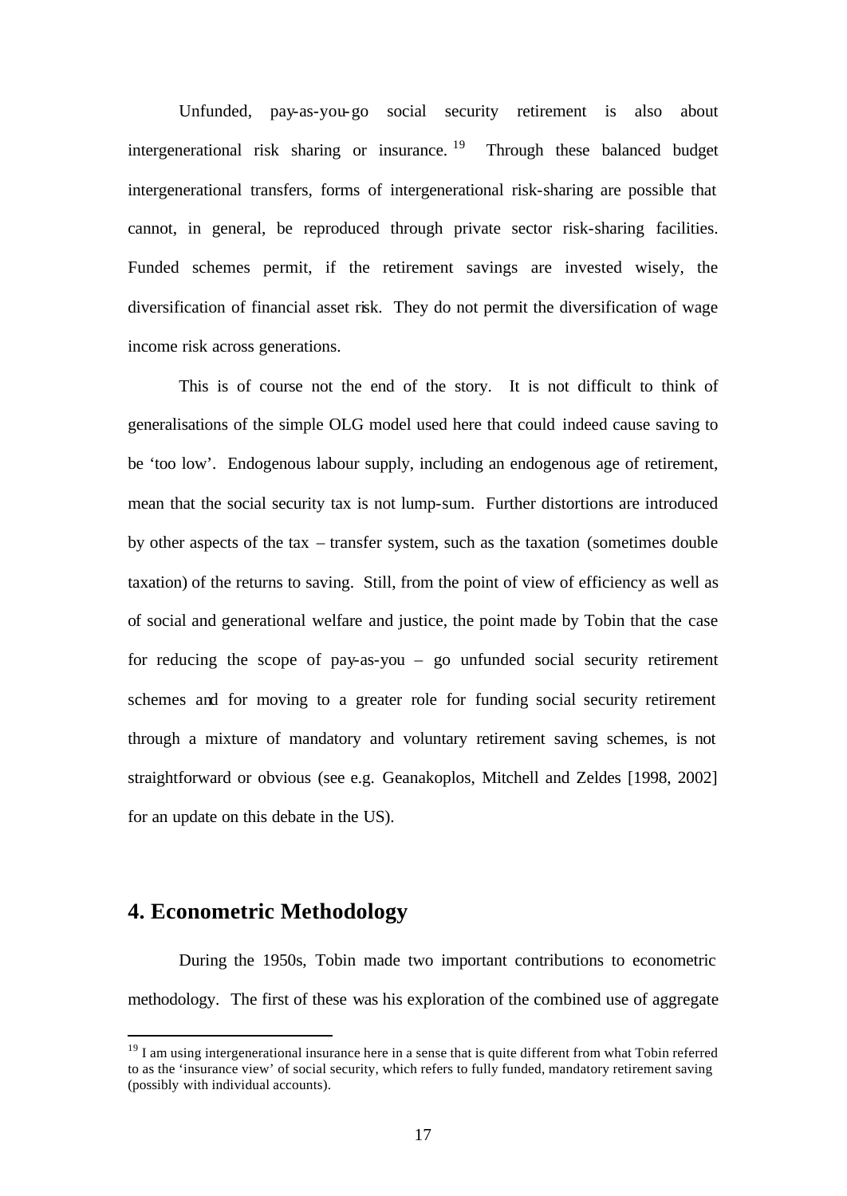Unfunded, pay-as-you-go social security retirement is also about intergenerational risk sharing or insurance.[19] Through these balanced budget intergenerational transfers, forms of intergenerational risk-sharing are possible that cannot, in general, be reproduced through private sector risk-sharing facilities. Funded schemes permit, if the retirement savings are invested wisely, the diversification of financial asset risk. They do not permit the diversification of wage income risk across generations.

This is of course not the end of the story. It is not difficult to think of generalisations of the simple OLG model used here that could indeed cause saving to be 'too low'. Endogenous labour supply, including an endogenous age of retirement, mean that the social security tax is not lump-sum. Further distortions are introduced by other aspects of the tax – transfer system, such as the taxation (sometimes double taxation) of the returns to saving. Still, from the point of view of efficiency as well as of social and generational welfare and justice, the point made by Tobin that the case for reducing the scope of pay-as-you – go unfunded social security retirement schemes and for moving to a greater role for funding social security retirement through a mixture of mandatory and voluntary retirement saving schemes, is not straightforward or obvious (see e.g. Geanakoplos, Mitchell and Zeldes [1998, 2002] for an update on this debate in the US).

## 4. Econometric Methodology

During the 1950s, Tobin made two important contributions to econometric methodology. The first of these was his exploration of the combined use of aggregate

---

[19] I am using intergenerational insurance here in a sense that is quite different from what Tobin referred to as the 'insurance view' of social security, which refers to fully funded, mandatory retirement saving (possibly with individual accounts).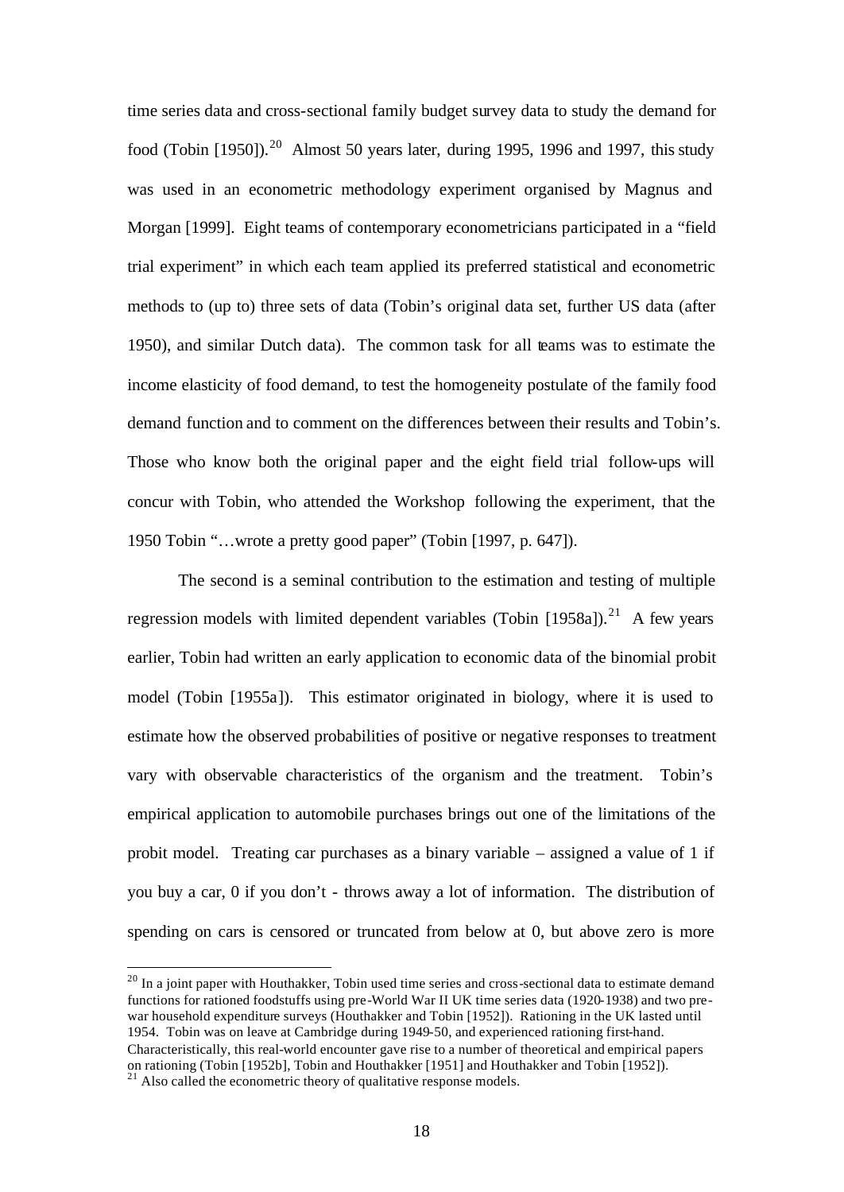time series data and cross-sectional family budget survey data to study the demand for food (Tobin [1950]).[20] Almost 50 years later, during 1995, 1996 and 1997, this study was used in an econometric methodology experiment organised by Magnus and Morgan [1999]. Eight teams of contemporary econometricians participated in a "field trial experiment" in which each team applied its preferred statistical and econometric methods to (up to) three sets of data (Tobin's original data set, further US data (after 1950), and similar Dutch data). The common task for all teams was to estimate the income elasticity of food demand, to test the homogeneity postulate of the family food demand function and to comment on the differences between their results and Tobin's. Those who know both the original paper and the eight field trial follow-ups will concur with Tobin, who attended the Workshop following the experiment, that the 1950 Tobin "…wrote a pretty good paper" (Tobin [1997, p. 647]).

The second is a seminal contribution to the estimation and testing of multiple regression models with limited dependent variables (Tobin [1958a]).[21] A few years earlier, Tobin had written an early application to economic data of the binomial probit model (Tobin [1955a]). This estimator originated in biology, where it is used to estimate how the observed probabilities of positive or negative responses to treatment vary with observable characteristics of the organism and the treatment. Tobin's empirical application to automobile purchases brings out one of the limitations of the probit model. Treating car purchases as a binary variable – assigned a value of 1 if you buy a car, 0 if you don't - throws away a lot of information. The distribution of spending on cars is censored or truncated from below at 0, but above zero is more

[20] In a joint paper with Houthakker, Tobin used time series and cross-sectional data to estimate demand functions for rationed foodstuffs using pre-World War II UK time series data (1920-1938) and two pre-war household expenditure surveys (Houthakker and Tobin [1952]). Rationing in the UK lasted until 1954. Tobin was on leave at Cambridge during 1949-50, and experienced rationing first-hand. Characteristically, this real-world encounter gave rise to a number of theoretical and empirical papers on rationing (Tobin [1952b], Tobin and Houthakker [1951] and Houthakker and Tobin [1952]).

[21] Also called the econometric theory of qualitative response models.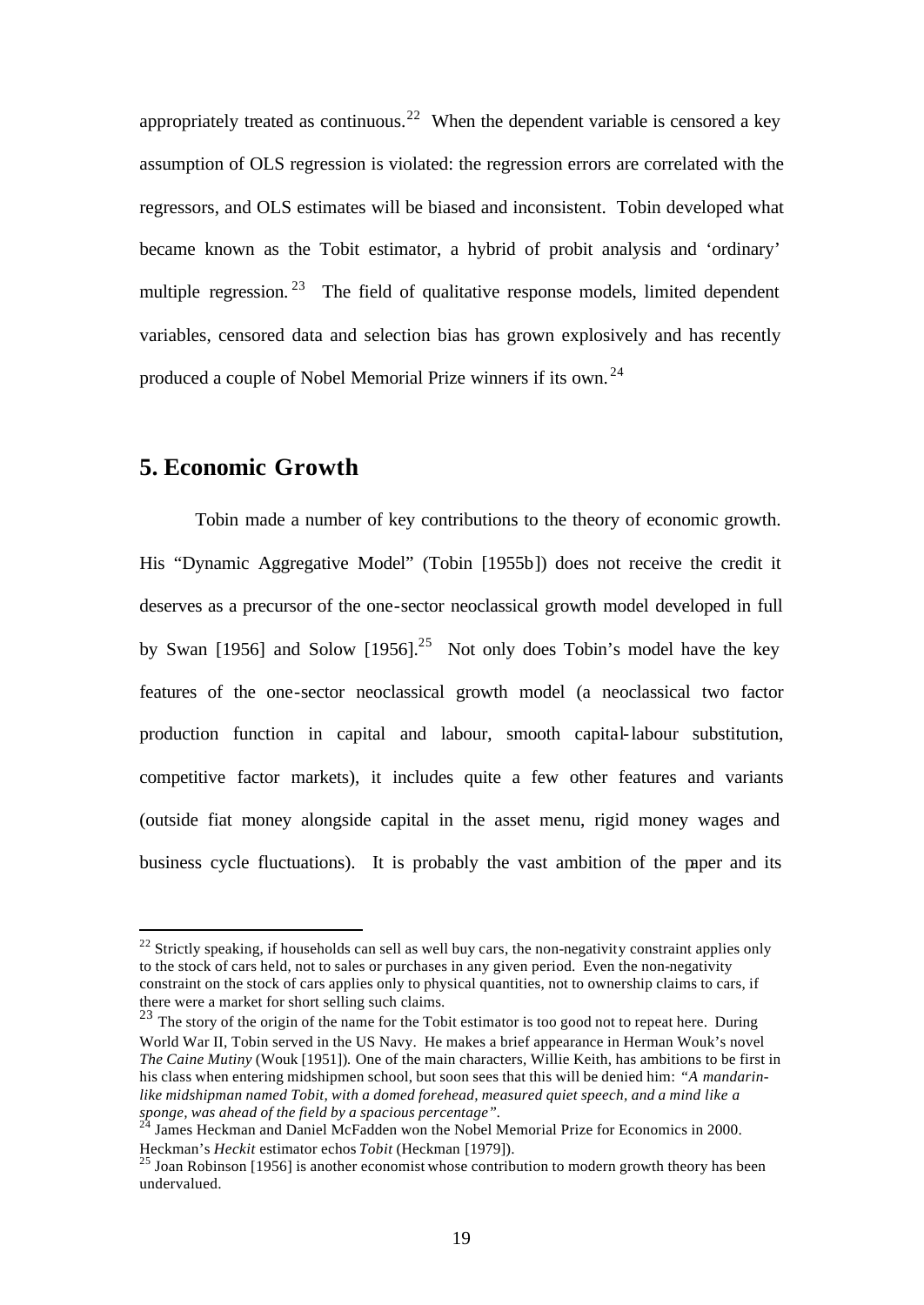appropriately treated as continuous.[22] When the dependent variable is censored a key assumption of OLS regression is violated: the regression errors are correlated with the regressors, and OLS estimates will be biased and inconsistent. Tobin developed what became known as the Tobit estimator, a hybrid of probit analysis and 'ordinary' multiple regression.[23] The field of qualitative response models, limited dependent variables, censored data and selection bias has grown explosively and has recently produced a couple of Nobel Memorial Prize winners if its own.[24]

## 5. Economic Growth

Tobin made a number of key contributions to the theory of economic growth. His "Dynamic Aggregative Model" (Tobin [1955b]) does not receive the credit it deserves as a precursor of the one-sector neoclassical growth model developed in full by Swan [1956] and Solow [1956].[25] Not only does Tobin's model have the key features of the one-sector neoclassical growth model (a neoclassical two factor production function in capital and labour, smooth capital-labour substitution, competitive factor markets), it includes quite a few other features and variants (outside fiat money alongside capital in the asset menu, rigid money wages and business cycle fluctuations). It is probably the vast ambition of the paper and its

---

[22] Strictly speaking, if households can sell as well buy cars, the non-negativity constraint applies only to the stock of cars held, not to sales or purchases in any given period. Even the non-negativity constraint on the stock of cars applies only to physical quantities, not to ownership claims to cars, if there were a market for short selling such claims.

[23] The story of the origin of the name for the Tobit estimator is too good not to repeat here. During World War II, Tobin served in the US Navy. He makes a brief appearance in Herman Wouk's novel *The Caine Mutiny* (Wouk [1951]). One of the main characters, Willie Keith, has ambitions to be first in his class when entering midshipmen school, but soon sees that this will be denied him: *"A mandarin-like midshipman named Tobit, with a domed forehead, measured quiet speech, and a mind like a sponge, was ahead of the field by a spacious percentage"*.

[24] James Heckman and Daniel McFadden won the Nobel Memorial Prize for Economics in 2000. Heckman's *Heckit* estimator echos *Tobit* (Heckman [1979]).

[25] Joan Robinson [1956] is another economist whose contribution to modern growth theory has been undervalued.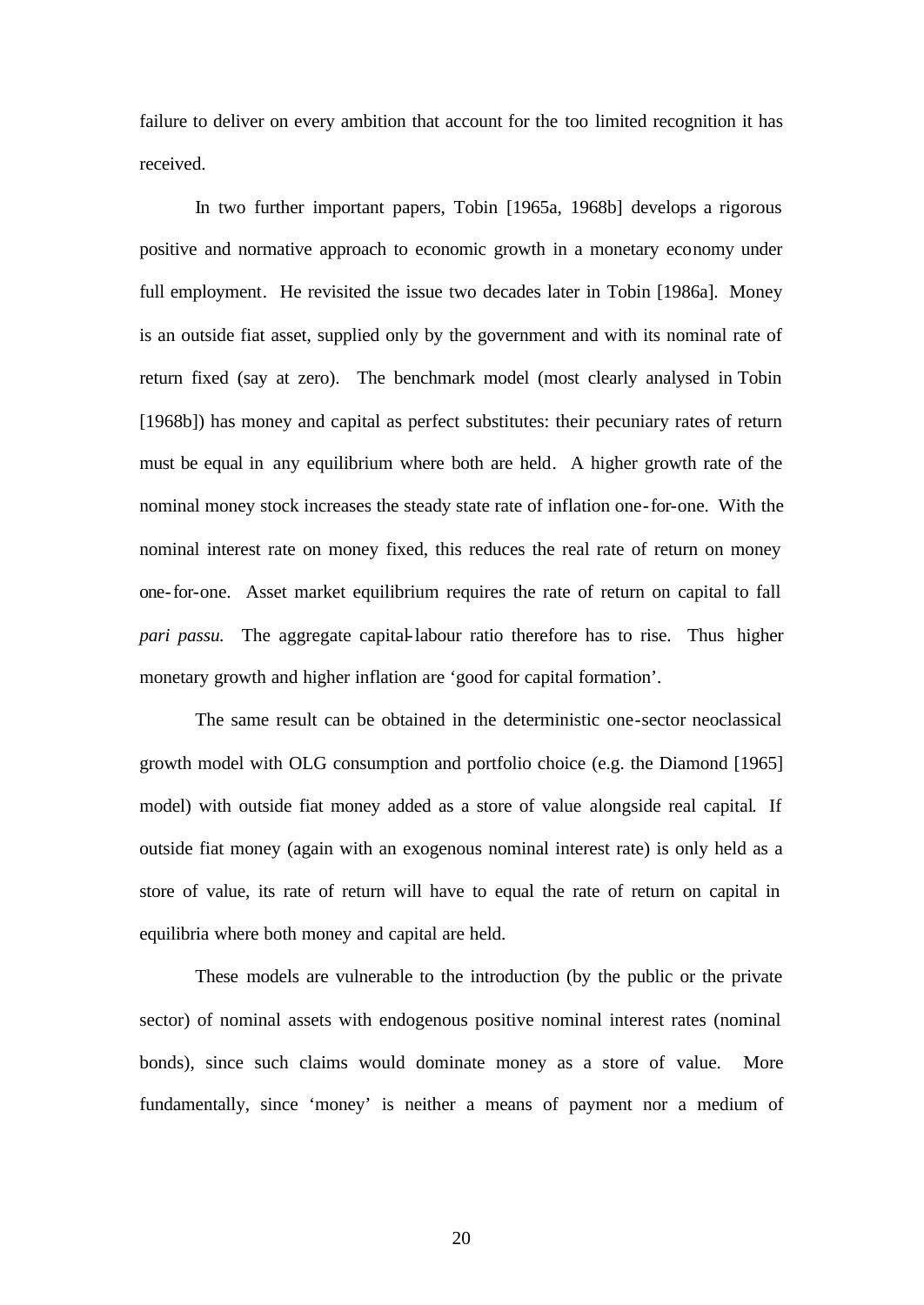failure to deliver on every ambition that account for the too limited recognition it has received.

In two further important papers, Tobin [1965a, 1968b] develops a rigorous positive and normative approach to economic growth in a monetary economy under full employment. He revisited the issue two decades later in Tobin [1986a]. Money is an outside fiat asset, supplied only by the government and with its nominal rate of return fixed (say at zero). The benchmark model (most clearly analysed in Tobin [1968b]) has money and capital as perfect substitutes: their pecuniary rates of return must be equal in any equilibrium where both are held. A higher growth rate of the nominal money stock increases the steady state rate of inflation one-for-one. With the nominal interest rate on money fixed, this reduces the real rate of return on money one-for-one. Asset market equilibrium requires the rate of return on capital to fall *pari passu.* The aggregate capital-labour ratio therefore has to rise. Thus higher monetary growth and higher inflation are 'good for capital formation'.

The same result can be obtained in the deterministic one-sector neoclassical growth model with OLG consumption and portfolio choice (e.g. the Diamond [1965] model) with outside fiat money added as a store of value alongside real capital. If outside fiat money (again with an exogenous nominal interest rate) is only held as a store of value, its rate of return will have to equal the rate of return on capital in equilibria where both money and capital are held.

These models are vulnerable to the introduction (by the public or the private sector) of nominal assets with endogenous positive nominal interest rates (nominal bonds), since such claims would dominate money as a store of value. More fundamentally, since 'money' is neither a means of payment nor a medium of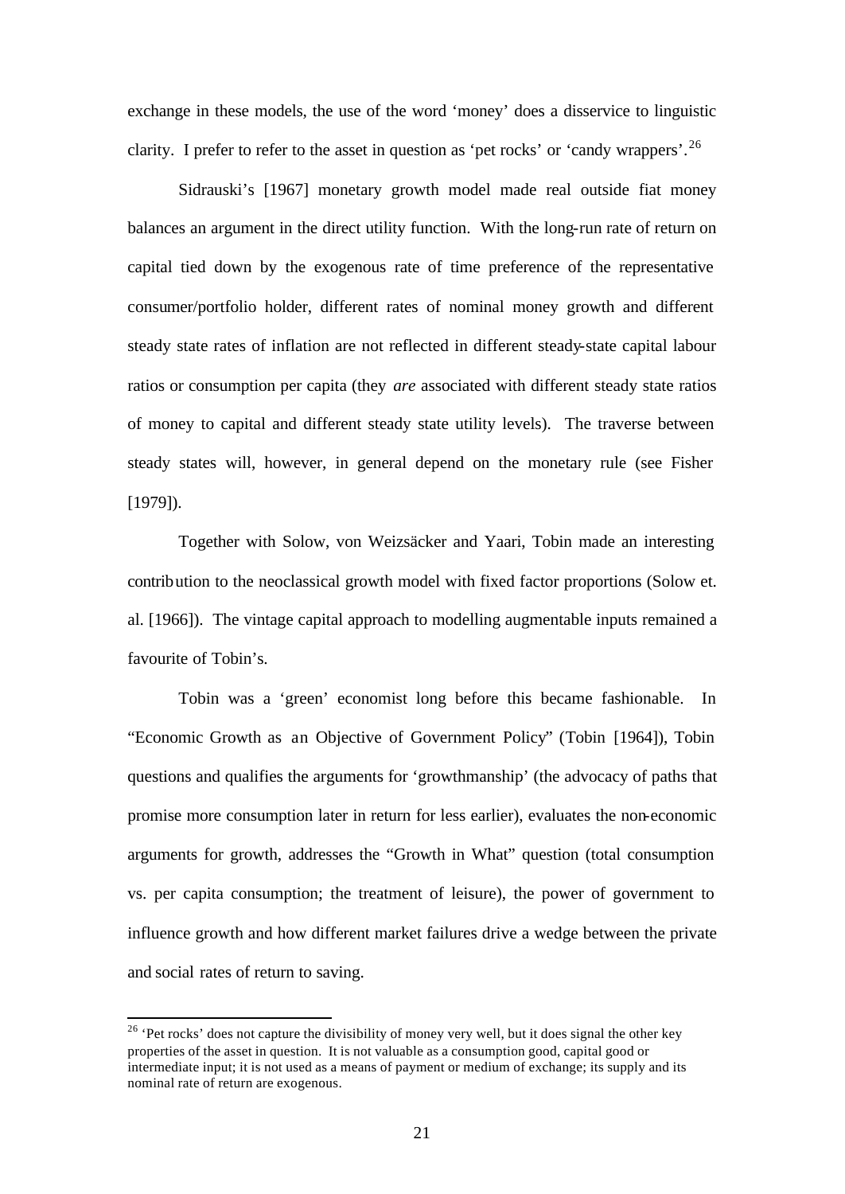exchange in these models, the use of the word 'money' does a disservice to linguistic clarity. I prefer to refer to the asset in question as 'pet rocks' or 'candy wrappers'.[26]

Sidrauski's [1967] monetary growth model made real outside fiat money balances an argument in the direct utility function. With the long-run rate of return on capital tied down by the exogenous rate of time preference of the representative consumer/portfolio holder, different rates of nominal money growth and different steady state rates of inflation are not reflected in different steady-state capital labour ratios or consumption per capita (they *are* associated with different steady state ratios of money to capital and different steady state utility levels). The traverse between steady states will, however, in general depend on the monetary rule (see Fisher [1979]).

Together with Solow, von Weizsäcker and Yaari, Tobin made an interesting contribution to the neoclassical growth model with fixed factor proportions (Solow et. al. [1966]). The vintage capital approach to modelling augmentable inputs remained a favourite of Tobin's.

Tobin was a 'green' economist long before this became fashionable. In "Economic Growth as an Objective of Government Policy" (Tobin [1964]), Tobin questions and qualifies the arguments for 'growthmanship' (the advocacy of paths that promise more consumption later in return for less earlier), evaluates the non-economic arguments for growth, addresses the "Growth in What" question (total consumption vs. per capita consumption; the treatment of leisure), the power of government to influence growth and how different market failures drive a wedge between the private and social rates of return to saving.

---

[26] 'Pet rocks' does not capture the divisibility of money very well, but it does signal the other key properties of the asset in question. It is not valuable as a consumption good, capital good or intermediate input; it is not used as a means of payment or medium of exchange; its supply and its nominal rate of return are exogenous.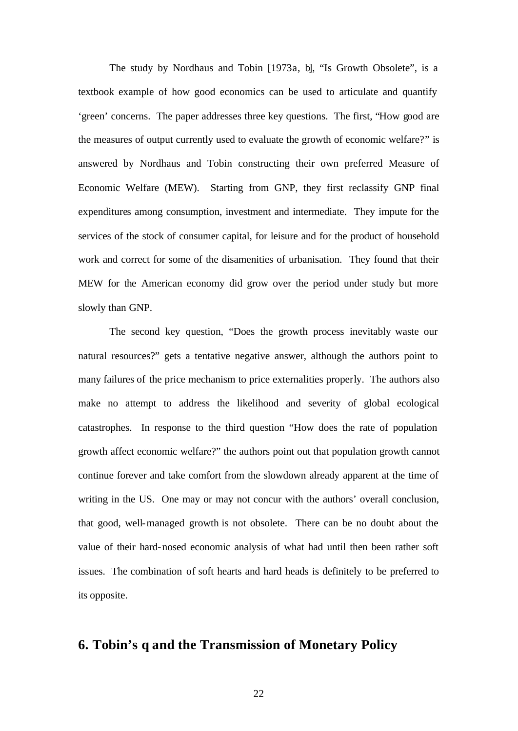The study by Nordhaus and Tobin [1973a, b], "Is Growth Obsolete", is a textbook example of how good economics can be used to articulate and quantify 'green' concerns. The paper addresses three key questions. The first, "How good are the measures of output currently used to evaluate the growth of economic welfare?" is answered by Nordhaus and Tobin constructing their own preferred Measure of Economic Welfare (MEW). Starting from GNP, they first reclassify GNP final expenditures among consumption, investment and intermediate. They impute for the services of the stock of consumer capital, for leisure and for the product of household work and correct for some of the disamenities of urbanisation. They found that their MEW for the American economy did grow over the period under study but more slowly than GNP.

The second key question, "Does the growth process inevitably waste our natural resources?" gets a tentative negative answer, although the authors point to many failures of the price mechanism to price externalities properly. The authors also make no attempt to address the likelihood and severity of global ecological catastrophes. In response to the third question "How does the rate of population growth affect economic welfare?" the authors point out that population growth cannot continue forever and take comfort from the slowdown already apparent at the time of writing in the US. One may or may not concur with the authors' overall conclusion, that good, well-managed growth is not obsolete. There can be no doubt about the value of their hard-nosed economic analysis of what had until then been rather soft issues. The combination of soft hearts and hard heads is definitely to be preferred to its opposite.

## 6. Tobin's q and the Transmission of Monetary Policy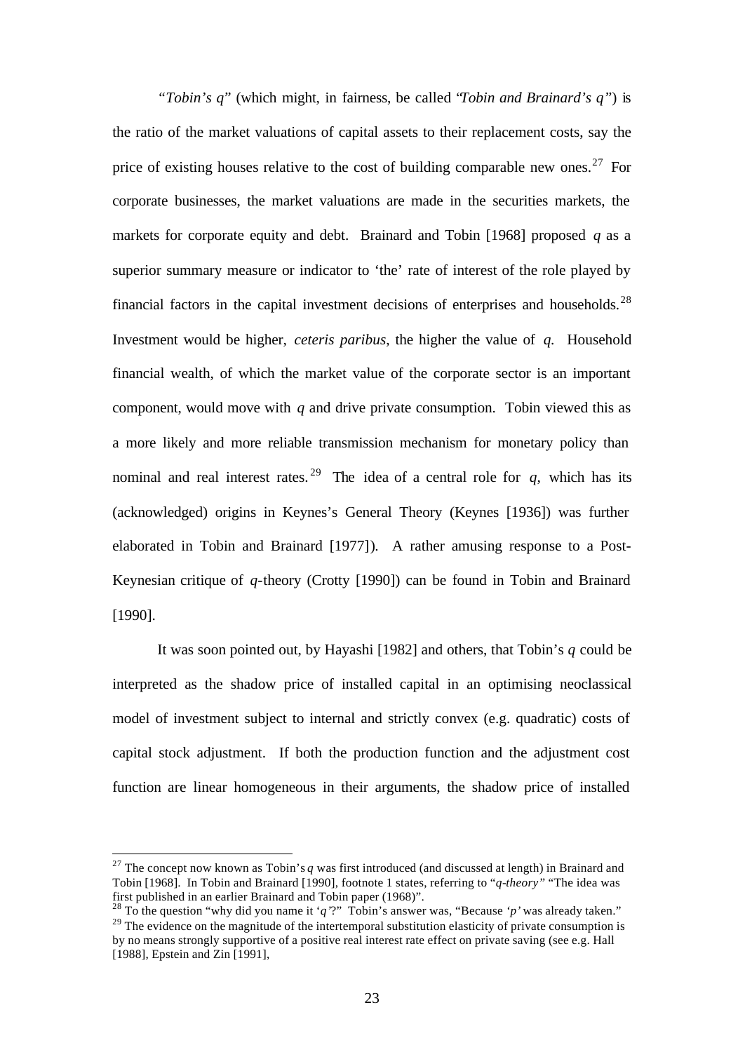"*Tobin's q*" (which might, in fairness, be called "*Tobin and Brainard's q*") is the ratio of the market valuations of capital assets to their replacement costs, say the price of existing houses relative to the cost of building comparable new ones.[27] For corporate businesses, the market valuations are made in the securities markets, the markets for corporate equity and debt. Brainard and Tobin [1968] proposed $q$ as a superior summary measure or indicator to 'the' rate of interest of the role played by financial factors in the capital investment decisions of enterprises and households.[28] Investment would be higher, *ceteris paribus*, the higher the value of $q$. Household financial wealth, of which the market value of the corporate sector is an important component, would move with $q$ and drive private consumption. Tobin viewed this as a more likely and more reliable transmission mechanism for monetary policy than nominal and real interest rates.[29] The idea of a central role for $q$, which has its (acknowledged) origins in Keynes's General Theory (Keynes [1936]) was further elaborated in Tobin and Brainard [1977]). A rather amusing response to a Post-Keynesian critique of $q$-theory (Crotty [1990]) can be found in Tobin and Brainard [1990].

It was soon pointed out, by Hayashi [1982] and others, that Tobin's $q$ could be interpreted as the shadow price of installed capital in an optimising neoclassical model of investment subject to internal and strictly convex (e.g. quadratic) costs of capital stock adjustment. If both the production function and the adjustment cost function are linear homogeneous in their arguments, the shadow price of installed

---

[27] The concept now known as Tobin's $q$ was first introduced (and discussed at length) in Brainard and Tobin [1968]. In Tobin and Brainard [1990], footnote 1 states, referring to "*q-theory*" "The idea was first published in an earlier Brainard and Tobin paper (1968)".

[28] To the question "why did you name it '*q*'?" Tobin's answer was, "Because '*p*' was already taken."

[29] The evidence on the magnitude of the intertemporal substitution elasticity of private consumption is by no means strongly supportive of a positive real interest rate effect on private saving (see e.g. Hall [1988], Epstein and Zin [1991],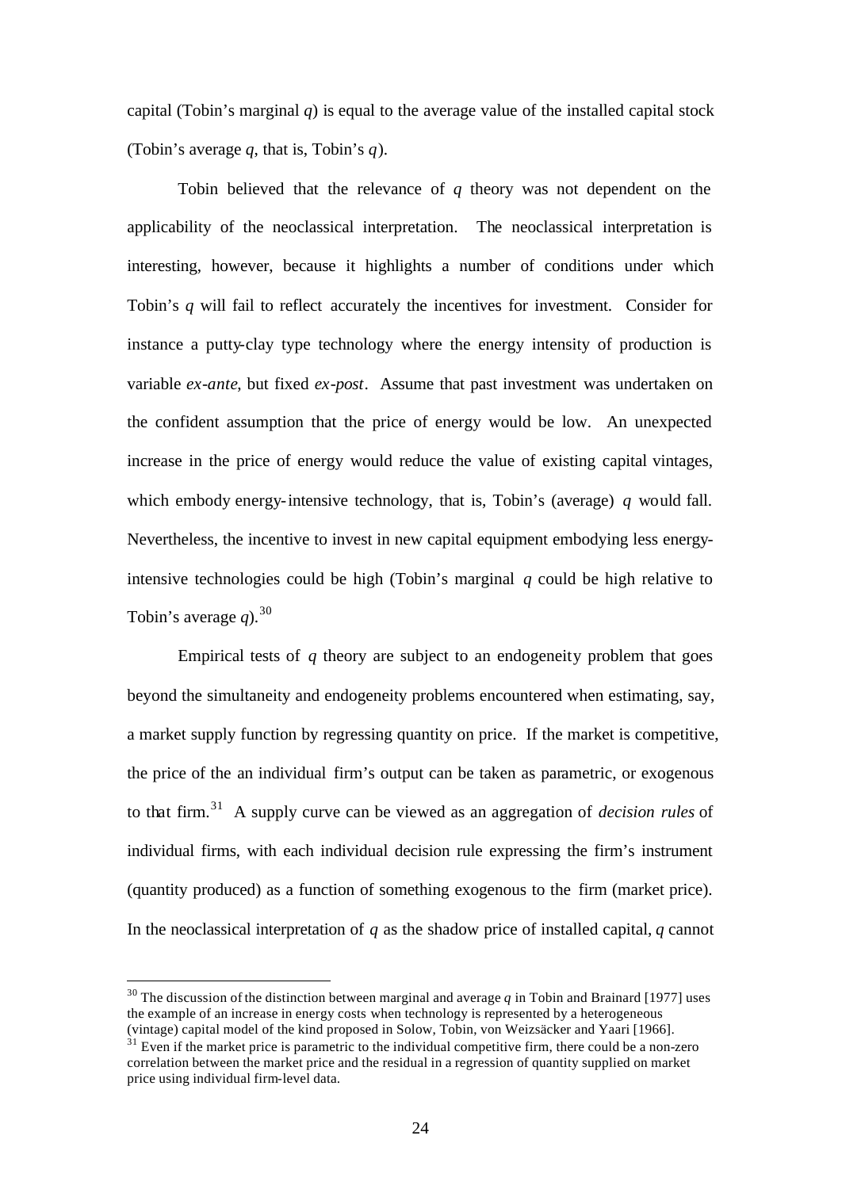capital (Tobin's marginal $q$) is equal to the average value of the installed capital stock (Tobin's average $q$, that is, Tobin's $q$).

Tobin believed that the relevance of $q$ theory was not dependent on the applicability of the neoclassical interpretation. The neoclassical interpretation is interesting, however, because it highlights a number of conditions under which Tobin's $q$ will fail to reflect accurately the incentives for investment. Consider for instance a putty-clay type technology where the energy intensity of production is variable *ex-ante*, but fixed *ex-post*. Assume that past investment was undertaken on the confident assumption that the price of energy would be low. An unexpected increase in the price of energy would reduce the value of existing capital vintages, which embody energy-intensive technology, that is, Tobin's (average) $q$ would fall. Nevertheless, the incentive to invest in new capital equipment embodying less energy-intensive technologies could be high (Tobin's marginal $q$ could be high relative to Tobin's average $q$).[30]

Empirical tests of $q$ theory are subject to an endogeneity problem that goes beyond the simultaneity and endogeneity problems encountered when estimating, say, a market supply function by regressing quantity on price. If the market is competitive, the price of the an individual firm's output can be taken as parametric, or exogenous to that firm.[31] A supply curve can be viewed as an aggregation of *decision rules* of individual firms, with each individual decision rule expressing the firm's instrument (quantity produced) as a function of something exogenous to the firm (market price). In the neoclassical interpretation of $q$ as the shadow price of installed capital, $q$ cannot

[30] The discussion of the distinction between marginal and average $q$ in Tobin and Brainard [1977] uses the example of an increase in energy costs when technology is represented by a heterogeneous (vintage) capital model of the kind proposed in Solow, Tobin, von Weizsäcker and Yaari [1966].

[31] Even if the market price is parametric to the individual competitive firm, there could be a non-zero correlation between the market price and the residual in a regression of quantity supplied on market price using individual firm-level data.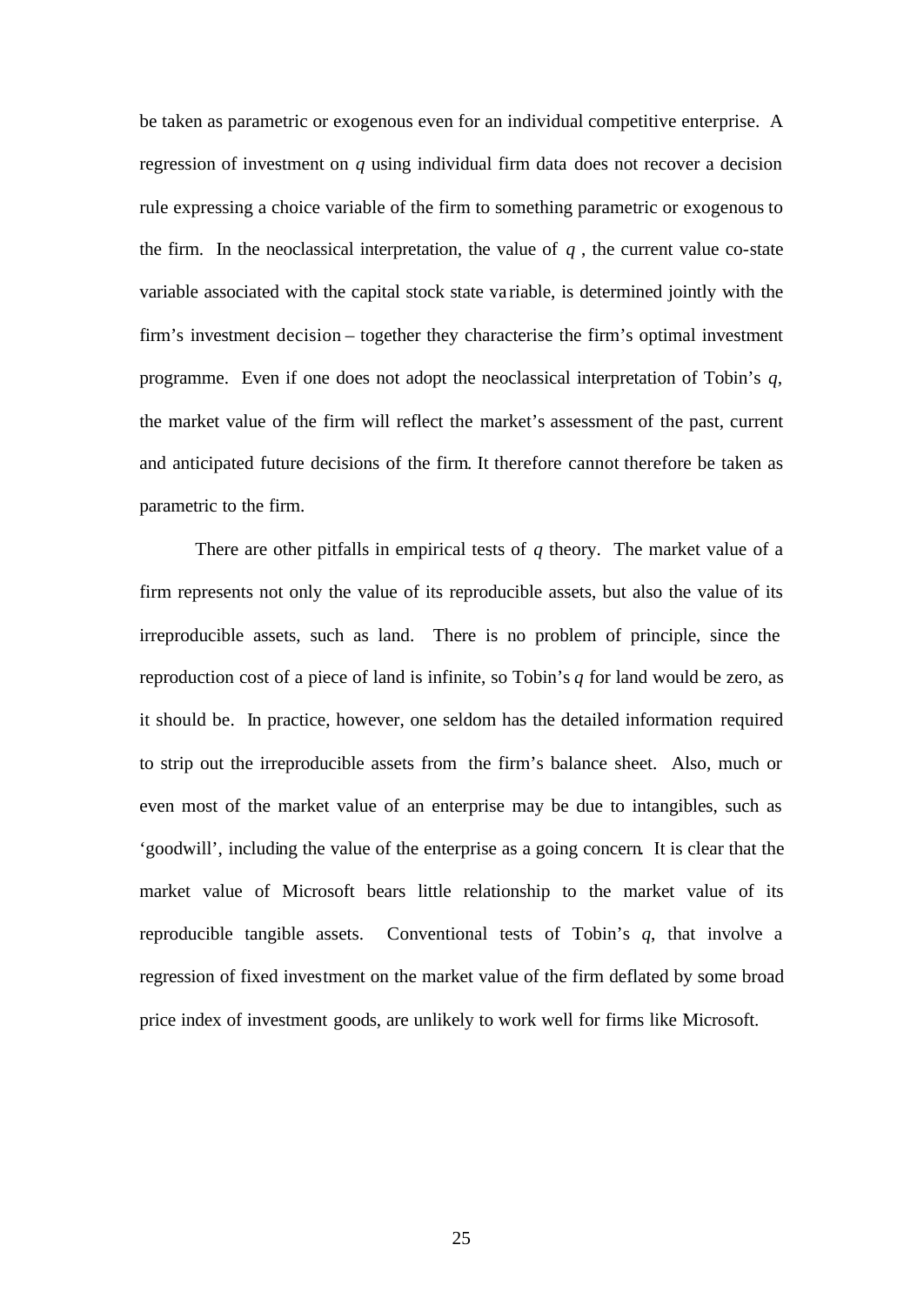be taken as parametric or exogenous even for an individual competitive enterprise. A regression of investment on $q$ using individual firm data does not recover a decision rule expressing a choice variable of the firm to something parametric or exogenous to the firm. In the neoclassical interpretation, the value of $q$ , the current value co-state variable associated with the capital stock state variable, is determined jointly with the firm's investment decision – together they characterise the firm's optimal investment programme. Even if one does not adopt the neoclassical interpretation of Tobin's $q$, the market value of the firm will reflect the market's assessment of the past, current and anticipated future decisions of the firm. It therefore cannot therefore be taken as parametric to the firm.

There are other pitfalls in empirical tests of $q$ theory. The market value of a firm represents not only the value of its reproducible assets, but also the value of its irreproducible assets, such as land. There is no problem of principle, since the reproduction cost of a piece of land is infinite, so Tobin's $q$ for land would be zero, as it should be. In practice, however, one seldom has the detailed information required to strip out the irreproducible assets from the firm's balance sheet. Also, much or even most of the market value of an enterprise may be due to intangibles, such as 'goodwill', including the value of the enterprise as a going concern. It is clear that the market value of Microsoft bears little relationship to the market value of its reproducible tangible assets. Conventional tests of Tobin's $q$, that involve a regression of fixed investment on the market value of the firm deflated by some broad price index of investment goods, are unlikely to work well for firms like Microsoft.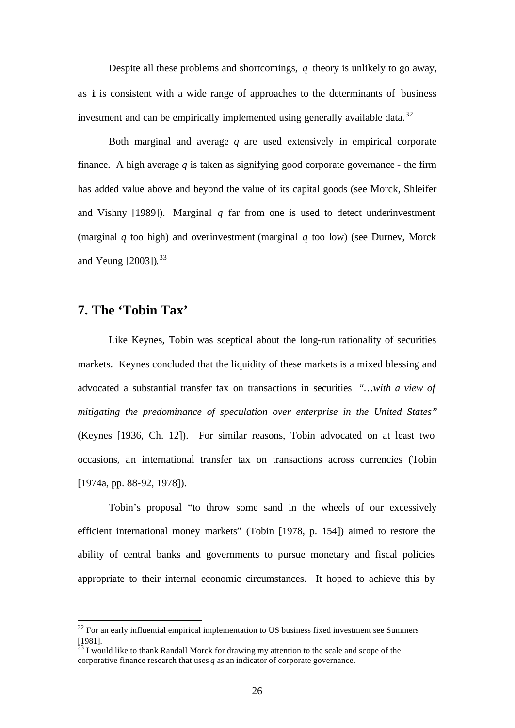Despite all these problems and shortcomings, $q$ theory is unlikely to go away, as it is consistent with a wide range of approaches to the determinants of business investment and can be empirically implemented using generally available data.[32]

Both marginal and average $q$ are used extensively in empirical corporate finance. A high average $q$ is taken as signifying good corporate governance - the firm has added value above and beyond the value of its capital goods (see Morck, Shleifer and Vishny [1989]). Marginal $q$ far from one is used to detect underinvestment (marginal $q$ too high) and overinvestment (marginal $q$ too low) (see Durnev, Morck and Yeung [2003]).[33]

## 7. The 'Tobin Tax'

Like Keynes, Tobin was sceptical about the long-run rationality of securities markets. Keynes concluded that the liquidity of these markets is a mixed blessing and advocated a substantial transfer tax on transactions in securities *"…with a view of mitigating the predominance of speculation over enterprise in the United States"* (Keynes [1936, Ch. 12]). For similar reasons, Tobin advocated on at least two occasions, an international transfer tax on transactions across currencies (Tobin [1974a, pp. 88-92, 1978]).

Tobin's proposal "to throw some sand in the wheels of our excessively efficient international money markets" (Tobin [1978, p. 154]) aimed to restore the ability of central banks and governments to pursue monetary and fiscal policies appropriate to their internal economic circumstances. It hoped to achieve this by

---

[32] For an early influential empirical implementation to US business fixed investment see Summers [1981].

[33] I would like to thank Randall Morck for drawing my attention to the scale and scope of the corporative finance research that uses $q$ as an indicator of corporate governance.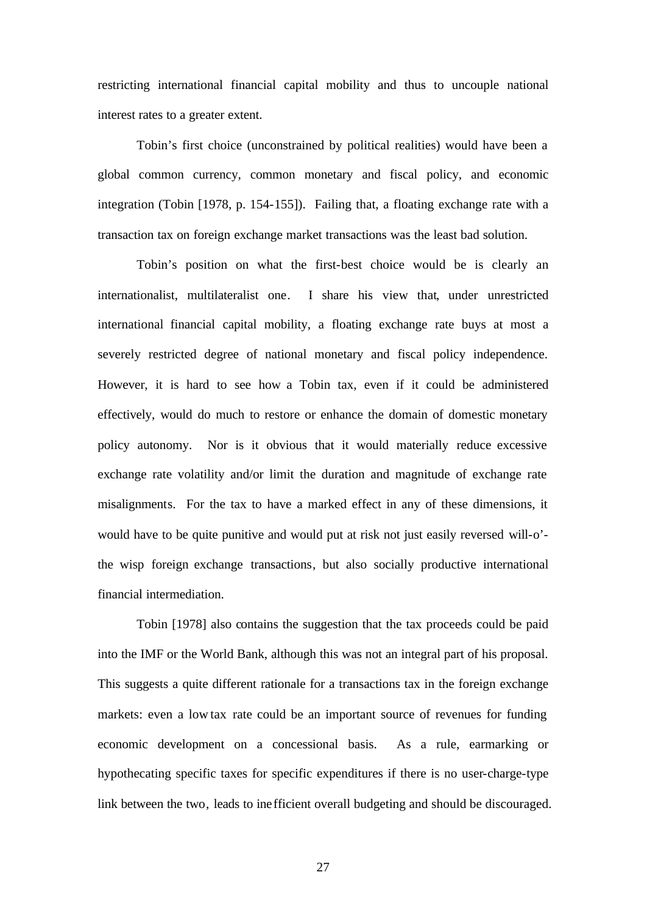restricting international financial capital mobility and thus to uncouple national interest rates to a greater extent.

Tobin's first choice (unconstrained by political realities) would have been a global common currency, common monetary and fiscal policy, and economic integration (Tobin [1978, p. 154-155]). Failing that, a floating exchange rate with a transaction tax on foreign exchange market transactions was the least bad solution.

Tobin's position on what the first-best choice would be is clearly an internationalist, multilateralist one. I share his view that, under unrestricted international financial capital mobility, a floating exchange rate buys at most a severely restricted degree of national monetary and fiscal policy independence. However, it is hard to see how a Tobin tax, even if it could be administered effectively, would do much to restore or enhance the domain of domestic monetary policy autonomy. Nor is it obvious that it would materially reduce excessive exchange rate volatility and/or limit the duration and magnitude of exchange rate misalignments. For the tax to have a marked effect in any of these dimensions, it would have to be quite punitive and would put at risk not just easily reversed will-o'-the wisp foreign exchange transactions, but also socially productive international financial intermediation.

Tobin [1978] also contains the suggestion that the tax proceeds could be paid into the IMF or the World Bank, although this was not an integral part of his proposal. This suggests a quite different rationale for a transactions tax in the foreign exchange markets: even a low tax rate could be an important source of revenues for funding economic development on a concessional basis. As a rule, earmarking or hypothecating specific taxes for specific expenditures if there is no user-charge-type link between the two, leads to inefficient overall budgeting and should be discouraged.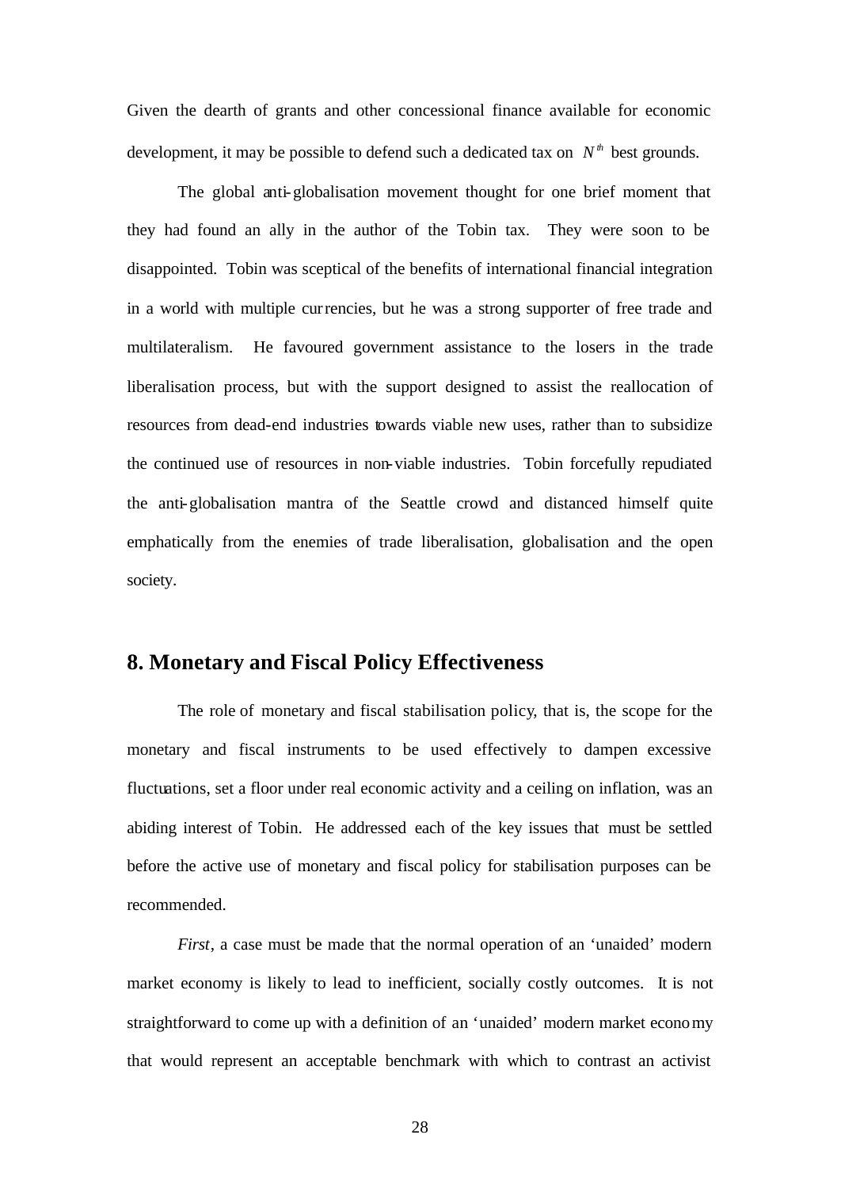Given the dearth of grants and other concessional finance available for economic development, it may be possible to defend such a dedicated tax on $N^{th}$ best grounds.

The global anti-globalisation movement thought for one brief moment that they had found an ally in the author of the Tobin tax. They were soon to be disappointed. Tobin was sceptical of the benefits of international financial integration in a world with multiple currencies, but he was a strong supporter of free trade and multilateralism. He favoured government assistance to the losers in the trade liberalisation process, but with the support designed to assist the reallocation of resources from dead-end industries towards viable new uses, rather than to subsidize the continued use of resources in non-viable industries. Tobin forcefully repudiated the anti-globalisation mantra of the Seattle crowd and distanced himself quite emphatically from the enemies of trade liberalisation, globalisation and the open society.

## 8. Monetary and Fiscal Policy Effectiveness

The role of monetary and fiscal stabilisation policy, that is, the scope for the monetary and fiscal instruments to be used effectively to dampen excessive fluctuations, set a floor under real economic activity and a ceiling on inflation, was an abiding interest of Tobin. He addressed each of the key issues that must be settled before the active use of monetary and fiscal policy for stabilisation purposes can be recommended.

*First*, a case must be made that the normal operation of an 'unaided' modern market economy is likely to lead to inefficient, socially costly outcomes. It is not straightforward to come up with a definition of an 'unaided' modern market economy that would represent an acceptable benchmark with which to contrast an activist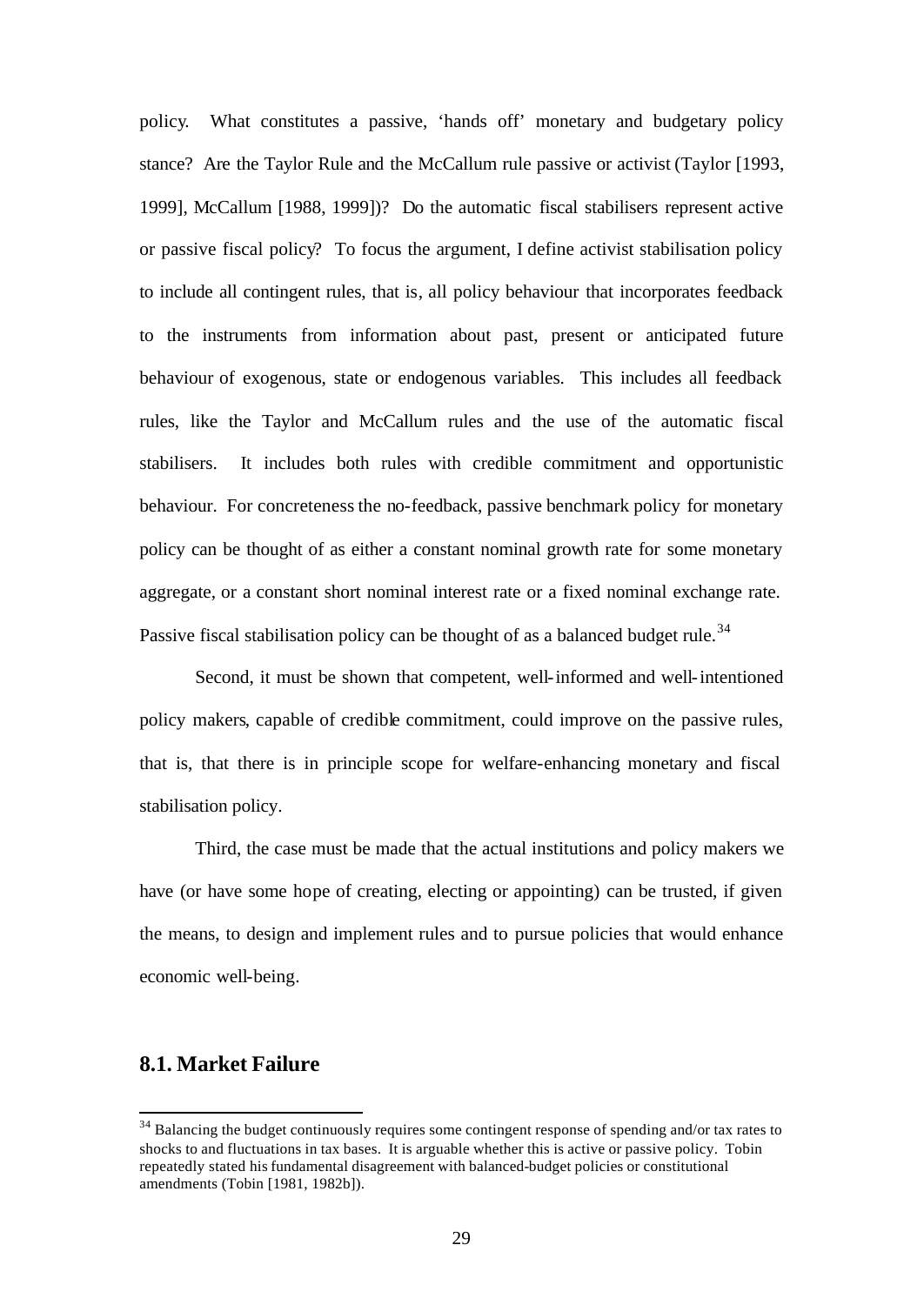policy. What constitutes a passive, 'hands off' monetary and budgetary policy stance? Are the Taylor Rule and the McCallum rule passive or activist (Taylor [1993, 1999], McCallum [1988, 1999])? Do the automatic fiscal stabilisers represent active or passive fiscal policy? To focus the argument, I define activist stabilisation policy to include all contingent rules, that is, all policy behaviour that incorporates feedback to the instruments from information about past, present or anticipated future behaviour of exogenous, state or endogenous variables. This includes all feedback rules, like the Taylor and McCallum rules and the use of the automatic fiscal stabilisers. It includes both rules with credible commitment and opportunistic behaviour. For concreteness the no-feedback, passive benchmark policy for monetary policy can be thought of as either a constant nominal growth rate for some monetary aggregate, or a constant short nominal interest rate or a fixed nominal exchange rate. Passive fiscal stabilisation policy can be thought of as a balanced budget rule.[34]

Second, it must be shown that competent, well-informed and well-intentioned policy makers, capable of credible commitment, could improve on the passive rules, that is, that there is in principle scope for welfare-enhancing monetary and fiscal stabilisation policy.

Third, the case must be made that the actual institutions and policy makers we have (or have some hope of creating, electing or appointing) can be trusted, if given the means, to design and implement rules and to pursue policies that would enhance economic well-being.

## 8.1. Market Failure

[34] Balancing the budget continuously requires some contingent response of spending and/or tax rates to shocks to and fluctuations in tax bases. It is arguable whether this is active or passive policy. Tobin repeatedly stated his fundamental disagreement with balanced-budget policies or constitutional amendments (Tobin [1981, 1982b]).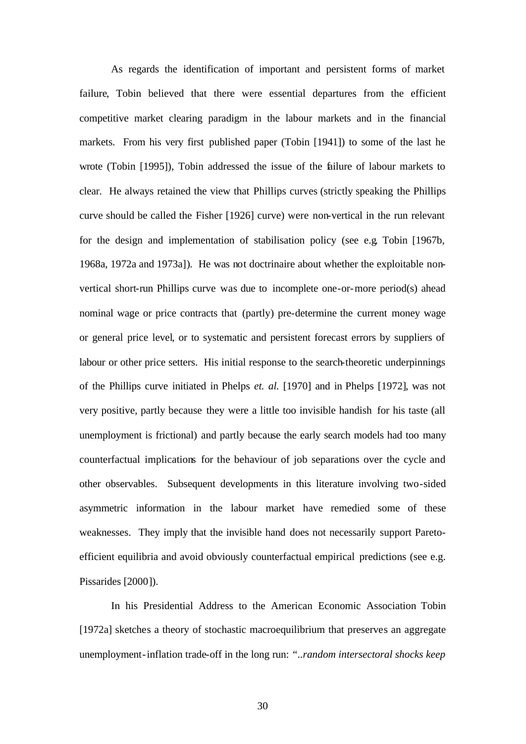As regards the identification of important and persistent forms of market failure, Tobin believed that there were essential departures from the efficient competitive market clearing paradigm in the labour markets and in the financial markets. From his very first published paper (Tobin [1941]) to some of the last he wrote (Tobin [1995]), Tobin addressed the issue of the failure of labour markets to clear. He always retained the view that Phillips curves (strictly speaking the Phillips curve should be called the Fisher [1926] curve) were non-vertical in the run relevant for the design and implementation of stabilisation policy (see e.g. Tobin [1967b, 1968a, 1972a and 1973a]). He was not doctrinaire about whether the exploitable non-vertical short-run Phillips curve was due to incomplete one-or-more period(s) ahead nominal wage or price contracts that (partly) pre-determine the current money wage or general price level, or to systematic and persistent forecast errors by suppliers of labour or other price setters. His initial response to the search-theoretic underpinnings of the Phillips curve initiated in Phelps *et. al.* [1970] and in Phelps [1972], was not very positive, partly because they were a little too invisible handish for his taste (all unemployment is frictional) and partly because the early search models had too many counterfactual implications for the behaviour of job separations over the cycle and other observables. Subsequent developments in this literature involving two-sided asymmetric information in the labour market have remedied some of these weaknesses. They imply that the invisible hand does not necessarily support Pareto-efficient equilibria and avoid obviously counterfactual empirical predictions (see e.g. Pissarides [2000]).

In his Presidential Address to the American Economic Association Tobin [1972a] sketches a theory of stochastic macroequilibrium that preserves an aggregate unemployment-inflation trade-off in the long run: "*..random intersectoral shocks keep*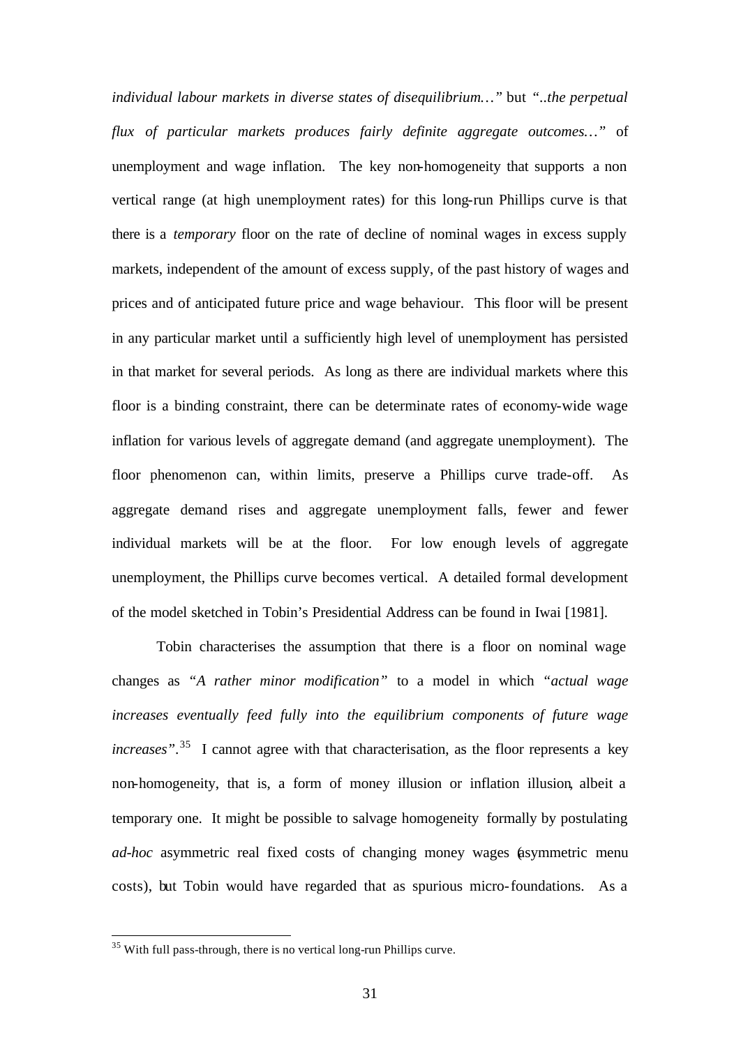*individual labour markets in diverse states of disequilibrium…"* but *"..the perpetual flux of particular markets produces fairly definite aggregate outcomes…"* of unemployment and wage inflation. The key non-homogeneity that supports a non vertical range (at high unemployment rates) for this long-run Phillips curve is that there is a *temporary* floor on the rate of decline of nominal wages in excess supply markets, independent of the amount of excess supply, of the past history of wages and prices and of anticipated future price and wage behaviour. This floor will be present in any particular market until a sufficiently high level of unemployment has persisted in that market for several periods. As long as there are individual markets where this floor is a binding constraint, there can be determinate rates of economy-wide wage inflation for various levels of aggregate demand (and aggregate unemployment). The floor phenomenon can, within limits, preserve a Phillips curve trade-off. As aggregate demand rises and aggregate unemployment falls, fewer and fewer individual markets will be at the floor. For low enough levels of aggregate unemployment, the Phillips curve becomes vertical. A detailed formal development of the model sketched in Tobin's Presidential Address can be found in Iwai [1981].

Tobin characterises the assumption that there is a floor on nominal wage changes as *"A rather minor modification"* to a model in which *"actual wage increases eventually feed fully into the equilibrium components of future wage increases"*.[35] I cannot agree with that characterisation, as the floor represents a key non-homogeneity, that is, a form of money illusion or inflation illusion, albeit a temporary one. It might be possible to salvage homogeneity formally by postulating *ad-hoc* asymmetric real fixed costs of changing money wages (asymmetric menu costs), but Tobin would have regarded that as spurious micro-foundations. As a

---

[35] With full pass-through, there is no vertical long-run Phillips curve.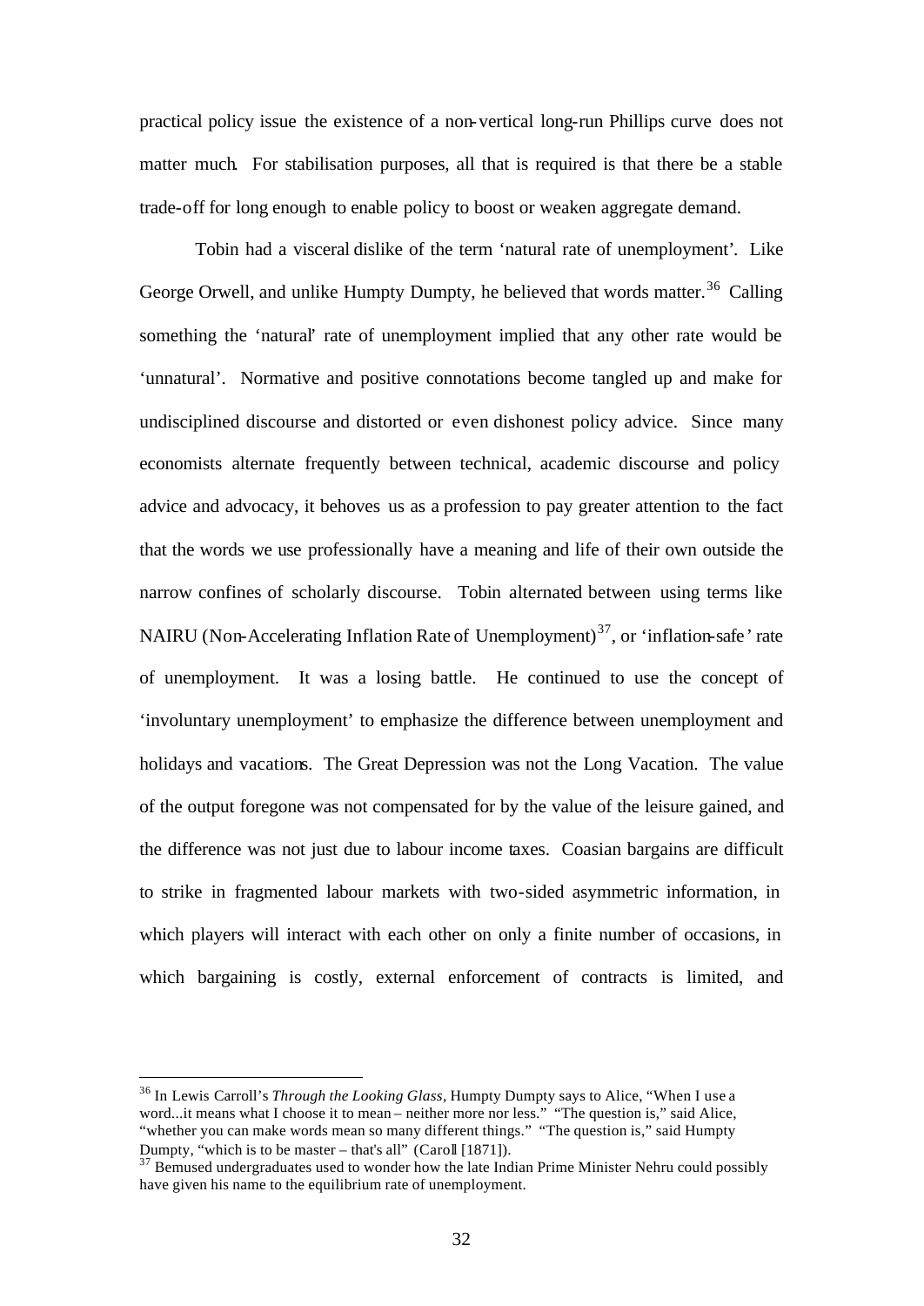practical policy issue the existence of a non-vertical long-run Phillips curve does not matter much. For stabilisation purposes, all that is required is that there be a stable trade-off for long enough to enable policy to boost or weaken aggregate demand.

Tobin had a visceral dislike of the term 'natural rate of unemployment'. Like George Orwell, and unlike Humpty Dumpty, he believed that words matter.[36] Calling something the 'natural' rate of unemployment implied that any other rate would be 'unnatural'. Normative and positive connotations become tangled up and make for undisciplined discourse and distorted or even dishonest policy advice. Since many economists alternate frequently between technical, academic discourse and policy advice and advocacy, it behoves us as a profession to pay greater attention to the fact that the words we use professionally have a meaning and life of their own outside the narrow confines of scholarly discourse. Tobin alternated between using terms like NAIRU (Non-Accelerating Inflation Rate of Unemployment)[37], or 'inflation-safe' rate of unemployment. It was a losing battle. He continued to use the concept of 'involuntary unemployment' to emphasize the difference between unemployment and holidays and vacations. The Great Depression was not the Long Vacation. The value of the output foregone was not compensated for by the value of the leisure gained, and the difference was not just due to labour income taxes. Coasian bargains are difficult to strike in fragmented labour markets with two-sided asymmetric information, in which players will interact with each other on only a finite number of occasions, in which bargaining is costly, external enforcement of contracts is limited, and

---

[36] In Lewis Carroll's *Through the Looking Glass*, Humpty Dumpty says to Alice, "When I use a word...it means what I choose it to mean – neither more nor less." "The question is," said Alice, "whether you can make words mean so many different things." "The question is," said Humpty Dumpty, "which is to be master – that's all" (Caroll [1871]).

[37] Bemused undergraduates used to wonder how the late Indian Prime Minister Nehru could possibly have given his name to the equilibrium rate of unemployment.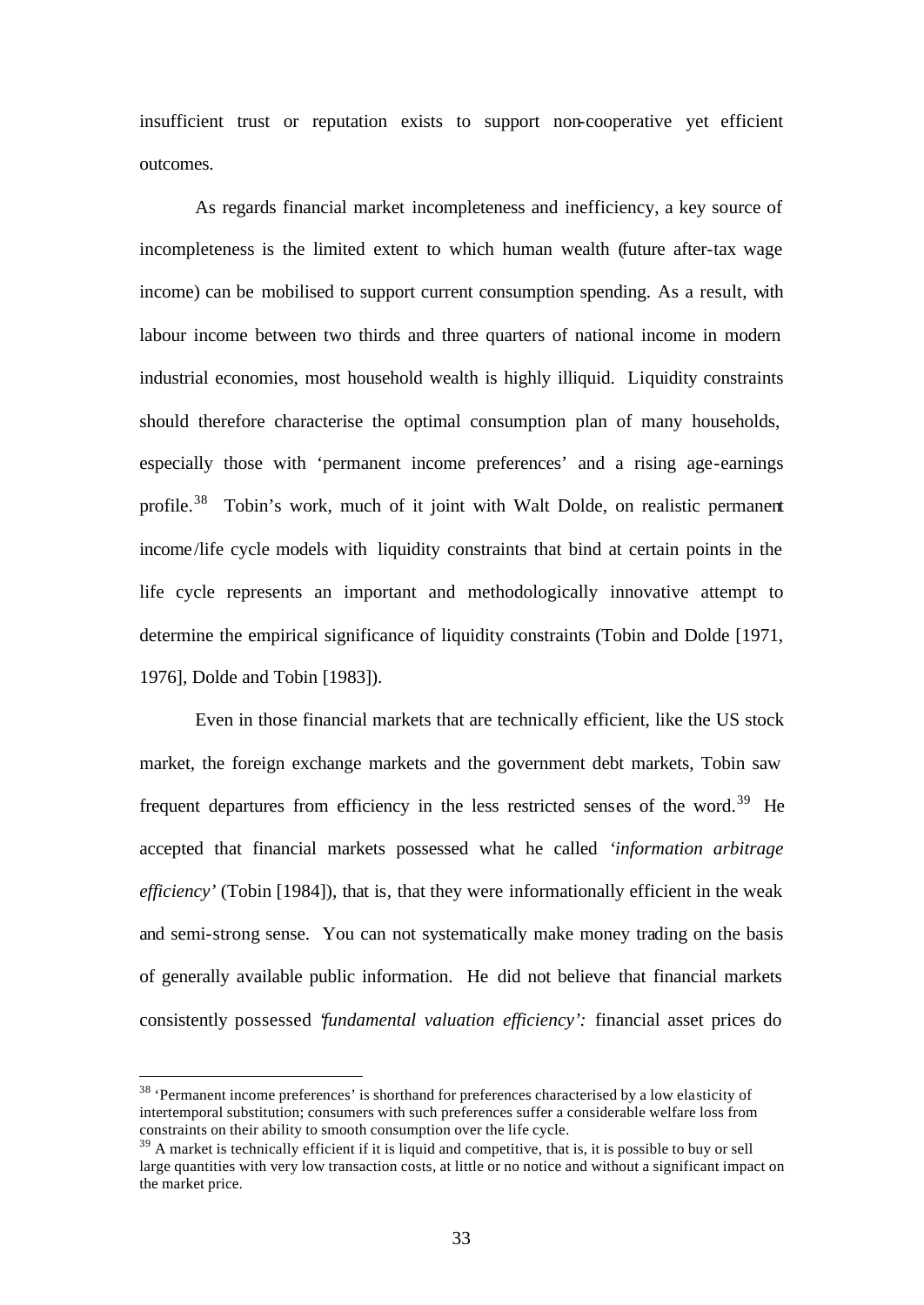insufficient trust or reputation exists to support non-cooperative yet efficient outcomes.

As regards financial market incompleteness and inefficiency, a key source of incompleteness is the limited extent to which human wealth (future after-tax wage income) can be mobilised to support current consumption spending. As a result, with labour income between two thirds and three quarters of national income in modern industrial economies, most household wealth is highly illiquid. Liquidity constraints should therefore characterise the optimal consumption plan of many households, especially those with 'permanent income preferences' and a rising age-earnings profile.[38] Tobin's work, much of it joint with Walt Dolde, on realistic permanent income/life cycle models with liquidity constraints that bind at certain points in the life cycle represents an important and methodologically innovative attempt to determine the empirical significance of liquidity constraints (Tobin and Dolde [1971, 1976], Dolde and Tobin [1983]).

Even in those financial markets that are technically efficient, like the US stock market, the foreign exchange markets and the government debt markets, Tobin saw frequent departures from efficiency in the less restricted senses of the word.[39] He accepted that financial markets possessed what he called *'information arbitrage efficiency'* (Tobin [1984]), that is, that they were informationally efficient in the weak and semi-strong sense. You can not systematically make money trading on the basis of generally available public information. He did not believe that financial markets consistently possessed *'fundamental valuation efficiency':* financial asset prices do

---

[38] 'Permanent income preferences' is shorthand for preferences characterised by a low elasticity of intertemporal substitution; consumers with such preferences suffer a considerable welfare loss from constraints on their ability to smooth consumption over the life cycle.

[39] A market is technically efficient if it is liquid and competitive, that is, it is possible to buy or sell large quantities with very low transaction costs, at little or no notice and without a significant impact on the market price.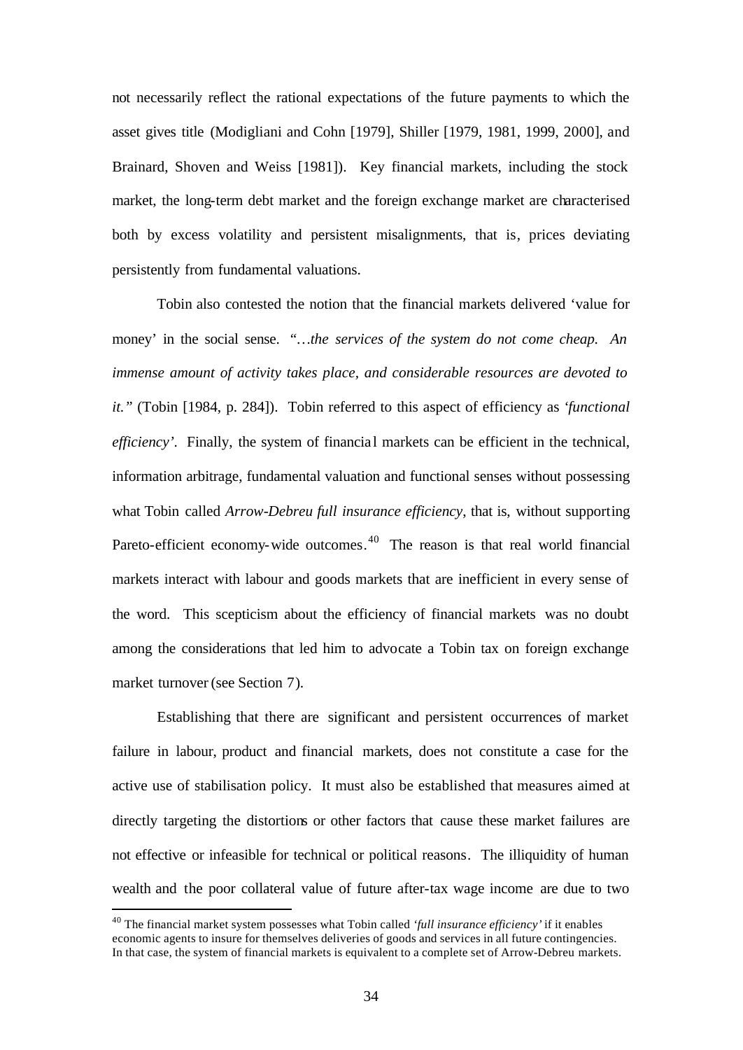not necessarily reflect the rational expectations of the future payments to which the asset gives title (Modigliani and Cohn [1979], Shiller [1979, 1981, 1999, 2000], and Brainard, Shoven and Weiss [1981]). Key financial markets, including the stock market, the long-term debt market and the foreign exchange market are characterised both by excess volatility and persistent misalignments, that is, prices deviating persistently from fundamental valuations.

Tobin also contested the notion that the financial markets delivered 'value for money' in the social sense. *"…the services of the system do not come cheap. An immense amount of activity takes place, and considerable resources are devoted to it."* (Tobin [1984, p. 284]). Tobin referred to this aspect of efficiency as *'functional efficiency'*. Finally, the system of financial markets can be efficient in the technical, information arbitrage, fundamental valuation and functional senses without possessing what Tobin called *Arrow-Debreu full insurance efficiency*, that is, without supporting Pareto-efficient economy-wide outcomes.[40] The reason is that real world financial markets interact with labour and goods markets that are inefficient in every sense of the word. This scepticism about the efficiency of financial markets was no doubt among the considerations that led him to advocate a Tobin tax on foreign exchange market turnover (see Section 7).

Establishing that there are significant and persistent occurrences of market failure in labour, product and financial markets, does not constitute a case for the active use of stabilisation policy. It must also be established that measures aimed at directly targeting the distortions or other factors that cause these market failures are not effective or infeasible for technical or political reasons. The illiquidity of human wealth and the poor collateral value of future after-tax wage income are due to two

[40] The financial market system possesses what Tobin called *'full insurance efficiency'* if it enables economic agents to insure for themselves deliveries of goods and services in all future contingencies. In that case, the system of financial markets is equivalent to a complete set of Arrow-Debreu markets.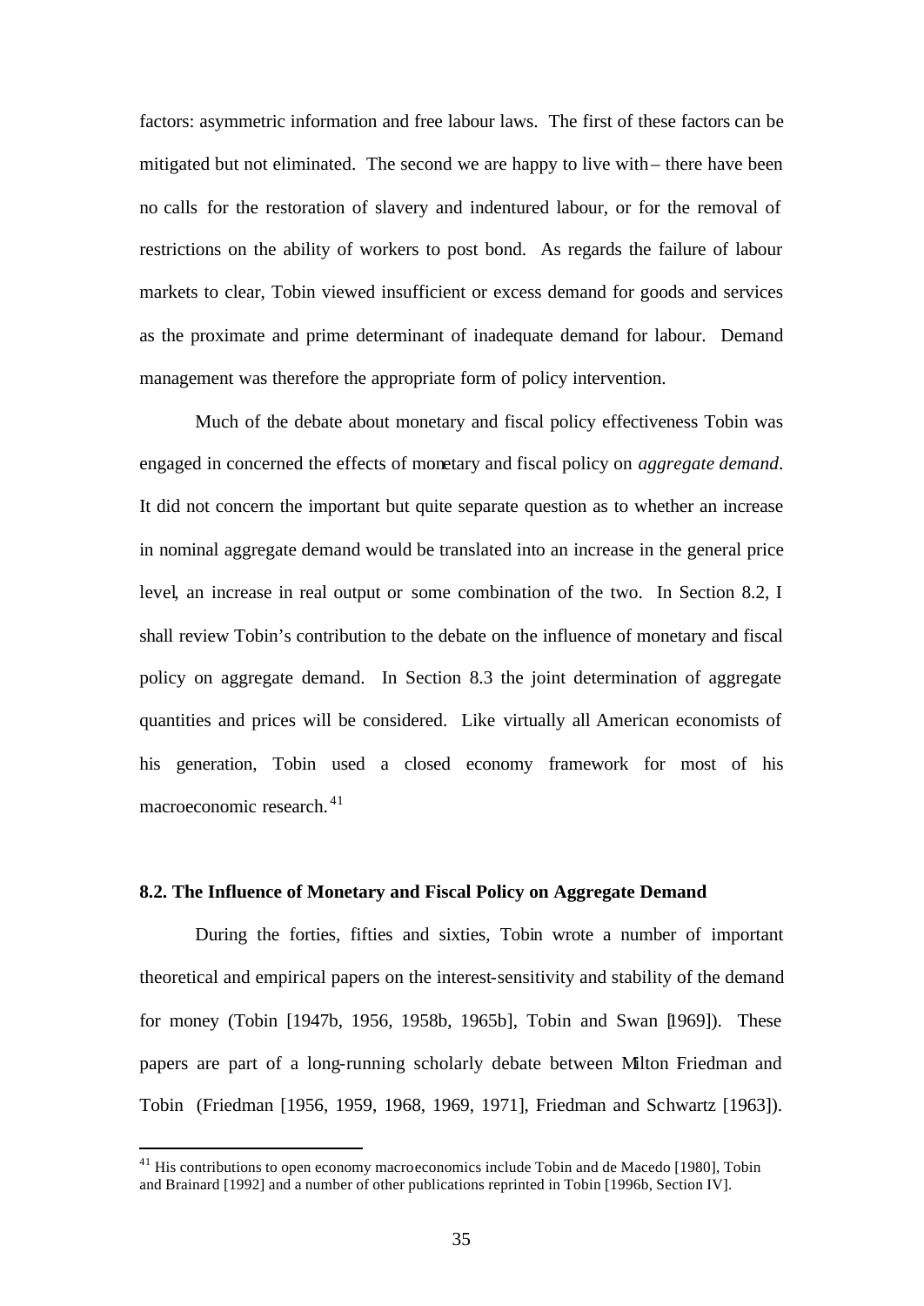factors: asymmetric information and free labour laws. The first of these factors can be mitigated but not eliminated. The second we are happy to live with – there have been no calls for the restoration of slavery and indentured labour, or for the removal of restrictions on the ability of workers to post bond. As regards the failure of labour markets to clear, Tobin viewed insufficient or excess demand for goods and services as the proximate and prime determinant of inadequate demand for labour. Demand management was therefore the appropriate form of policy intervention.

Much of the debate about monetary and fiscal policy effectiveness Tobin was engaged in concerned the effects of monetary and fiscal policy on *aggregate demand*. It did not concern the important but quite separate question as to whether an increase in nominal aggregate demand would be translated into an increase in the general price level, an increase in real output or some combination of the two. In Section 8.2, I shall review Tobin's contribution to the debate on the influence of monetary and fiscal policy on aggregate demand. In Section 8.3 the joint determination of aggregate quantities and prices will be considered. Like virtually all American economists of his generation, Tobin used a closed economy framework for most of his macroeconomic research.[41]

**8.2. The Influence of Monetary and Fiscal Policy on Aggregate Demand**

During the forties, fifties and sixties, Tobin wrote a number of important theoretical and empirical papers on the interest-sensitivity and stability of the demand for money (Tobin [1947b, 1956, 1958b, 1965b], Tobin and Swan [1969]). These papers are part of a long-running scholarly debate between Milton Friedman and Tobin (Friedman [1956, 1959, 1968, 1969, 1971], Friedman and Schwartz [1963]).

---

[41] His contributions to open economy macroeconomics include Tobin and de Macedo [1980], Tobin and Brainard [1992] and a number of other publications reprinted in Tobin [1996b, Section IV].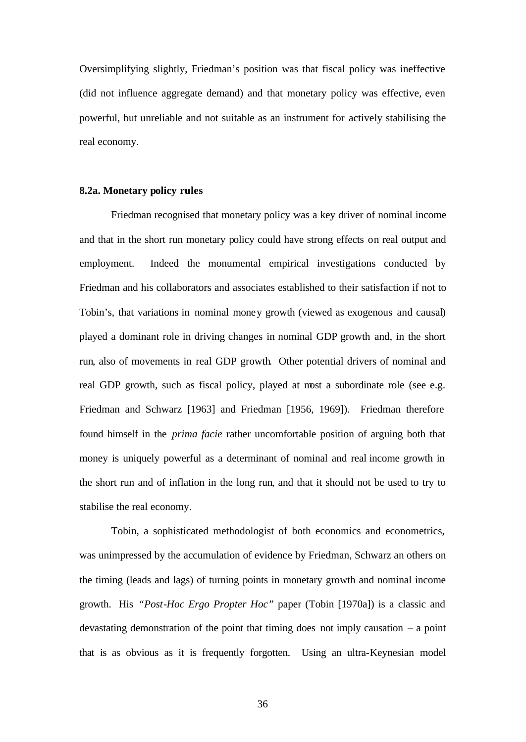Oversimplifying slightly, Friedman's position was that fiscal policy was ineffective (did not influence aggregate demand) and that monetary policy was effective, even powerful, but unreliable and not suitable as an instrument for actively stabilising the real economy.

### 8.2a. Monetary policy rules

Friedman recognised that monetary policy was a key driver of nominal income and that in the short run monetary policy could have strong effects on real output and employment. Indeed the monumental empirical investigations conducted by Friedman and his collaborators and associates established to their satisfaction if not to Tobin's, that variations in nominal money growth (viewed as exogenous and causal) played a dominant role in driving changes in nominal GDP growth and, in the short run, also of movements in real GDP growth. Other potential drivers of nominal and real GDP growth, such as fiscal policy, played at most a subordinate role (see e.g. Friedman and Schwarz [1963] and Friedman [1956, 1969]). Friedman therefore found himself in the *prima facie* rather uncomfortable position of arguing both that money is uniquely powerful as a determinant of nominal and real income growth in the short run and of inflation in the long run, and that it should not be used to try to stabilise the real economy.

Tobin, a sophisticated methodologist of both economics and econometrics, was unimpressed by the accumulation of evidence by Friedman, Schwarz an others on the timing (leads and lags) of turning points in monetary growth and nominal income growth. His *"Post-Hoc Ergo Propter Hoc"* paper (Tobin [1970a]) is a classic and devastating demonstration of the point that timing does not imply causation – a point that is as obvious as it is frequently forgotten. Using an ultra-Keynesian model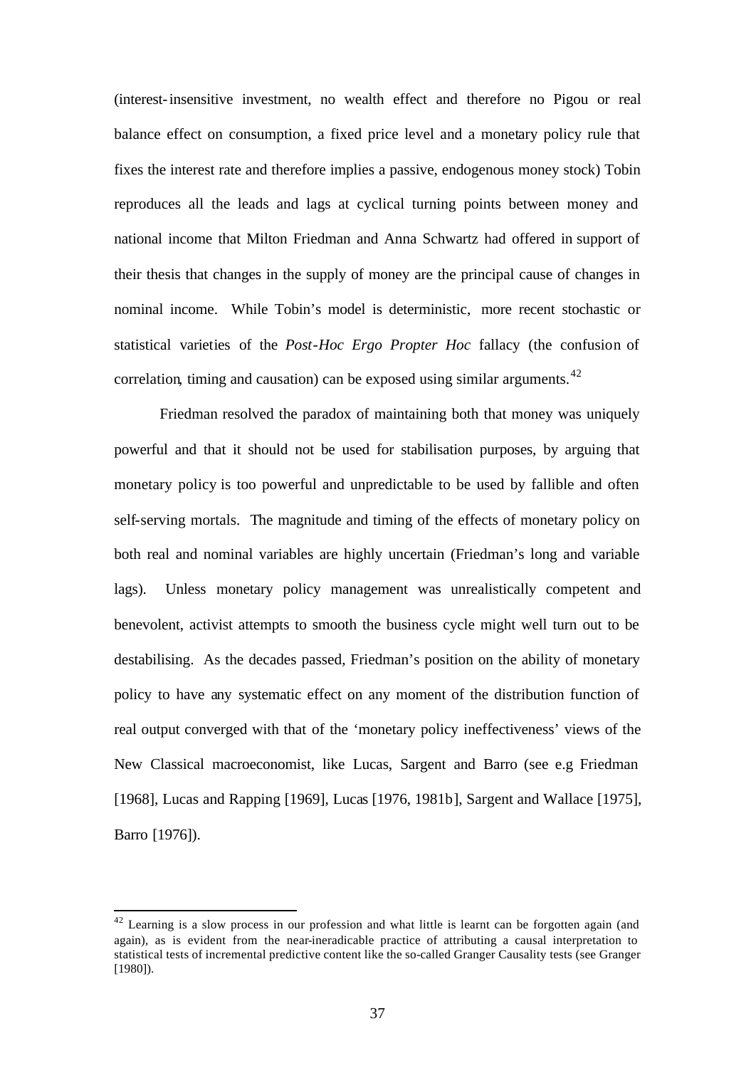(interest-insensitive investment, no wealth effect and therefore no Pigou or real balance effect on consumption, a fixed price level and a monetary policy rule that fixes the interest rate and therefore implies a passive, endogenous money stock) Tobin reproduces all the leads and lags at cyclical turning points between money and national income that Milton Friedman and Anna Schwartz had offered in support of their thesis that changes in the supply of money are the principal cause of changes in nominal income. While Tobin's model is deterministic, more recent stochastic or statistical varieties of the *Post-Hoc Ergo Propter Hoc* fallacy (the confusion of correlation, timing and causation) can be exposed using similar arguments.[42]

Friedman resolved the paradox of maintaining both that money was uniquely powerful and that it should not be used for stabilisation purposes, by arguing that monetary policy is too powerful and unpredictable to be used by fallible and often self-serving mortals. The magnitude and timing of the effects of monetary policy on both real and nominal variables are highly uncertain (Friedman's long and variable lags). Unless monetary policy management was unrealistically competent and benevolent, activist attempts to smooth the business cycle might well turn out to be destabilising. As the decades passed, Friedman's position on the ability of monetary policy to have any systematic effect on any moment of the distribution function of real output converged with that of the 'monetary policy ineffectiveness' views of the New Classical macroeconomist, like Lucas, Sargent and Barro (see e.g Friedman [1968], Lucas and Rapping [1969], Lucas [1976, 1981b], Sargent and Wallace [1975], Barro [1976]).

---

[42] Learning is a slow process in our profession and what little is learnt can be forgotten again (and again), as is evident from the near-ineradicable practice of attributing a causal interpretation to statistical tests of incremental predictive content like the so-called Granger Causality tests (see Granger [1980]).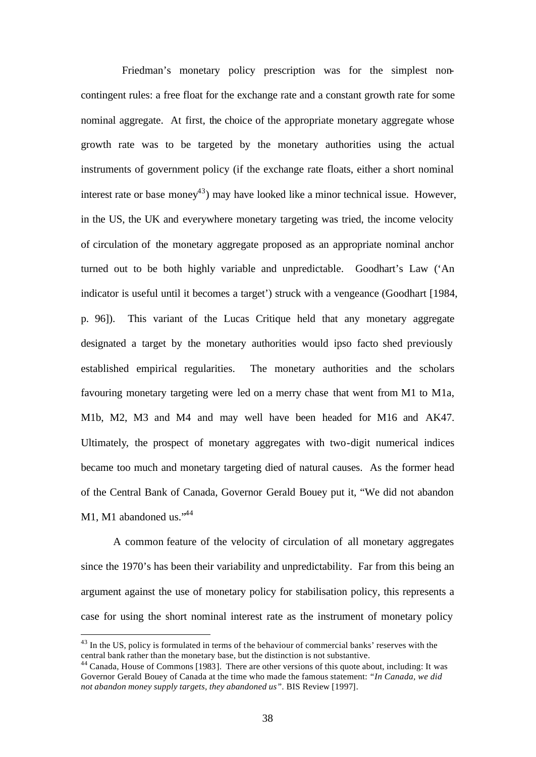Friedman's monetary policy prescription was for the simplest non-contingent rules: a free float for the exchange rate and a constant growth rate for some nominal aggregate. At first, the choice of the appropriate monetary aggregate whose growth rate was to be targeted by the monetary authorities using the actual instruments of government policy (if the exchange rate floats, either a short nominal interest rate or base money[43]) may have looked like a minor technical issue. However, in the US, the UK and everywhere monetary targeting was tried, the income velocity of circulation of the monetary aggregate proposed as an appropriate nominal anchor turned out to be both highly variable and unpredictable. Goodhart's Law ('An indicator is useful until it becomes a target') struck with a vengeance (Goodhart [1984, p. 96]). This variant of the Lucas Critique held that any monetary aggregate designated a target by the monetary authorities would ipso facto shed previously established empirical regularities. The monetary authorities and the scholars favouring monetary targeting were led on a merry chase that went from M1 to M1a, M1b, M2, M3 and M4 and may well have been headed for M16 and AK47. Ultimately, the prospect of monetary aggregates with two-digit numerical indices became too much and monetary targeting died of natural causes. As the former head of the Central Bank of Canada, Governor Gerald Bouey put it, "We did not abandon M1, M1 abandoned us."[44]

A common feature of the velocity of circulation of all monetary aggregates since the 1970's has been their variability and unpredictability. Far from this being an argument against the use of monetary policy for stabilisation policy, this represents a case for using the short nominal interest rate as the instrument of monetary policy

---

[43] In the US, policy is formulated in terms of the behaviour of commercial banks' reserves with the central bank rather than the monetary base, but the distinction is not substantive.

[44] Canada, House of Commons [1983]. There are other versions of this quote about, including: It was Governor Gerald Bouey of Canada at the time who made the famous statement: *"In Canada, we did not abandon money supply targets, they abandoned us"*. BIS Review [1997].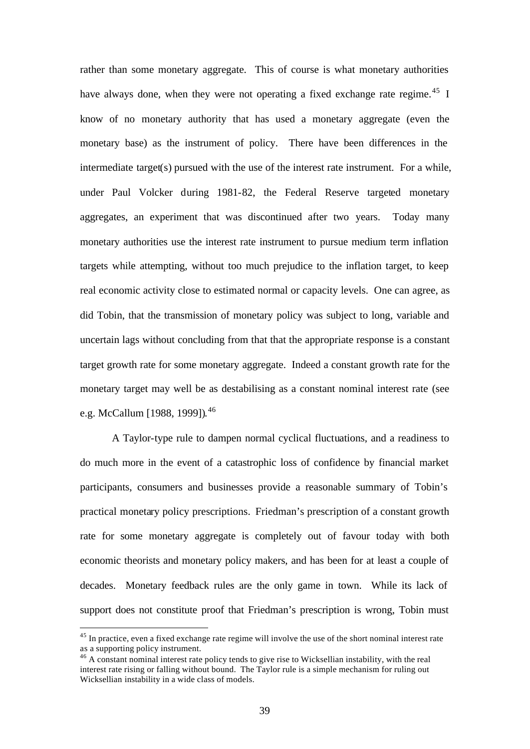rather than some monetary aggregate. This of course is what monetary authorities have always done, when they were not operating a fixed exchange rate regime.[45] I know of no monetary authority that has used a monetary aggregate (even the monetary base) as the instrument of policy. There have been differences in the intermediate target(s) pursued with the use of the interest rate instrument. For a while, under Paul Volcker during 1981-82, the Federal Reserve targeted monetary aggregates, an experiment that was discontinued after two years. Today many monetary authorities use the interest rate instrument to pursue medium term inflation targets while attempting, without too much prejudice to the inflation target, to keep real economic activity close to estimated normal or capacity levels. One can agree, as did Tobin, that the transmission of monetary policy was subject to long, variable and uncertain lags without concluding from that that the appropriate response is a constant target growth rate for some monetary aggregate. Indeed a constant growth rate for the monetary target may well be as destabilising as a constant nominal interest rate (see e.g. McCallum [1988, 1999]).[46]

A Taylor-type rule to dampen normal cyclical fluctuations, and a readiness to do much more in the event of a catastrophic loss of confidence by financial market participants, consumers and businesses provide a reasonable summary of Tobin's practical monetary policy prescriptions. Friedman's prescription of a constant growth rate for some monetary aggregate is completely out of favour today with both economic theorists and monetary policy makers, and has been for at least a couple of decades. Monetary feedback rules are the only game in town. While its lack of support does not constitute proof that Friedman's prescription is wrong, Tobin must

[45] In practice, even a fixed exchange rate regime will involve the use of the short nominal interest rate as a supporting policy instrument.

[46] A constant nominal interest rate policy tends to give rise to Wicksellian instability, with the real interest rate rising or falling without bound. The Taylor rule is a simple mechanism for ruling out Wicksellian instability in a wide class of models.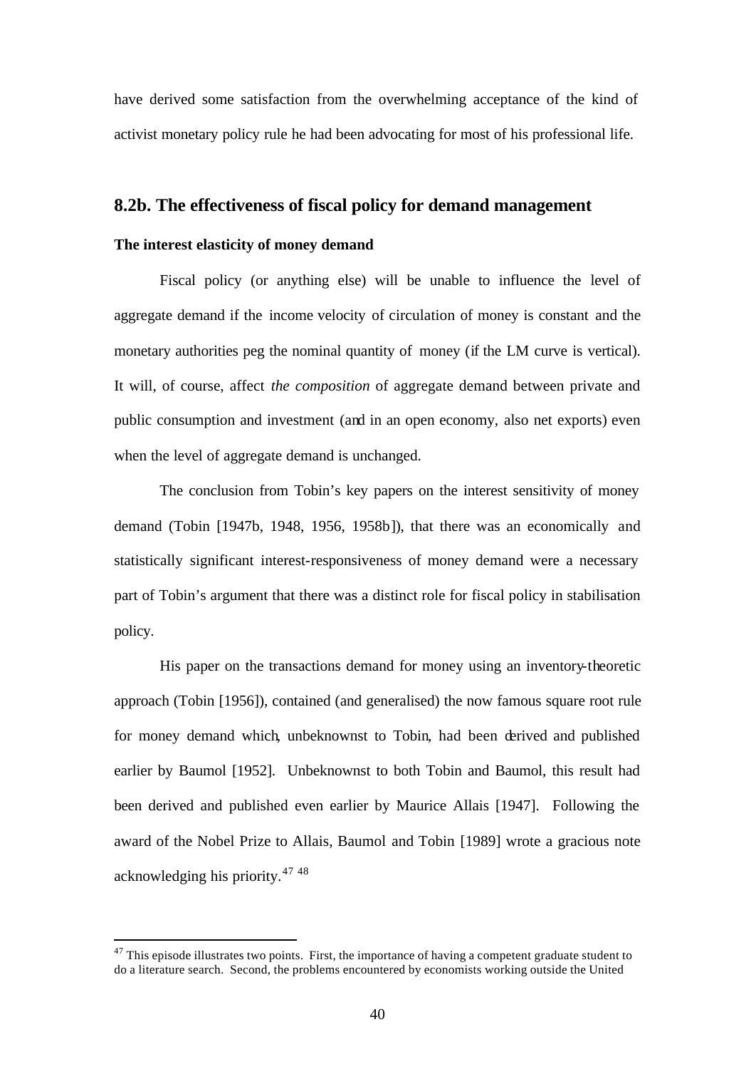have derived some satisfaction from the overwhelming acceptance of the kind of activist monetary policy rule he had been advocating for most of his professional life.

## 8.2b. The effectiveness of fiscal policy for demand management

### The interest elasticity of money demand

Fiscal policy (or anything else) will be unable to influence the level of aggregate demand if the income velocity of circulation of money is constant and the monetary authorities peg the nominal quantity of money (if the LM curve is vertical). It will, of course, affect *the composition* of aggregate demand between private and public consumption and investment (and in an open economy, also net exports) even when the level of aggregate demand is unchanged.

The conclusion from Tobin's key papers on the interest sensitivity of money demand (Tobin [1947b, 1948, 1956, 1958b]), that there was an economically and statistically significant interest-responsiveness of money demand were a necessary part of Tobin's argument that there was a distinct role for fiscal policy in stabilisation policy.

His paper on the transactions demand for money using an inventory-theoretic approach (Tobin [1956]), contained (and generalised) the now famous square root rule for money demand which, unbeknownst to Tobin, had been derived and published earlier by Baumol [1952]. Unbeknownst to both Tobin and Baumol, this result had been derived and published even earlier by Maurice Allais [1947]. Following the award of the Nobel Prize to Allais, Baumol and Tobin [1989] wrote a gracious note acknowledging his priority.[47] [48]

---

[47] This episode illustrates two points. First, the importance of having a competent graduate student to do a literature search. Second, the problems encountered by economists working outside the United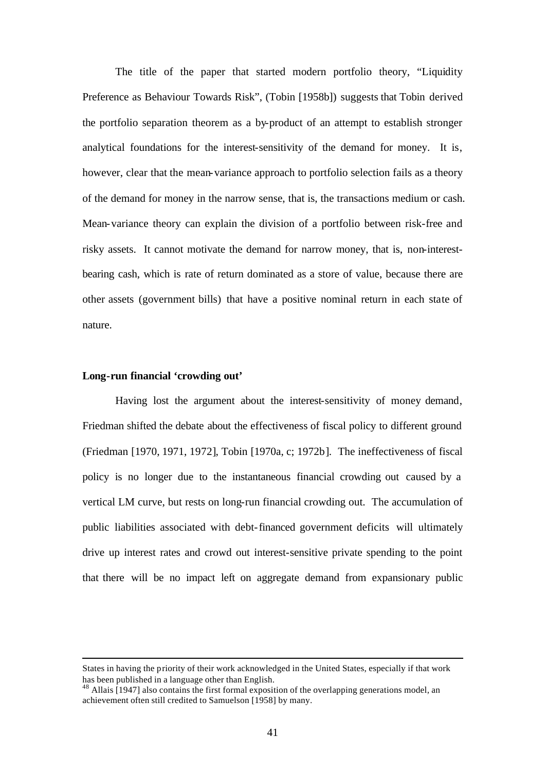The title of the paper that started modern portfolio theory, "Liquidity Preference as Behaviour Towards Risk", (Tobin [1958b]) suggests that Tobin derived the portfolio separation theorem as a by-product of an attempt to establish stronger analytical foundations for the interest-sensitivity of the demand for money. It is, however, clear that the mean-variance approach to portfolio selection fails as a theory of the demand for money in the narrow sense, that is, the transactions medium or cash. Mean-variance theory can explain the division of a portfolio between risk-free and risky assets. It cannot motivate the demand for narrow money, that is, non-interest-bearing cash, which is rate of return dominated as a store of value, because there are other assets (government bills) that have a positive nominal return in each state of nature.

**Long-run financial 'crowding out'**

Having lost the argument about the interest-sensitivity of money demand, Friedman shifted the debate about the effectiveness of fiscal policy to different ground (Friedman [1970, 1971, 1972], Tobin [1970a, c; 1972b]. The ineffectiveness of fiscal policy is no longer due to the instantaneous financial crowding out caused by a vertical LM curve, but rests on long-run financial crowding out. The accumulation of public liabilities associated with debt-financed government deficits will ultimately drive up interest rates and crowd out interest-sensitive private spending to the point that there will be no impact left on aggregate demand from expansionary public

---

States in having the priority of their work acknowledged in the United States, especially if that work has been published in a language other than English.

[48] Allais [1947] also contains the first formal exposition of the overlapping generations model, an achievement often still credited to Samuelson [1958] by many.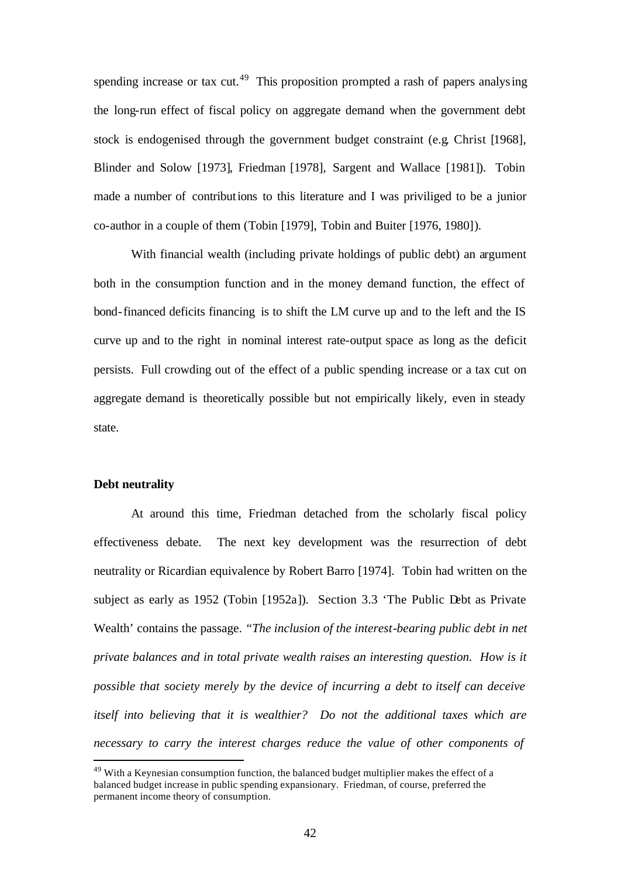spending increase or tax cut.[49] This proposition prompted a rash of papers analysing the long-run effect of fiscal policy on aggregate demand when the government debt stock is endogenised through the government budget constraint (e.g. Christ [1968], Blinder and Solow [1973], Friedman [1978], Sargent and Wallace [1981]). Tobin made a number of contributions to this literature and I was priviliged to be a junior co-author in a couple of them (Tobin [1979], Tobin and Buiter [1976, 1980]).

With financial wealth (including private holdings of public debt) an argument both in the consumption function and in the money demand function, the effect of bond-financed deficits financing is to shift the LM curve up and to the left and the IS curve up and to the right in nominal interest rate-output space as long as the deficit persists. Full crowding out of the effect of a public spending increase or a tax cut on aggregate demand is theoretically possible but not empirically likely, even in steady state.

**Debt neutrality**

At around this time, Friedman detached from the scholarly fiscal policy effectiveness debate. The next key development was the resurrection of debt neutrality or Ricardian equivalence by Robert Barro [1974]. Tobin had written on the subject as early as 1952 (Tobin [1952a]). Section 3.3 'The Public Debt as Private Wealth' contains the passage. *"The inclusion of the interest-bearing public debt in net private balances and in total private wealth raises an interesting question. How is it possible that society merely by the device of incurring a debt to itself can deceive itself into believing that it is wealthier? Do not the additional taxes which are necessary to carry the interest charges reduce the value of other components of*

[49] With a Keynesian consumption function, the balanced budget multiplier makes the effect of a balanced budget increase in public spending expansionary. Friedman, of course, preferred the permanent income theory of consumption.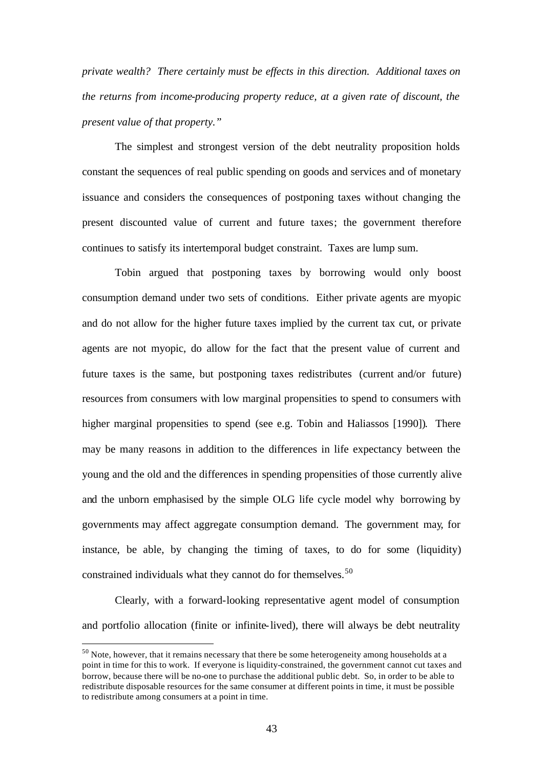*private wealth? There certainly must be effects in this direction. Additional taxes on the returns from income-producing property reduce, at a given rate of discount, the present value of that property."*

The simplest and strongest version of the debt neutrality proposition holds constant the sequences of real public spending on goods and services and of monetary issuance and considers the consequences of postponing taxes without changing the present discounted value of current and future taxes; the government therefore continues to satisfy its intertemporal budget constraint. Taxes are lump sum.

Tobin argued that postponing taxes by borrowing would only boost consumption demand under two sets of conditions. Either private agents are myopic and do not allow for the higher future taxes implied by the current tax cut, or private agents are not myopic, do allow for the fact that the present value of current and future taxes is the same, but postponing taxes redistributes (current and/or future) resources from consumers with low marginal propensities to spend to consumers with higher marginal propensities to spend (see e.g. Tobin and Haliassos [1990]). There may be many reasons in addition to the differences in life expectancy between the young and the old and the differences in spending propensities of those currently alive and the unborn emphasised by the simple OLG life cycle model why borrowing by governments may affect aggregate consumption demand. The government may, for instance, be able, by changing the timing of taxes, to do for some (liquidity) constrained individuals what they cannot do for themselves.[50]

Clearly, with a forward-looking representative agent model of consumption and portfolio allocation (finite or infinite-lived), there will always be debt neutrality

[50] Note, however, that it remains necessary that there be some heterogeneity among households at a point in time for this to work. If everyone is liquidity-constrained, the government cannot cut taxes and borrow, because there will be no-one to purchase the additional public debt. So, in order to be able to redistribute disposable resources for the same consumer at different points in time, it must be possible to redistribute among consumers at a point in time.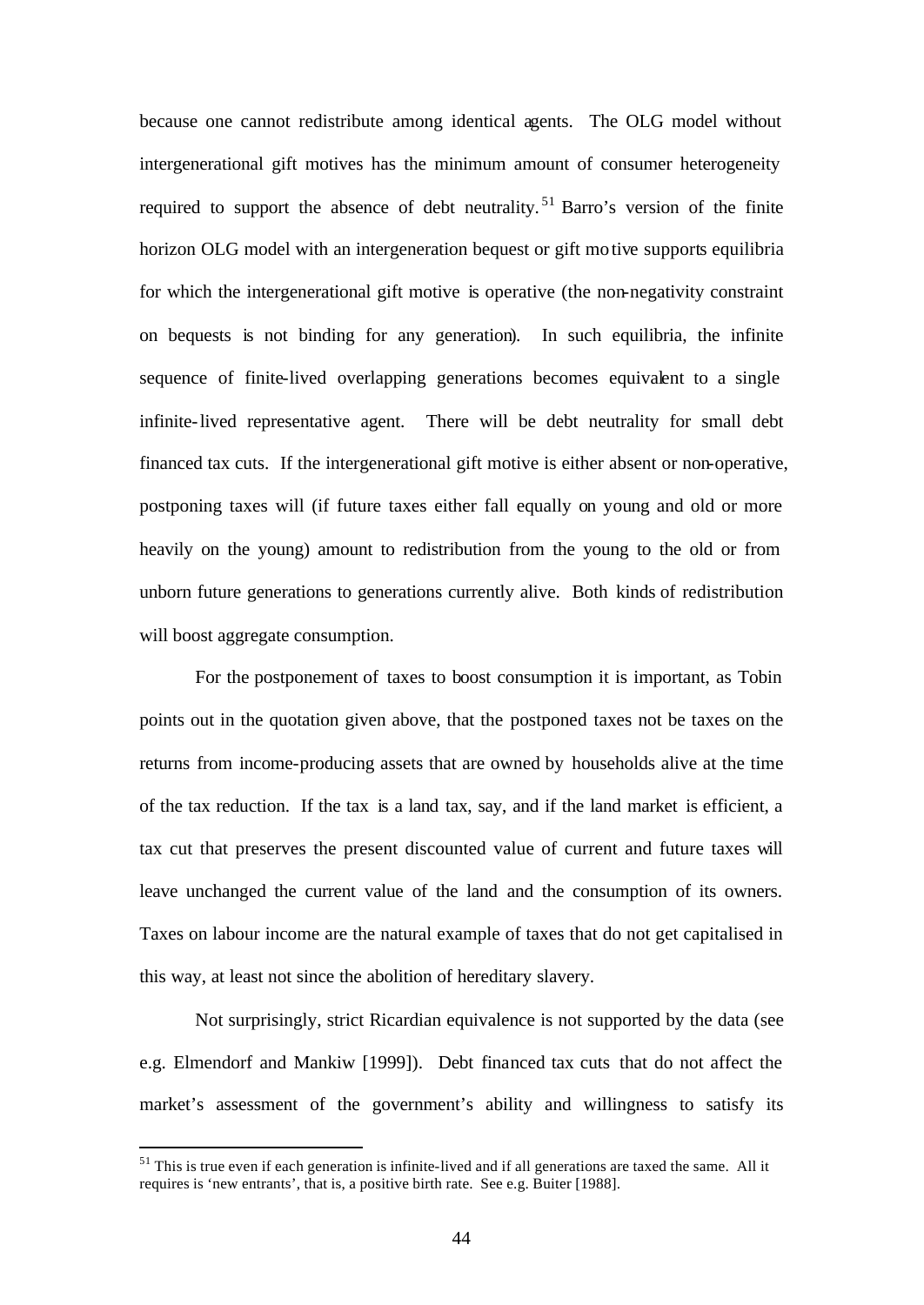because one cannot redistribute among identical agents. The OLG model without intergenerational gift motives has the minimum amount of consumer heterogeneity required to support the absence of debt neutrality.[51] Barro's version of the finite horizon OLG model with an intergeneration bequest or gift motive supports equilibria for which the intergenerational gift motive is operative (the non-negativity constraint on bequests is not binding for any generation). In such equilibria, the infinite sequence of finite-lived overlapping generations becomes equivalent to a single infinite-lived representative agent. There will be debt neutrality for small debt financed tax cuts. If the intergenerational gift motive is either absent or non-operative, postponing taxes will (if future taxes either fall equally on young and old or more heavily on the young) amount to redistribution from the young to the old or from unborn future generations to generations currently alive. Both kinds of redistribution will boost aggregate consumption.

For the postponement of taxes to boost consumption it is important, as Tobin points out in the quotation given above, that the postponed taxes not be taxes on the returns from income-producing assets that are owned by households alive at the time of the tax reduction. If the tax is a land tax, say, and if the land market is efficient, a tax cut that preserves the present discounted value of current and future taxes will leave unchanged the current value of the land and the consumption of its owners. Taxes on labour income are the natural example of taxes that do not get capitalised in this way, at least not since the abolition of hereditary slavery.

Not surprisingly, strict Ricardian equivalence is not supported by the data (see e.g. Elmendorf and Mankiw [1999]). Debt financed tax cuts that do not affect the market's assessment of the government's ability and willingness to satisfy its

[51] This is true even if each generation is infinite-lived and if all generations are taxed the same. All it requires is 'new entrants', that is, a positive birth rate. See e.g. Buiter [1988].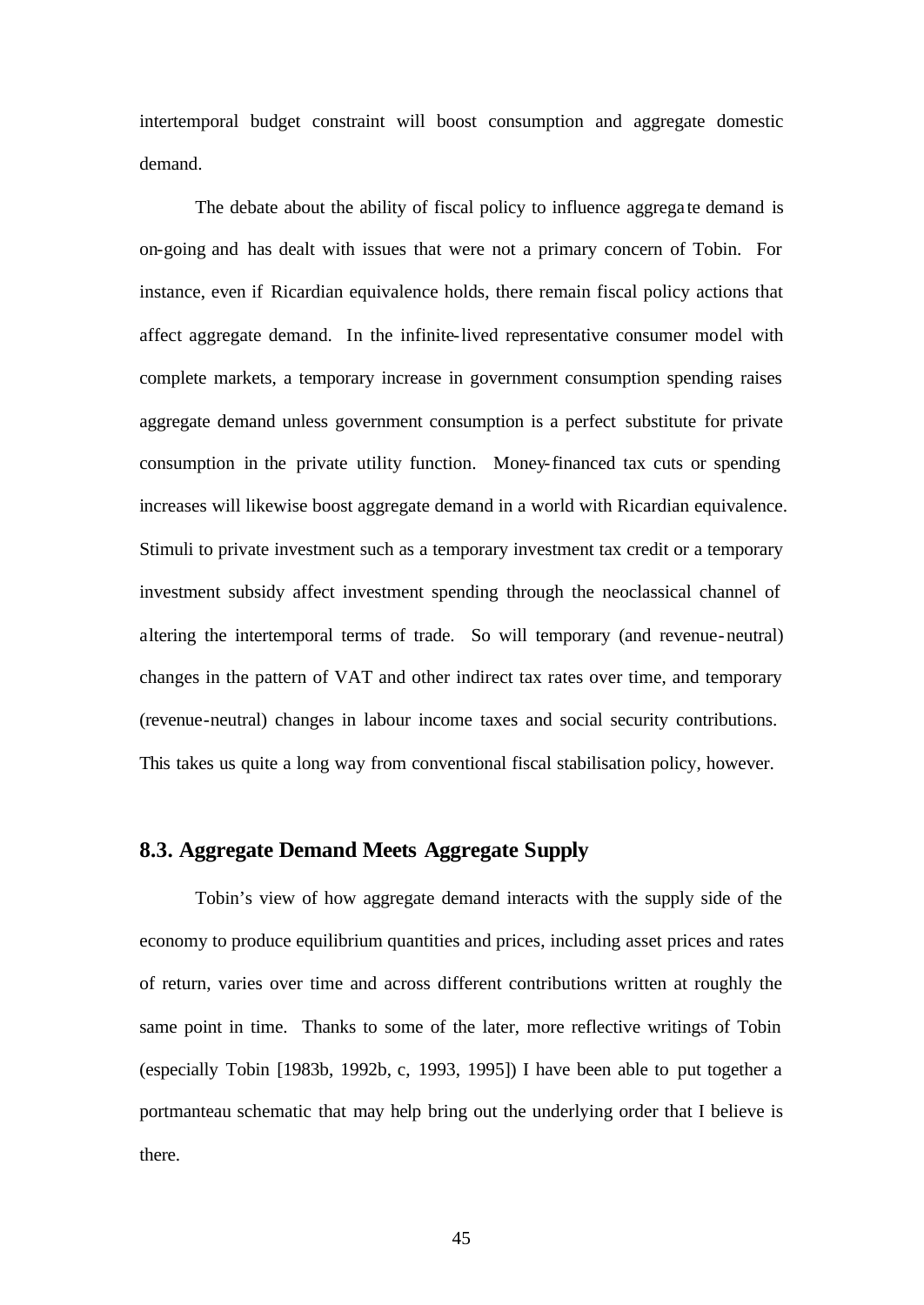intertemporal budget constraint will boost consumption and aggregate domestic demand.

The debate about the ability of fiscal policy to influence aggregate demand is on-going and has dealt with issues that were not a primary concern of Tobin. For instance, even if Ricardian equivalence holds, there remain fiscal policy actions that affect aggregate demand. In the infinite-lived representative consumer model with complete markets, a temporary increase in government consumption spending raises aggregate demand unless government consumption is a perfect substitute for private consumption in the private utility function. Money-financed tax cuts or spending increases will likewise boost aggregate demand in a world with Ricardian equivalence. Stimuli to private investment such as a temporary investment tax credit or a temporary investment subsidy affect investment spending through the neoclassical channel of altering the intertemporal terms of trade. So will temporary (and revenue-neutral) changes in the pattern of VAT and other indirect tax rates over time, and temporary (revenue-neutral) changes in labour income taxes and social security contributions. This takes us quite a long way from conventional fiscal stabilisation policy, however.

## 8.3. Aggregate Demand Meets Aggregate Supply

Tobin's view of how aggregate demand interacts with the supply side of the economy to produce equilibrium quantities and prices, including asset prices and rates of return, varies over time and across different contributions written at roughly the same point in time. Thanks to some of the later, more reflective writings of Tobin (especially Tobin [1983b, 1992b, c, 1993, 1995]) I have been able to put together a portmanteau schematic that may help bring out the underlying order that I believe is there.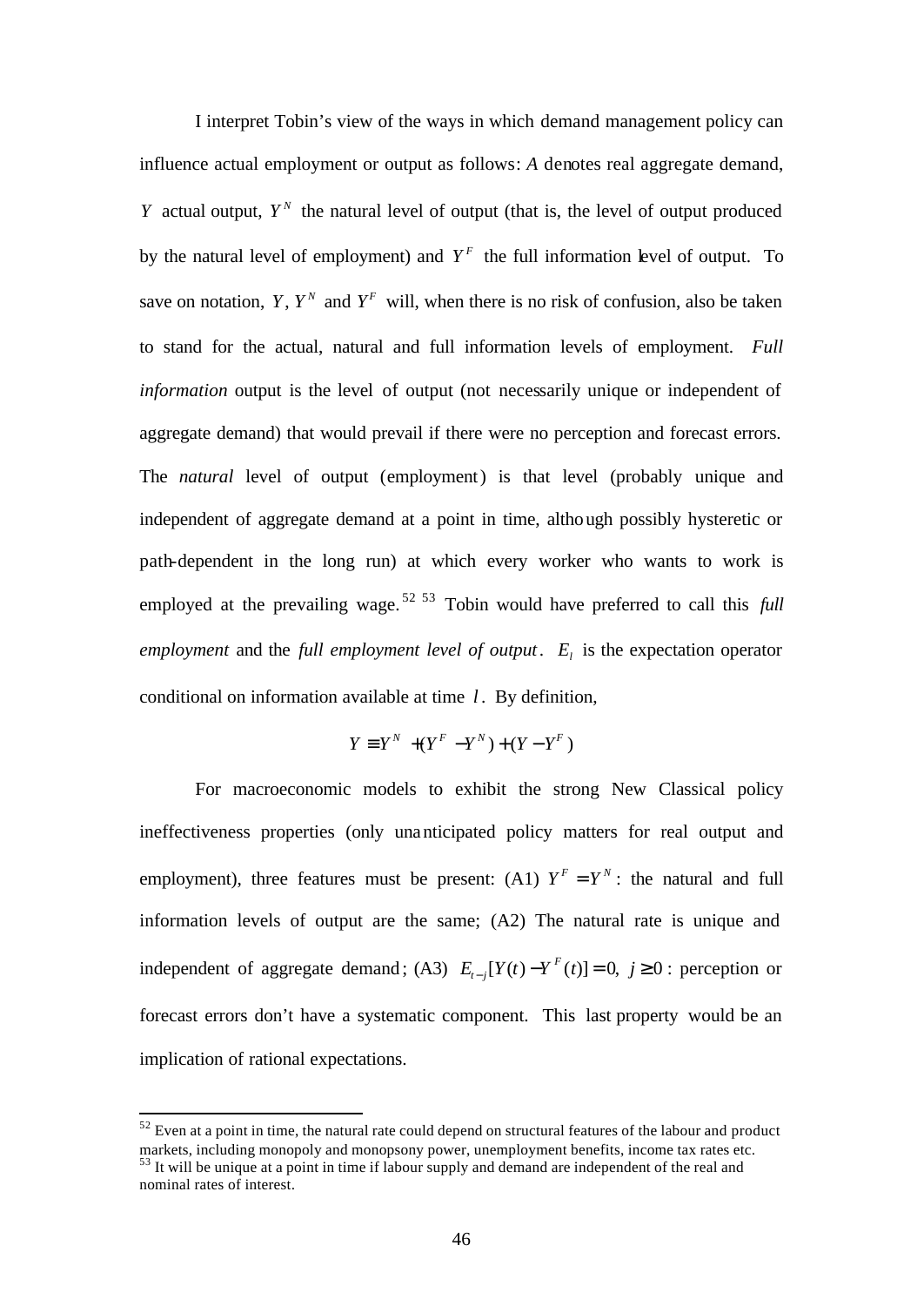I interpret Tobin's view of the ways in which demand management policy can influence actual employment or output as follows: $A$ denotes real aggregate demand, $Y$ actual output, $Y^N$ the natural level of output (that is, the level of output produced by the natural level of employment) and $Y^F$ the full information level of output. To save on notation, $Y$, $Y^N$ and $Y^F$ will, when there is no risk of confusion, also be taken to stand for the actual, natural and full information levels of employment. *Full information* output is the level of output (not necessarily unique or independent of aggregate demand) that would prevail if there were no perception and forecast errors. The *natural* level of output (employment) is that level (probably unique and independent of aggregate demand at a point in time, although possibly hysteretic or path-dependent in the long run) at which every worker who wants to work is employed at the prevailing wage.[52] [53] Tobin would have preferred to call this *full employment* and the *full employment level of output*. $E_l$ is the expectation operator conditional on information available at time $l$. By definition,

$$Y \equiv Y^N + (Y^F - Y^N) + (Y - Y^F)$$

For macroeconomic models to exhibit the strong New Classical policy ineffectiveness properties (only unanticipated policy matters for real output and employment), three features must be present: (A1) $Y^F = Y^N$: the natural and full information levels of output are the same; (A2) The natural rate is unique and independent of aggregate demand; (A3) $E_{t-j}[Y(t) - Y^F(t)] = 0,\ j \geq 0$: perception or forecast errors don't have a systematic component. This last property would be an implication of rational expectations.

---

[52] Even at a point in time, the natural rate could depend on structural features of the labour and product markets, including monopoly and monopsony power, unemployment benefits, income tax rates etc.

[53] It will be unique at a point in time if labour supply and demand are independent of the real and nominal rates of interest.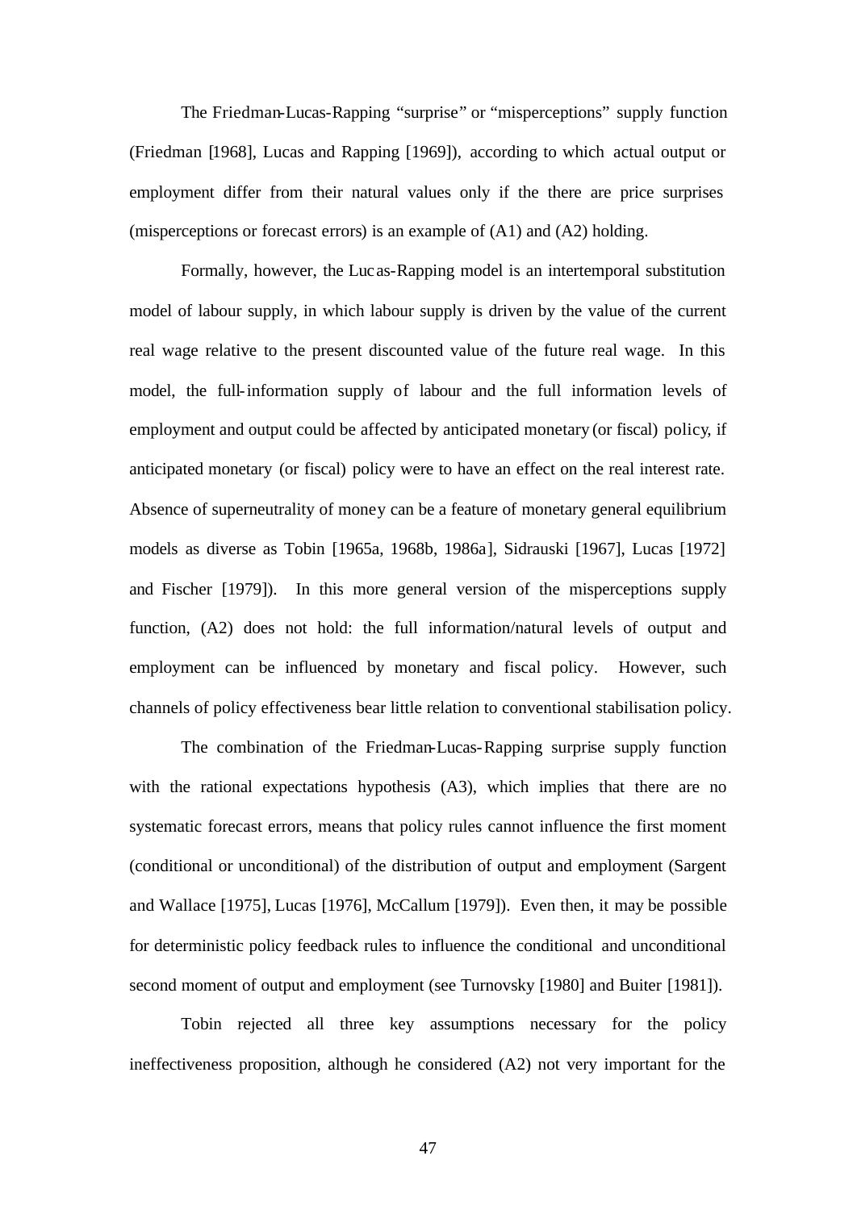The Friedman-Lucas-Rapping "surprise" or "misperceptions" supply function (Friedman [1968], Lucas and Rapping [1969]), according to which actual output or employment differ from their natural values only if the there are price surprises (misperceptions or forecast errors) is an example of (A1) and (A2) holding.

Formally, however, the Lucas-Rapping model is an intertemporal substitution model of labour supply, in which labour supply is driven by the value of the current real wage relative to the present discounted value of the future real wage. In this model, the full-information supply of labour and the full information levels of employment and output could be affected by anticipated monetary (or fiscal) policy, if anticipated monetary (or fiscal) policy were to have an effect on the real interest rate. Absence of superneutrality of money can be a feature of monetary general equilibrium models as diverse as Tobin [1965a, 1968b, 1986a], Sidrauski [1967], Lucas [1972] and Fischer [1979]). In this more general version of the misperceptions supply function, (A2) does not hold: the full information/natural levels of output and employment can be influenced by monetary and fiscal policy. However, such channels of policy effectiveness bear little relation to conventional stabilisation policy.

The combination of the Friedman-Lucas-Rapping surprise supply function with the rational expectations hypothesis (A3), which implies that there are no systematic forecast errors, means that policy rules cannot influence the first moment (conditional or unconditional) of the distribution of output and employment (Sargent and Wallace [1975], Lucas [1976], McCallum [1979]). Even then, it may be possible for deterministic policy feedback rules to influence the conditional and unconditional second moment of output and employment (see Turnovsky [1980] and Buiter [1981]).

Tobin rejected all three key assumptions necessary for the policy ineffectiveness proposition, although he considered (A2) not very important for the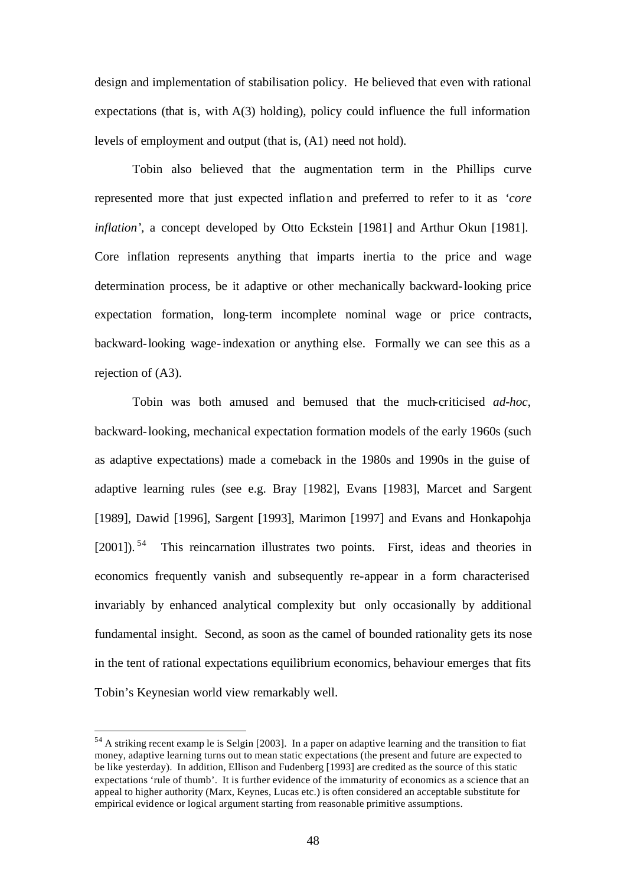design and implementation of stabilisation policy. He believed that even with rational expectations (that is, with A(3) holding), policy could influence the full information levels of employment and output (that is, (A1) need not hold).

Tobin also believed that the augmentation term in the Phillips curve represented more that just expected inflation and preferred to refer to it as *'core inflation'*, a concept developed by Otto Eckstein [1981] and Arthur Okun [1981]. Core inflation represents anything that imparts inertia to the price and wage determination process, be it adaptive or other mechanically backward-looking price expectation formation, long-term incomplete nominal wage or price contracts, backward-looking wage-indexation or anything else. Formally we can see this as a rejection of (A3).

Tobin was both amused and bemused that the much-criticised *ad-hoc*, backward-looking, mechanical expectation formation models of the early 1960s (such as adaptive expectations) made a comeback in the 1980s and 1990s in the guise of adaptive learning rules (see e.g. Bray [1982], Evans [1983], Marcet and Sargent [1989], Dawid [1996], Sargent [1993], Marimon [1997] and Evans and Honkapohja [2001]).[54] This reincarnation illustrates two points. First, ideas and theories in economics frequently vanish and subsequently re-appear in a form characterised invariably by enhanced analytical complexity but only occasionally by additional fundamental insight. Second, as soon as the camel of bounded rationality gets its nose in the tent of rational expectations equilibrium economics, behaviour emerges that fits Tobin's Keynesian world view remarkably well.

[54] A striking recent example is Selgin [2003]. In a paper on adaptive learning and the transition to fiat money, adaptive learning turns out to mean static expectations (the present and future are expected to be like yesterday). In addition, Ellison and Fudenberg [1993] are credited as the source of this static expectations 'rule of thumb'. It is further evidence of the immaturity of economics as a science that an appeal to higher authority (Marx, Keynes, Lucas etc.) is often considered an acceptable substitute for empirical evidence or logical argument starting from reasonable primitive assumptions.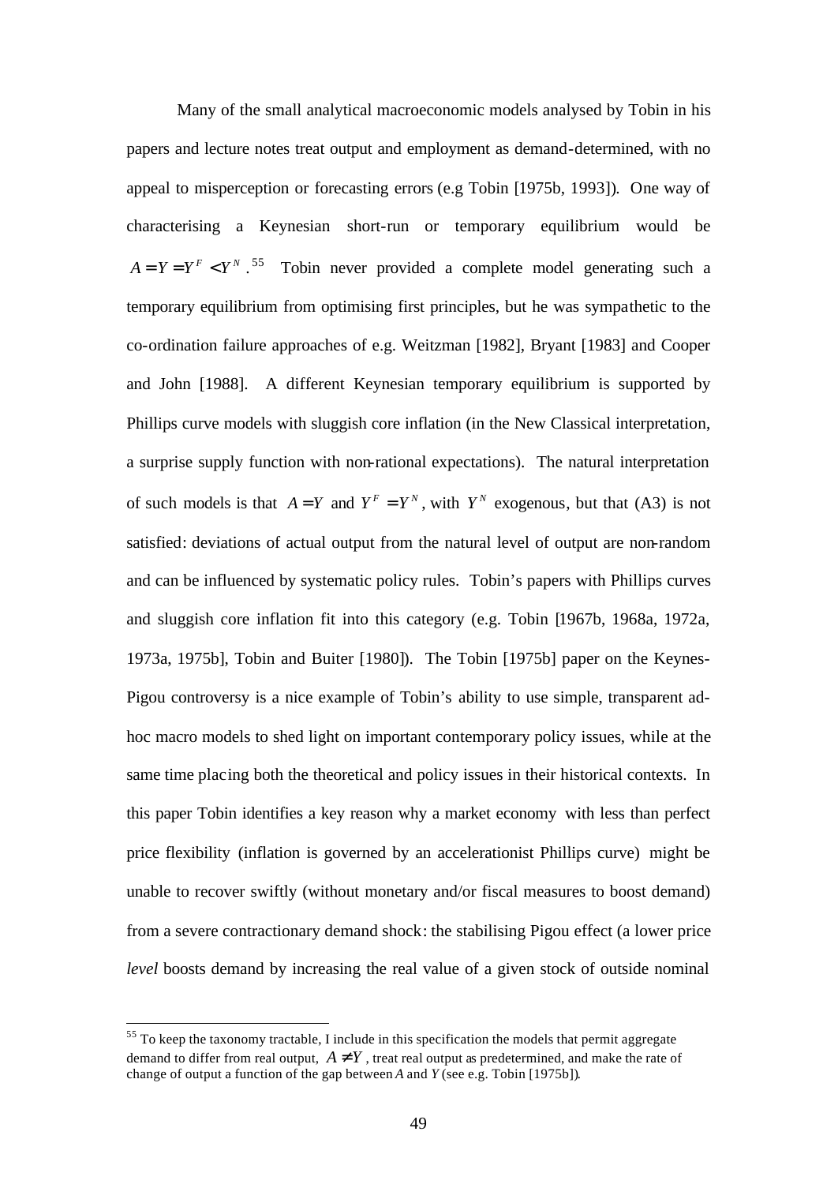Many of the small analytical macroeconomic models analysed by Tobin in his papers and lecture notes treat output and employment as demand-determined, with no appeal to misperception or forecasting errors (e.g Tobin [1975b, 1993]). One way of characterising a Keynesian short-run or temporary equilibrium would be $A = Y = Y^F < Y^N$.[55] Tobin never provided a complete model generating such a temporary equilibrium from optimising first principles, but he was sympathetic to the co-ordination failure approaches of e.g. Weitzman [1982], Bryant [1983] and Cooper and John [1988]. A different Keynesian temporary equilibrium is supported by Phillips curve models with sluggish core inflation (in the New Classical interpretation, a surprise supply function with non-rational expectations). The natural interpretation of such models is that $A = Y$ and $Y^F = Y^N$, with $Y^N$ exogenous, but that (A3) is not satisfied: deviations of actual output from the natural level of output are non-random and can be influenced by systematic policy rules. Tobin's papers with Phillips curves and sluggish core inflation fit into this category (e.g. Tobin [1967b, 1968a, 1972a, 1973a, 1975b], Tobin and Buiter [1980]). The Tobin [1975b] paper on the Keynes-Pigou controversy is a nice example of Tobin's ability to use simple, transparent ad-hoc macro models to shed light on important contemporary policy issues, while at the same time placing both the theoretical and policy issues in their historical contexts. In this paper Tobin identifies a key reason why a market economy with less than perfect price flexibility (inflation is governed by an accelerationist Phillips curve) might be unable to recover swiftly (without monetary and/or fiscal measures to boost demand) from a severe contractionary demand shock: the stabilising Pigou effect (a lower price *level* boosts demand by increasing the real value of a given stock of outside nominal

[55] To keep the taxonomy tractable, I include in this specification the models that permit aggregate demand to differ from real output, $A \neq Y$, treat real output as predetermined, and make the rate of change of output a function of the gap between $A$ and $Y$ (see e.g. Tobin [1975b]).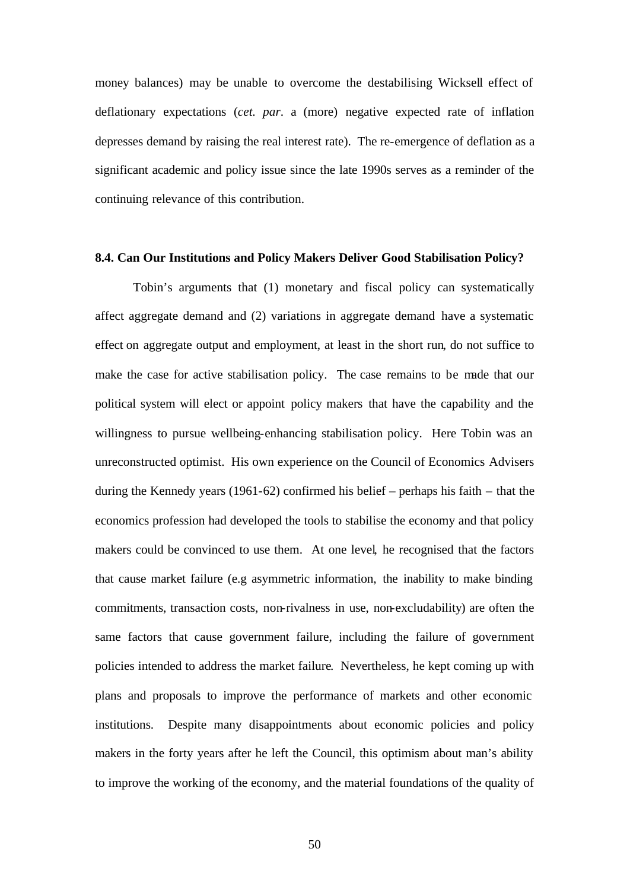money balances) may be unable to overcome the destabilising Wicksell effect of deflationary expectations (*cet. par*. a (more) negative expected rate of inflation depresses demand by raising the real interest rate). The re-emergence of deflation as a significant academic and policy issue since the late 1990s serves as a reminder of the continuing relevance of this contribution.

## 8.4. Can Our Institutions and Policy Makers Deliver Good Stabilisation Policy?

Tobin's arguments that (1) monetary and fiscal policy can systematically affect aggregate demand and (2) variations in aggregate demand have a systematic effect on aggregate output and employment, at least in the short run, do not suffice to make the case for active stabilisation policy. The case remains to be made that our political system will elect or appoint policy makers that have the capability and the willingness to pursue wellbeing-enhancing stabilisation policy. Here Tobin was an unreconstructed optimist. His own experience on the Council of Economics Advisers during the Kennedy years (1961-62) confirmed his belief – perhaps his faith – that the economics profession had developed the tools to stabilise the economy and that policy makers could be convinced to use them. At one level, he recognised that the factors that cause market failure (e.g asymmetric information, the inability to make binding commitments, transaction costs, non-rivalness in use, non-excludability) are often the same factors that cause government failure, including the failure of government policies intended to address the market failure. Nevertheless, he kept coming up with plans and proposals to improve the performance of markets and other economic institutions. Despite many disappointments about economic policies and policy makers in the forty years after he left the Council, this optimism about man's ability to improve the working of the economy, and the material foundations of the quality of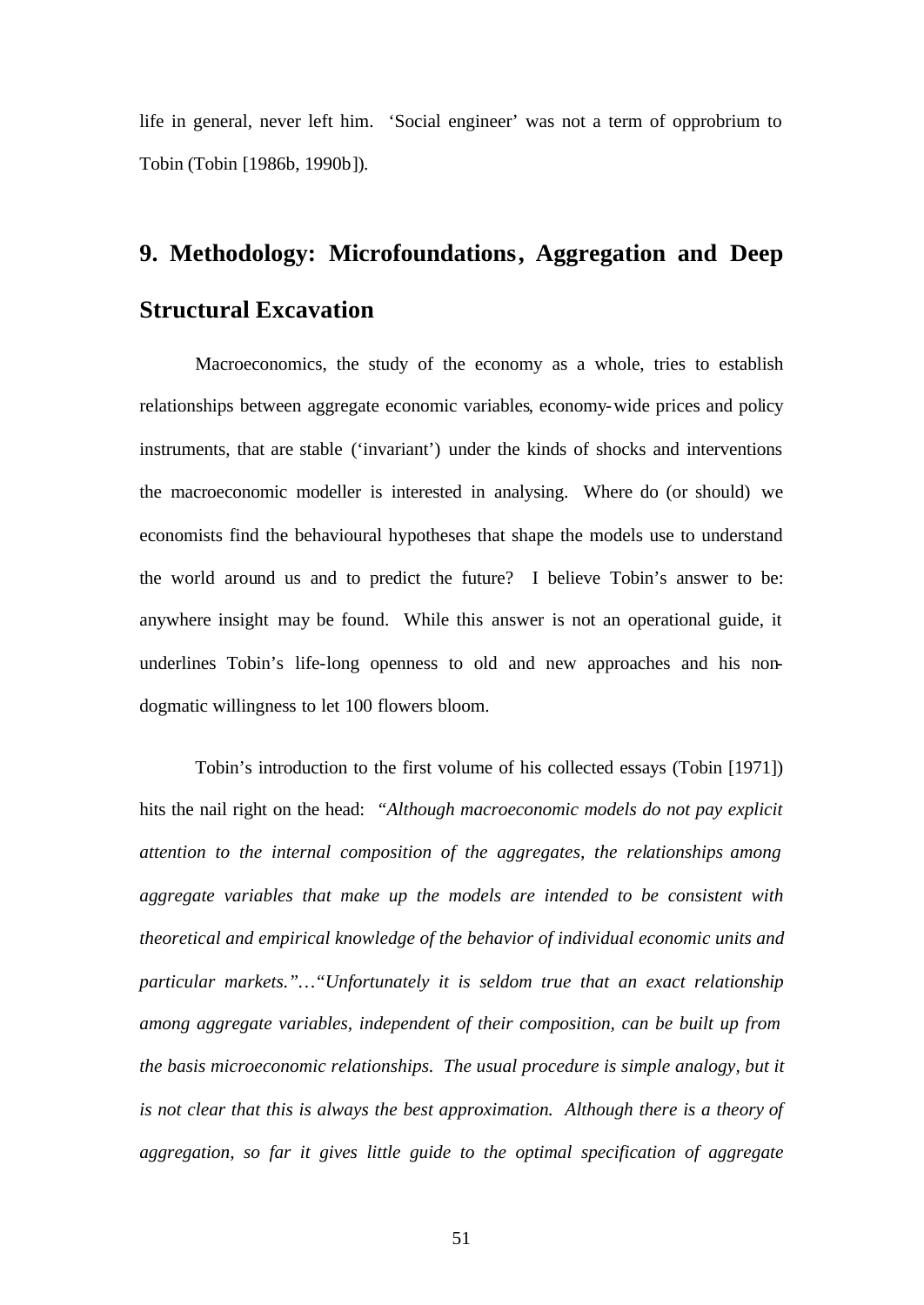life in general, never left him. ‘Social engineer’ was not a term of opprobrium to Tobin (Tobin [1986b, 1990b]).

## 9. Methodology: Microfoundations, Aggregation and Deep Structural Excavation

Macroeconomics, the study of the economy as a whole, tries to establish relationships between aggregate economic variables, economy-wide prices and policy instruments, that are stable (‘invariant’) under the kinds of shocks and interventions the macroeconomic modeller is interested in analysing. Where do (or should) we economists find the behavioural hypotheses that shape the models use to understand the world around us and to predict the future? I believe Tobin’s answer to be: anywhere insight may be found. While this answer is not an operational guide, it underlines Tobin’s life-long openness to old and new approaches and his non-dogmatic willingness to let 100 flowers bloom.

Tobin’s introduction to the first volume of his collected essays (Tobin [1971]) hits the nail right on the head: *“Although macroeconomic models do not pay explicit attention to the internal composition of the aggregates, the relationships among aggregate variables that make up the models are intended to be consistent with theoretical and empirical knowledge of the behavior of individual economic units and particular markets.”…“Unfortunately it is seldom true that an exact relationship among aggregate variables, independent of their composition, can be built up from the basis microeconomic relationships. The usual procedure is simple analogy, but it is not clear that this is always the best approximation. Although there is a theory of aggregation, so far it gives little guide to the optimal specification of aggregate*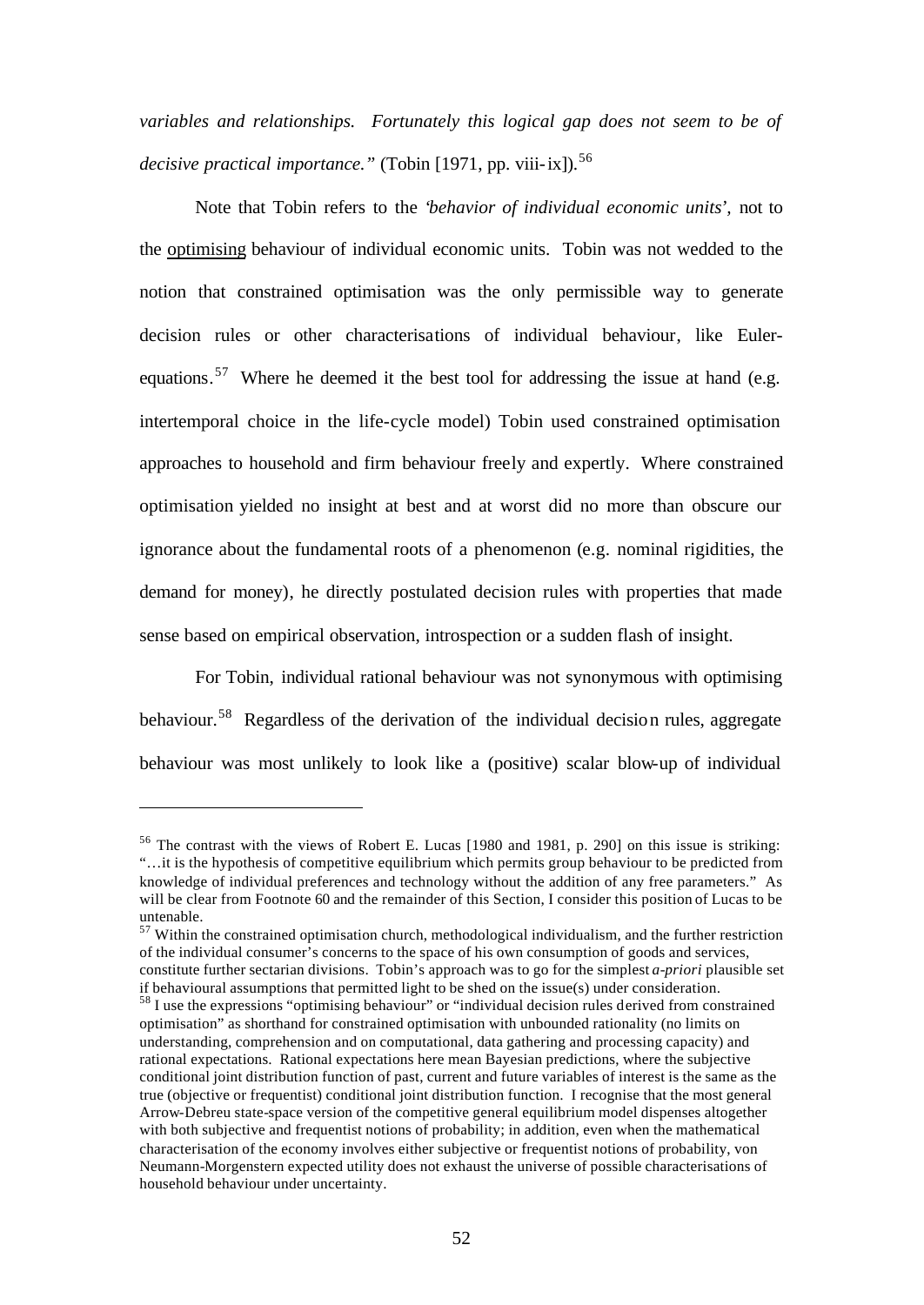*variables and relationships. Fortunately this logical gap does not seem to be of decisive practical importance."* (Tobin [1971, pp. viii-ix]).[56]

Note that Tobin refers to the *'behavior of individual economic units'*, not to the optimising behaviour of individual economic units. Tobin was not wedded to the notion that constrained optimisation was the only permissible way to generate decision rules or other characterisations of individual behaviour, like Euler-equations.[57] Where he deemed it the best tool for addressing the issue at hand (e.g. intertemporal choice in the life-cycle model) Tobin used constrained optimisation approaches to household and firm behaviour freely and expertly. Where constrained optimisation yielded no insight at best and at worst did no more than obscure our ignorance about the fundamental roots of a phenomenon (e.g. nominal rigidities, the demand for money), he directly postulated decision rules with properties that made sense based on empirical observation, introspection or a sudden flash of insight.

For Tobin, individual rational behaviour was not synonymous with optimising behaviour.[58] Regardless of the derivation of the individual decision rules, aggregate behaviour was most unlikely to look like a (positive) scalar blow-up of individual

---

[56] The contrast with the views of Robert E. Lucas [1980 and 1981, p. 290] on this issue is striking: "…it is the hypothesis of competitive equilibrium which permits group behaviour to be predicted from knowledge of individual preferences and technology without the addition of any free parameters." As will be clear from Footnote 60 and the remainder of this Section, I consider this position of Lucas to be untenable.

[57] Within the constrained optimisation church, methodological individualism, and the further restriction of the individual consumer's concerns to the space of his own consumption of goods and services, constitute further sectarian divisions. Tobin's approach was to go for the simplest *a-priori* plausible set if behavioural assumptions that permitted light to be shed on the issue(s) under consideration.

[58] I use the expressions "optimising behaviour" or "individual decision rules derived from constrained optimisation" as shorthand for constrained optimisation with unbounded rationality (no limits on understanding, comprehension and on computational, data gathering and processing capacity) and rational expectations. Rational expectations here mean Bayesian predictions, where the subjective conditional joint distribution function of past, current and future variables of interest is the same as the true (objective or frequentist) conditional joint distribution function. I recognise that the most general Arrow-Debreu state-space version of the competitive general equilibrium model dispenses altogether with both subjective and frequentist notions of probability; in addition, even when the mathematical characterisation of the economy involves either subjective or frequentist notions of probability, von Neumann-Morgenstern expected utility does not exhaust the universe of possible characterisations of household behaviour under uncertainty.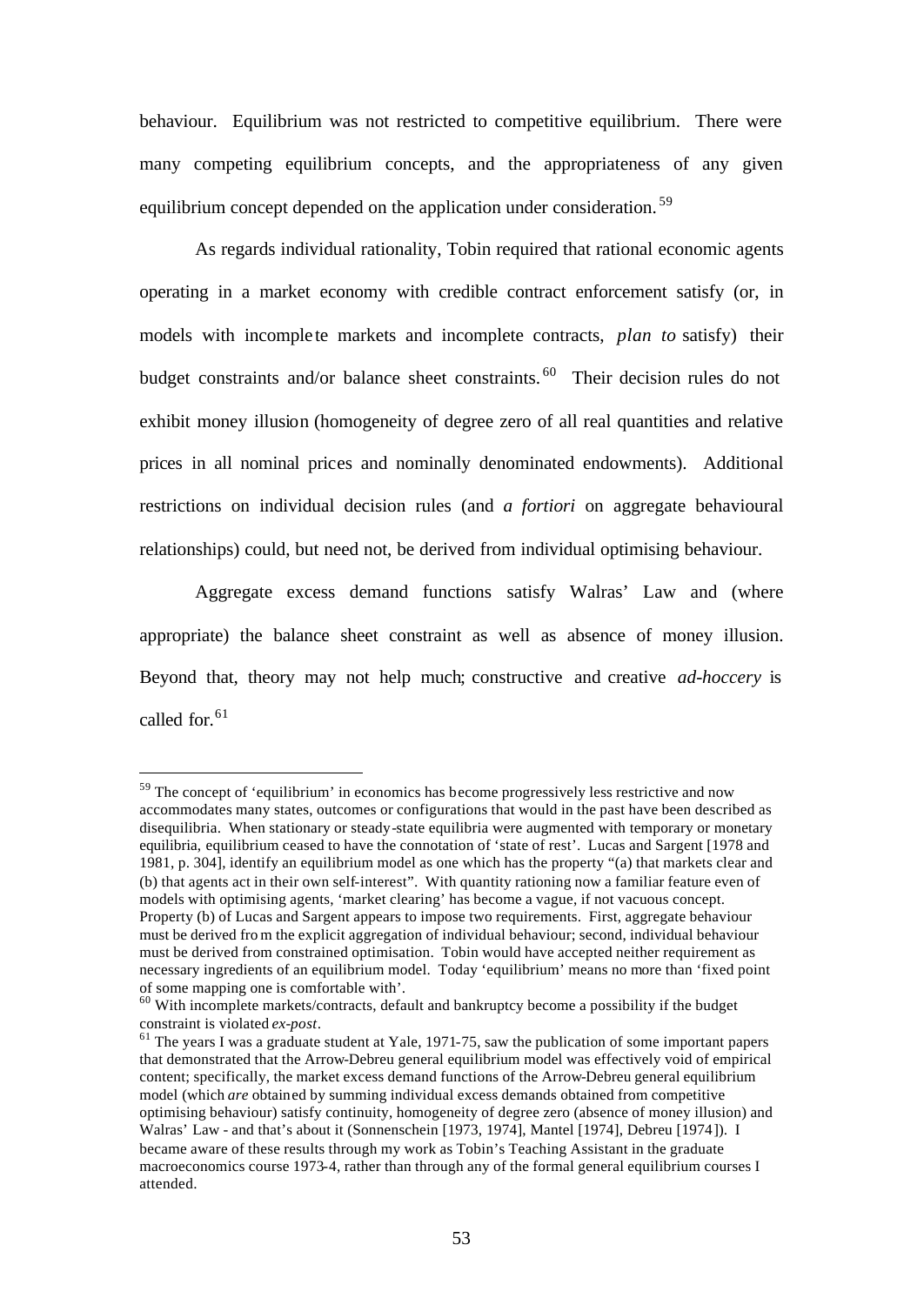behaviour. Equilibrium was not restricted to competitive equilibrium. There were many competing equilibrium concepts, and the appropriateness of any given equilibrium concept depended on the application under consideration.[59]

As regards individual rationality, Tobin required that rational economic agents operating in a market economy with credible contract enforcement satisfy (or, in models with incomplete markets and incomplete contracts, *plan to* satisfy) their budget constraints and/or balance sheet constraints.[60] Their decision rules do not exhibit money illusion (homogeneity of degree zero of all real quantities and relative prices in all nominal prices and nominally denominated endowments). Additional restrictions on individual decision rules (and *a fortiori* on aggregate behavioural relationships) could, but need not, be derived from individual optimising behaviour.

Aggregate excess demand functions satisfy Walras' Law and (where appropriate) the balance sheet constraint as well as absence of money illusion. Beyond that, theory may not help much; constructive and creative *ad-hoccery* is called for.[61]

---

[59] The concept of 'equilibrium' in economics has become progressively less restrictive and now accommodates many states, outcomes or configurations that would in the past have been described as disequilibria. When stationary or steady-state equilibria were augmented with temporary or monetary equilibria, equilibrium ceased to have the connotation of 'state of rest'. Lucas and Sargent [1978 and 1981, p. 304], identify an equilibrium model as one which has the property "(a) that markets clear and (b) that agents act in their own self-interest". With quantity rationing now a familiar feature even of models with optimising agents, 'market clearing' has become a vague, if not vacuous concept. Property (b) of Lucas and Sargent appears to impose two requirements. First, aggregate behaviour must be derived from the explicit aggregation of individual behaviour; second, individual behaviour must be derived from constrained optimisation. Tobin would have accepted neither requirement as necessary ingredients of an equilibrium model. Today 'equilibrium' means no more than 'fixed point of some mapping one is comfortable with'.

[60] With incomplete markets/contracts, default and bankruptcy become a possibility if the budget constraint is violated *ex-post*.

[61] The years I was a graduate student at Yale, 1971-75, saw the publication of some important papers that demonstrated that the Arrow-Debreu general equilibrium model was effectively void of empirical content; specifically, the market excess demand functions of the Arrow-Debreu general equilibrium model (which *are* obtained by summing individual excess demands obtained from competitive optimising behaviour) satisfy continuity, homogeneity of degree zero (absence of money illusion) and Walras' Law - and that's about it (Sonnenschein [1973, 1974], Mantel [1974], Debreu [1974]). I became aware of these results through my work as Tobin's Teaching Assistant in the graduate macroeconomics course 1973-4, rather than through any of the formal general equilibrium courses I attended.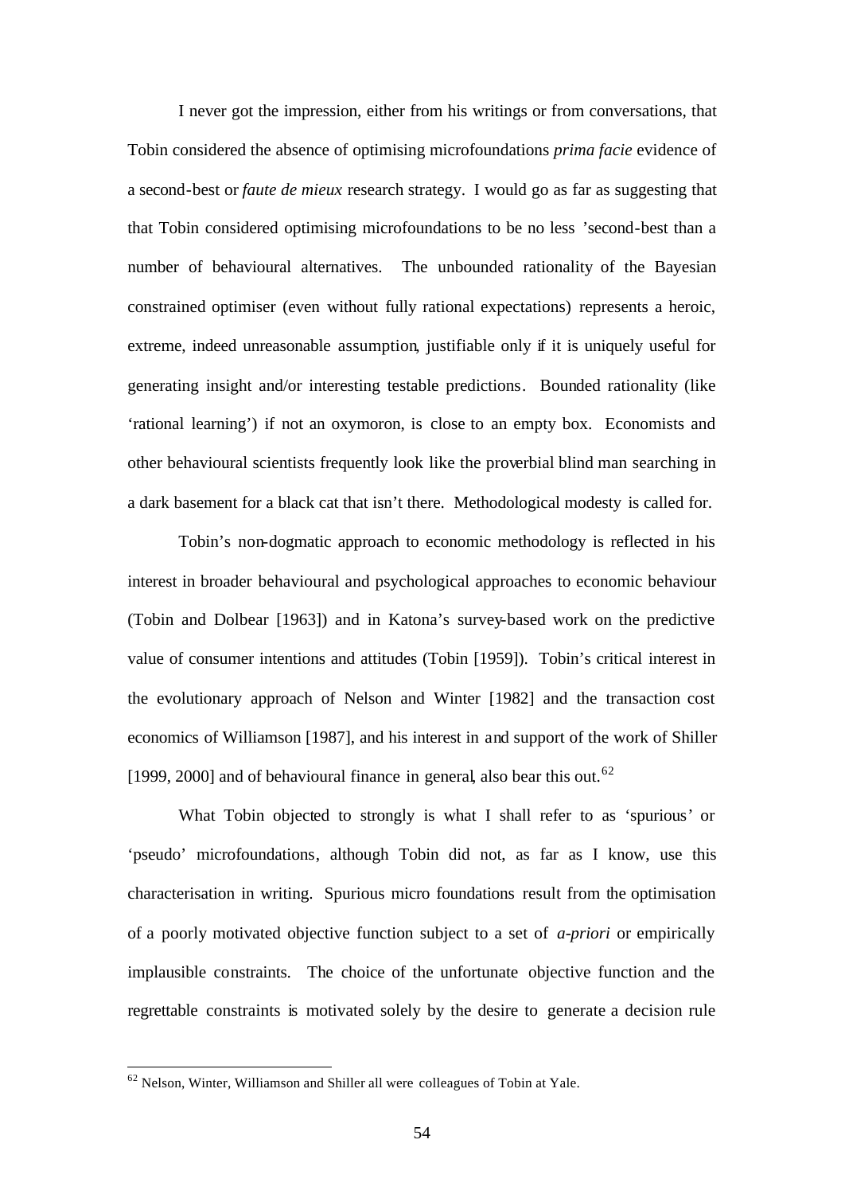I never got the impression, either from his writings or from conversations, that Tobin considered the absence of optimising microfoundations *prima facie* evidence of a second-best or *faute de mieux* research strategy. I would go as far as suggesting that that Tobin considered optimising microfoundations to be no less 'second-best than a number of behavioural alternatives. The unbounded rationality of the Bayesian constrained optimiser (even without fully rational expectations) represents a heroic, extreme, indeed unreasonable assumption, justifiable only if it is uniquely useful for generating insight and/or interesting testable predictions. Bounded rationality (like 'rational learning') if not an oxymoron, is close to an empty box. Economists and other behavioural scientists frequently look like the proverbial blind man searching in a dark basement for a black cat that isn't there. Methodological modesty is called for.

Tobin's non-dogmatic approach to economic methodology is reflected in his interest in broader behavioural and psychological approaches to economic behaviour (Tobin and Dolbear [1963]) and in Katona's survey-based work on the predictive value of consumer intentions and attitudes (Tobin [1959]). Tobin's critical interest in the evolutionary approach of Nelson and Winter [1982] and the transaction cost economics of Williamson [1987], and his interest in and support of the work of Shiller [1999, 2000] and of behavioural finance in general, also bear this out.[62]

What Tobin objected to strongly is what I shall refer to as 'spurious' or 'pseudo' microfoundations, although Tobin did not, as far as I know, use this characterisation in writing. Spurious micro foundations result from the optimisation of a poorly motivated objective function subject to a set of *a-priori* or empirically implausible constraints. The choice of the unfortunate objective function and the regrettable constraints is motivated solely by the desire to generate a decision rule

---

[62] Nelson, Winter, Williamson and Shiller all were colleagues of Tobin at Yale.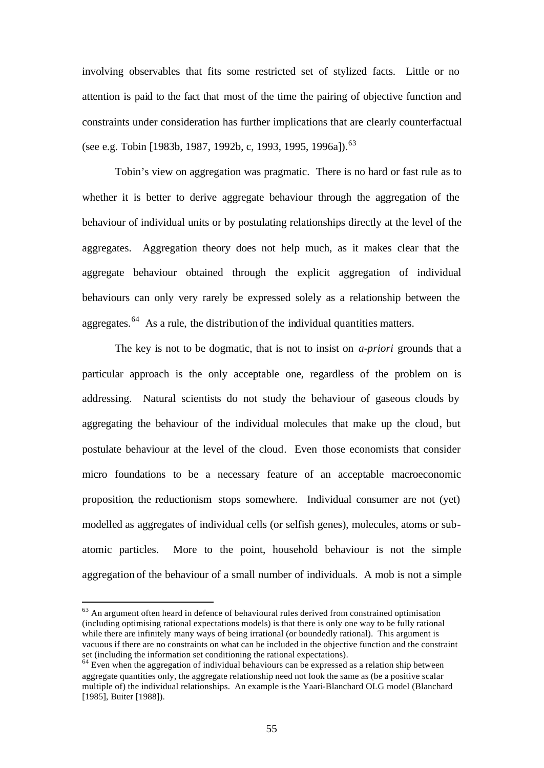involving observables that fits some restricted set of stylized facts. Little or no attention is paid to the fact that most of the time the pairing of objective function and constraints under consideration has further implications that are clearly counterfactual (see e.g. Tobin [1983b, 1987, 1992b, c, 1993, 1995, 1996a]).[63]

Tobin's view on aggregation was pragmatic. There is no hard or fast rule as to whether it is better to derive aggregate behaviour through the aggregation of the behaviour of individual units or by postulating relationships directly at the level of the aggregates. Aggregation theory does not help much, as it makes clear that the aggregate behaviour obtained through the explicit aggregation of individual behaviours can only very rarely be expressed solely as a relationship between the aggregates.[64] As a rule, the distribution of the individual quantities matters.

The key is not to be dogmatic, that is not to insist on *a-priori* grounds that a particular approach is the only acceptable one, regardless of the problem on is addressing. Natural scientists do not study the behaviour of gaseous clouds by aggregating the behaviour of the individual molecules that make up the cloud, but postulate behaviour at the level of the cloud. Even those economists that consider micro foundations to be a necessary feature of an acceptable macroeconomic proposition, the reductionism stops somewhere. Individual consumer are not (yet) modelled as aggregates of individual cells (or selfish genes), molecules, atoms or sub-atomic particles. More to the point, household behaviour is not the simple aggregation of the behaviour of a small number of individuals. A mob is not a simple

---

[63] An argument often heard in defence of behavioural rules derived from constrained optimisation (including optimising rational expectations models) is that there is only one way to be fully rational while there are infinitely many ways of being irrational (or boundedly rational). This argument is vacuous if there are no constraints on what can be included in the objective function and the constraint set (including the information set conditioning the rational expectations).

[64] Even when the aggregation of individual behaviours can be expressed as a relation ship between aggregate quantities only, the aggregate relationship need not look the same as (be a positive scalar multiple of) the individual relationships. An example is the Yaari-Blanchard OLG model (Blanchard [1985], Buiter [1988]).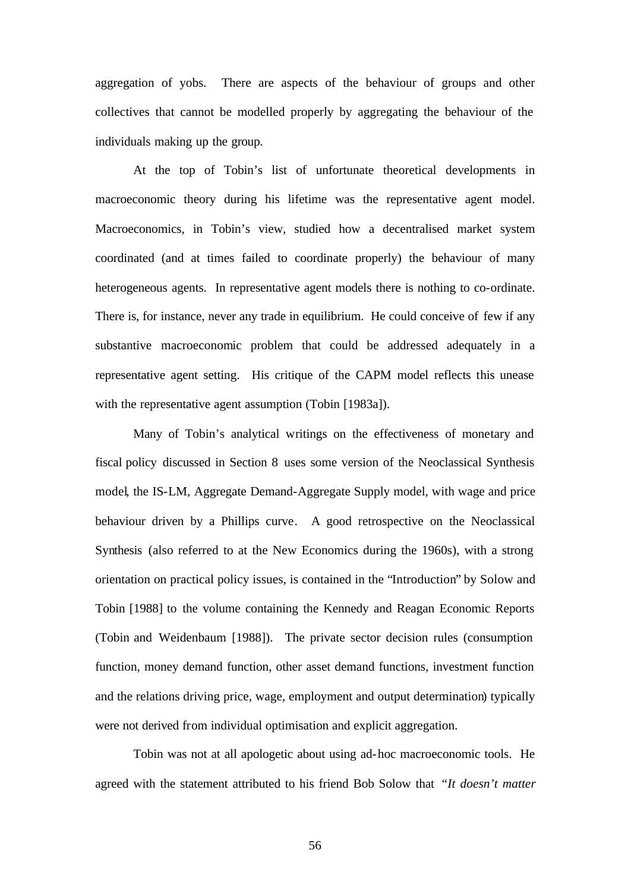aggregation of yobs. There are aspects of the behaviour of groups and other collectives that cannot be modelled properly by aggregating the behaviour of the individuals making up the group.

At the top of Tobin's list of unfortunate theoretical developments in macroeconomic theory during his lifetime was the representative agent model. Macroeconomics, in Tobin's view, studied how a decentralised market system coordinated (and at times failed to coordinate properly) the behaviour of many heterogeneous agents. In representative agent models there is nothing to co-ordinate. There is, for instance, never any trade in equilibrium. He could conceive of few if any substantive macroeconomic problem that could be addressed adequately in a representative agent setting. His critique of the CAPM model reflects this unease with the representative agent assumption (Tobin [1983a]).

Many of Tobin's analytical writings on the effectiveness of monetary and fiscal policy discussed in Section 8 uses some version of the Neoclassical Synthesis model, the IS-LM, Aggregate Demand-Aggregate Supply model, with wage and price behaviour driven by a Phillips curve. A good retrospective on the Neoclassical Synthesis (also referred to at the New Economics during the 1960s), with a strong orientation on practical policy issues, is contained in the "Introduction" by Solow and Tobin [1988] to the volume containing the Kennedy and Reagan Economic Reports (Tobin and Weidenbaum [1988]). The private sector decision rules (consumption function, money demand function, other asset demand functions, investment function and the relations driving price, wage, employment and output determination) typically were not derived from individual optimisation and explicit aggregation.

Tobin was not at all apologetic about using ad-hoc macroeconomic tools. He agreed with the statement attributed to his friend Bob Solow that *"It doesn't matter*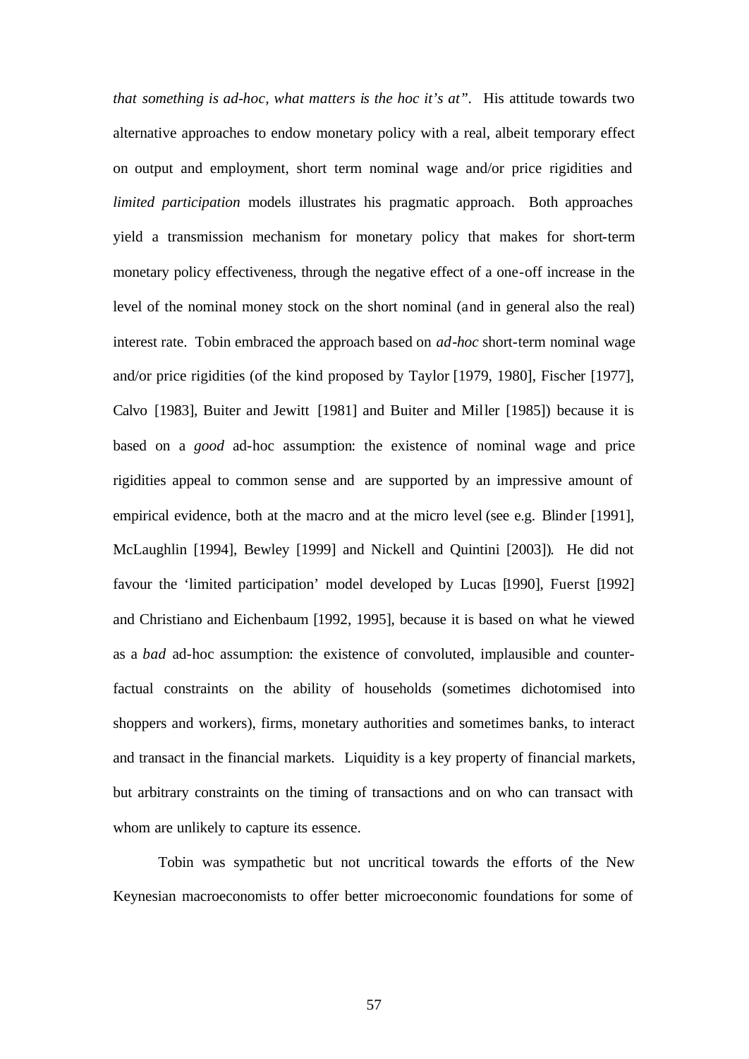*that something is ad-hoc, what matters is the hoc it's at"*. His attitude towards two alternative approaches to endow monetary policy with a real, albeit temporary effect on output and employment, short term nominal wage and/or price rigidities and *limited participation* models illustrates his pragmatic approach. Both approaches yield a transmission mechanism for monetary policy that makes for short-term monetary policy effectiveness, through the negative effect of a one-off increase in the level of the nominal money stock on the short nominal (and in general also the real) interest rate. Tobin embraced the approach based on *ad-hoc* short-term nominal wage and/or price rigidities (of the kind proposed by Taylor [1979, 1980], Fischer [1977], Calvo [1983], Buiter and Jewitt [1981] and Buiter and Miller [1985]) because it is based on a *good* ad-hoc assumption: the existence of nominal wage and price rigidities appeal to common sense and are supported by an impressive amount of empirical evidence, both at the macro and at the micro level (see e.g. Blinder [1991], McLaughlin [1994], Bewley [1999] and Nickell and Quintini [2003]). He did not favour the 'limited participation' model developed by Lucas [1990], Fuerst [1992] and Christiano and Eichenbaum [1992, 1995], because it is based on what he viewed as a *bad* ad-hoc assumption: the existence of convoluted, implausible and counter-factual constraints on the ability of households (sometimes dichotomised into shoppers and workers), firms, monetary authorities and sometimes banks, to interact and transact in the financial markets. Liquidity is a key property of financial markets, but arbitrary constraints on the timing of transactions and on who can transact with whom are unlikely to capture its essence.

Tobin was sympathetic but not uncritical towards the efforts of the New Keynesian macroeconomists to offer better microeconomic foundations for some of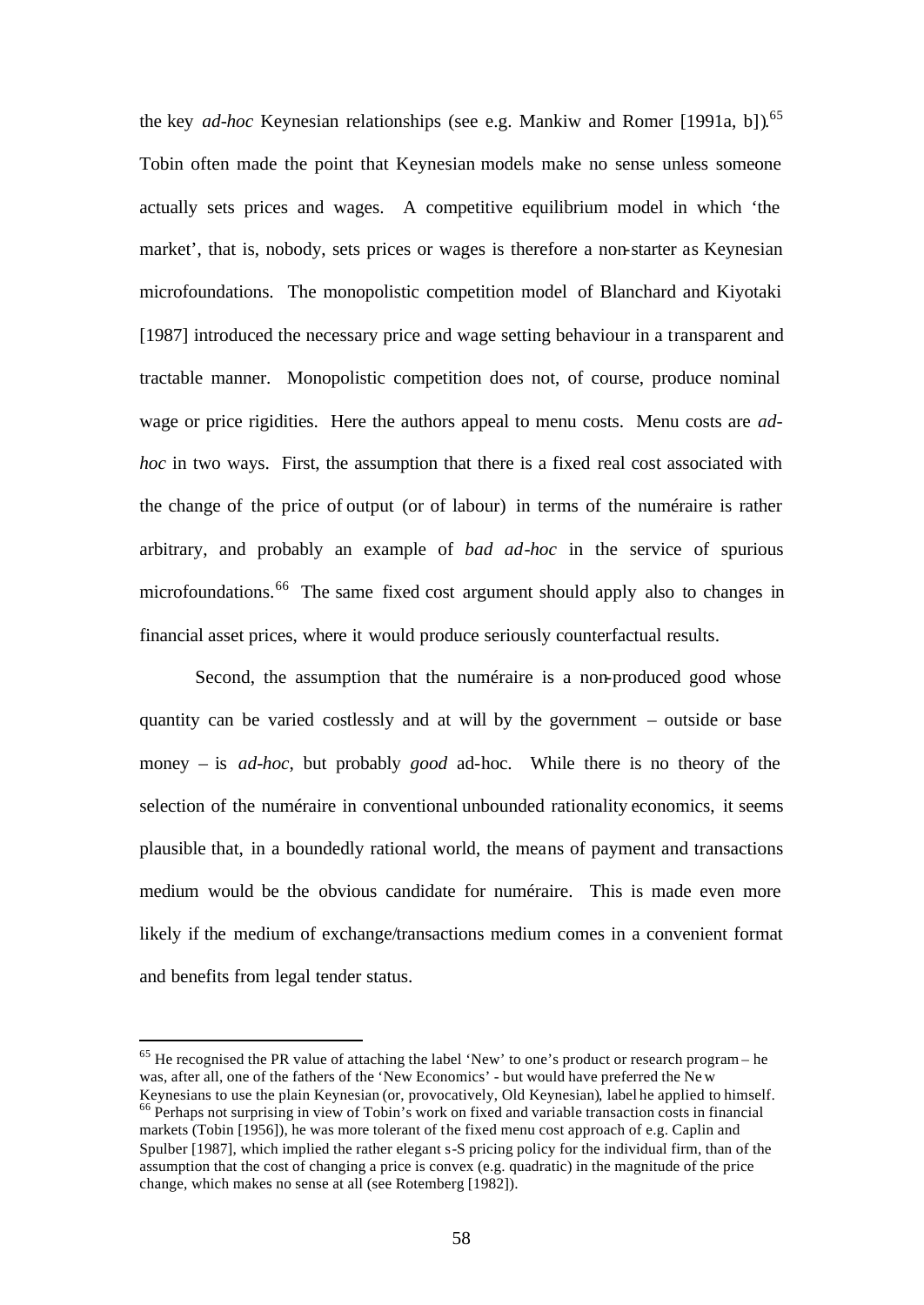the key *ad-hoc* Keynesian relationships (see e.g. Mankiw and Romer [1991a, b]).[65] Tobin often made the point that Keynesian models make no sense unless someone actually sets prices and wages. A competitive equilibrium model in which 'the market', that is, nobody, sets prices or wages is therefore a non-starter as Keynesian microfoundations. The monopolistic competition model of Blanchard and Kiyotaki [1987] introduced the necessary price and wage setting behaviour in a transparent and tractable manner. Monopolistic competition does not, of course, produce nominal wage or price rigidities. Here the authors appeal to menu costs. Menu costs are *ad-hoc* in two ways. First, the assumption that there is a fixed real cost associated with the change of the price of output (or of labour) in terms of the numéraire is rather arbitrary, and probably an example of *bad ad-hoc* in the service of spurious microfoundations.[66] The same fixed cost argument should apply also to changes in financial asset prices, where it would produce seriously counterfactual results.

Second, the assumption that the numéraire is a non-produced good whose quantity can be varied costlessly and at will by the government – outside or base money – is *ad-hoc*, but probably *good* ad-hoc. While there is no theory of the selection of the numéraire in conventional unbounded rationality economics, it seems plausible that, in a boundedly rational world, the means of payment and transactions medium would be the obvious candidate for numéraire. This is made even more likely if the medium of exchange/transactions medium comes in a convenient format and benefits from legal tender status.

---

[65] He recognised the PR value of attaching the label 'New' to one's product or research program – he was, after all, one of the fathers of the 'New Economics' - but would have preferred the New Keynesians to use the plain Keynesian (or, provocatively, Old Keynesian), label he applied to himself.

[66] Perhaps not surprising in view of Tobin's work on fixed and variable transaction costs in financial markets (Tobin [1956]), he was more tolerant of the fixed menu cost approach of e.g. Caplin and Spulber [1987], which implied the rather elegant s-S pricing policy for the individual firm, than of the assumption that the cost of changing a price is convex (e.g. quadratic) in the magnitude of the price change, which makes no sense at all (see Rotemberg [1982]).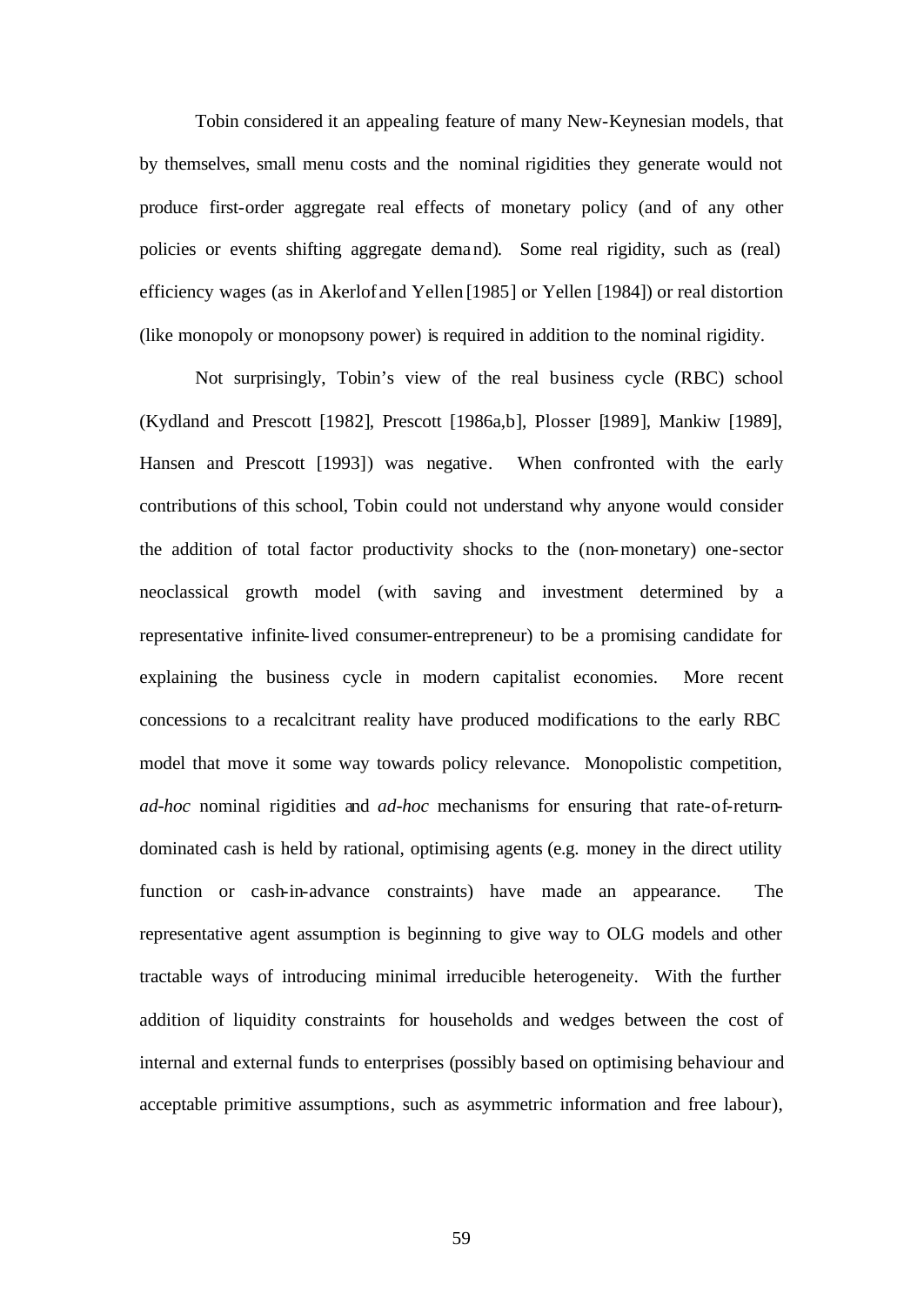Tobin considered it an appealing feature of many New-Keynesian models, that by themselves, small menu costs and the nominal rigidities they generate would not produce first-order aggregate real effects of monetary policy (and of any other policies or events shifting aggregate demand). Some real rigidity, such as (real) efficiency wages (as in Akerlof and Yellen [1985] or Yellen [1984]) or real distortion (like monopoly or monopsony power) is required in addition to the nominal rigidity.

Not surprisingly, Tobin's view of the real business cycle (RBC) school (Kydland and Prescott [1982], Prescott [1986a,b], Plosser [1989], Mankiw [1989], Hansen and Prescott [1993]) was negative. When confronted with the early contributions of this school, Tobin could not understand why anyone would consider the addition of total factor productivity shocks to the (non-monetary) one-sector neoclassical growth model (with saving and investment determined by a representative infinite-lived consumer-entrepreneur) to be a promising candidate for explaining the business cycle in modern capitalist economies. More recent concessions to a recalcitrant reality have produced modifications to the early RBC model that move it some way towards policy relevance. Monopolistic competition, *ad-hoc* nominal rigidities and *ad-hoc* mechanisms for ensuring that rate-of-return-dominated cash is held by rational, optimising agents (e.g. money in the direct utility function or cash-in-advance constraints) have made an appearance. The representative agent assumption is beginning to give way to OLG models and other tractable ways of introducing minimal irreducible heterogeneity. With the further addition of liquidity constraints for households and wedges between the cost of internal and external funds to enterprises (possibly based on optimising behaviour and acceptable primitive assumptions, such as asymmetric information and free labour),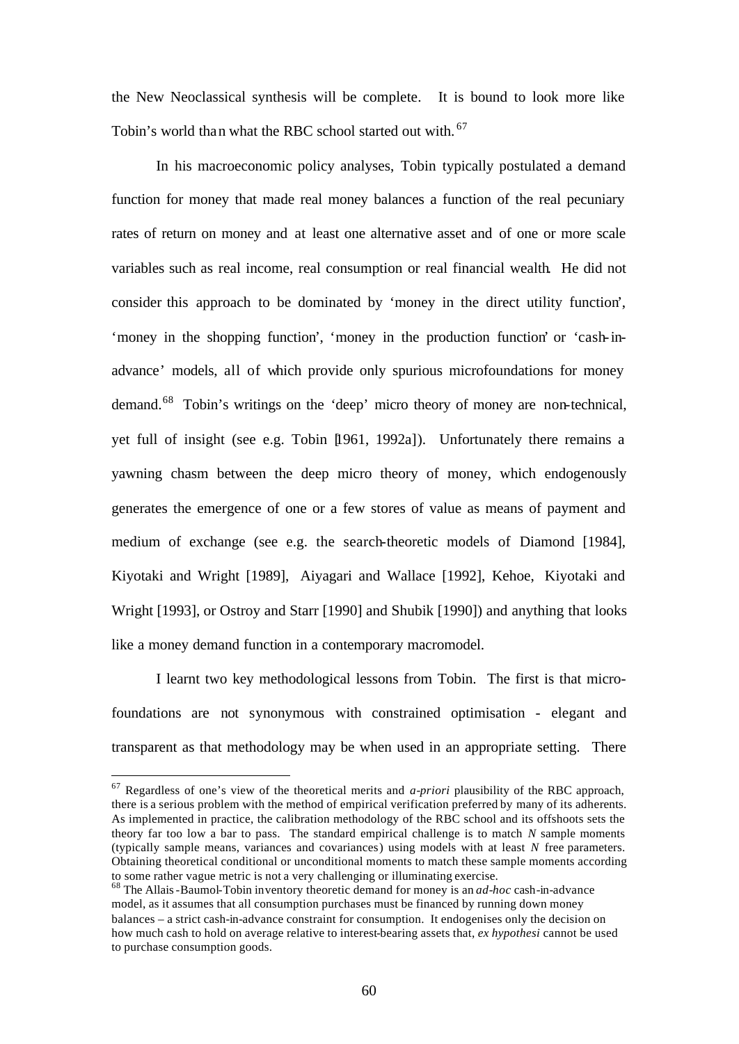the New Neoclassical synthesis will be complete. It is bound to look more like Tobin's world than what the RBC school started out with.[67]

In his macroeconomic policy analyses, Tobin typically postulated a demand function for money that made real money balances a function of the real pecuniary rates of return on money and at least one alternative asset and of one or more scale variables such as real income, real consumption or real financial wealth. He did not consider this approach to be dominated by 'money in the direct utility function', 'money in the shopping function', 'money in the production function' or 'cash-in-advance' models, all of which provide only spurious microfoundations for money demand.[68] Tobin's writings on the 'deep' micro theory of money are non-technical, yet full of insight (see e.g. Tobin [1961, 1992a]). Unfortunately there remains a yawning chasm between the deep micro theory of money, which endogenously generates the emergence of one or a few stores of value as means of payment and medium of exchange (see e.g. the search-theoretic models of Diamond [1984], Kiyotaki and Wright [1989], Aiyagari and Wallace [1992], Kehoe, Kiyotaki and Wright [1993], or Ostroy and Starr [1990] and Shubik [1990]) and anything that looks like a money demand function in a contemporary macromodel.

I learnt two key methodological lessons from Tobin. The first is that micro-foundations are not synonymous with constrained optimisation - elegant and transparent as that methodology may be when used in an appropriate setting. There

---

[67] Regardless of one's view of the theoretical merits and *a-priori* plausibility of the RBC approach, there is a serious problem with the method of empirical verification preferred by many of its adherents. As implemented in practice, the calibration methodology of the RBC school and its offshoots sets the theory far too low a bar to pass. The standard empirical challenge is to match $N$ sample moments (typically sample means, variances and covariances) using models with at least $N$ free parameters. Obtaining theoretical conditional or unconditional moments to match these sample moments according to some rather vague metric is not a very challenging or illuminating exercise.

[68] The Allais-Baumol-Tobin inventory theoretic demand for money is an *ad-hoc* cash-in-advance model, as it assumes that all consumption purchases must be financed by running down money balances – a strict cash-in-advance constraint for consumption. It endogenises only the decision on how much cash to hold on average relative to interest-bearing assets that, *ex hypothesi* cannot be used to purchase consumption goods.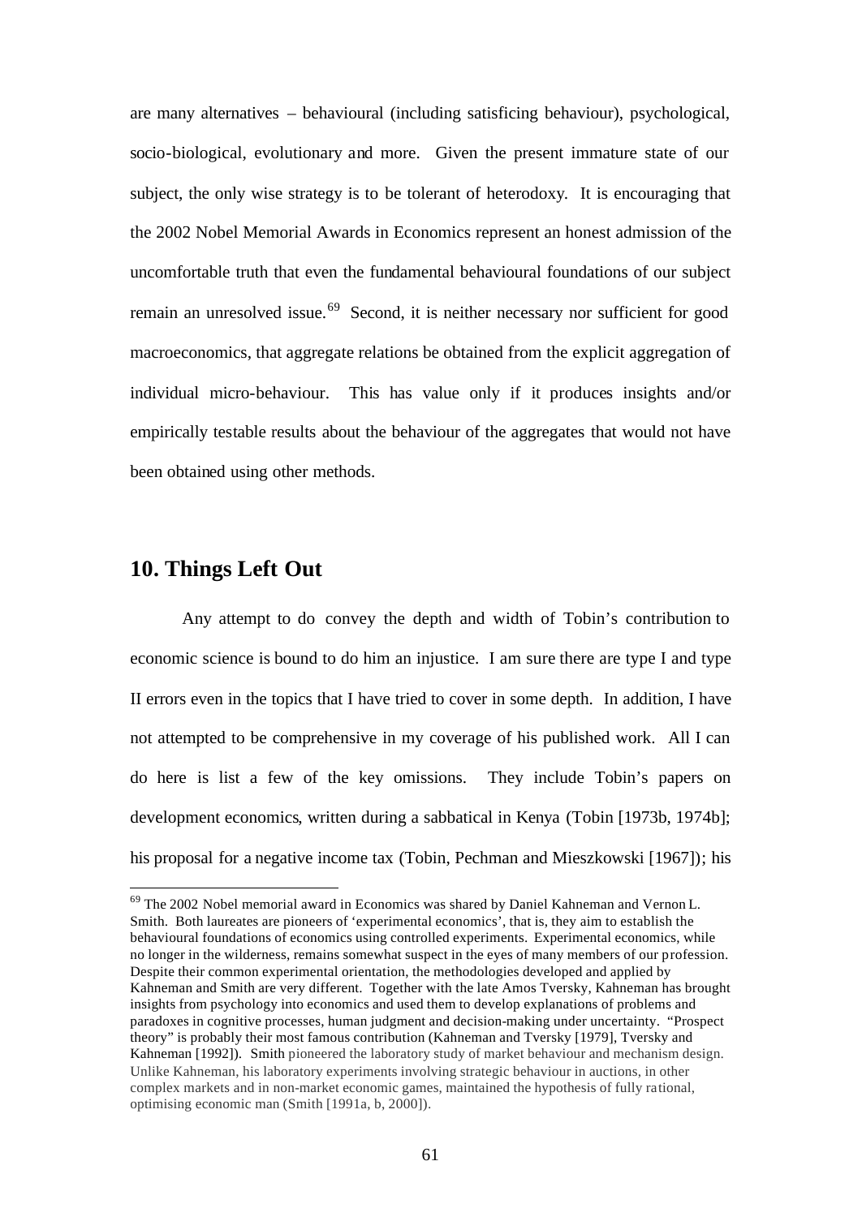are many alternatives – behavioural (including satisficing behaviour), psychological, socio-biological, evolutionary and more. Given the present immature state of our subject, the only wise strategy is to be tolerant of heterodoxy. It is encouraging that the 2002 Nobel Memorial Awards in Economics represent an honest admission of the uncomfortable truth that even the fundamental behavioural foundations of our subject remain an unresolved issue.[69] Second, it is neither necessary nor sufficient for good macroeconomics, that aggregate relations be obtained from the explicit aggregation of individual micro-behaviour. This has value only if it produces insights and/or empirically testable results about the behaviour of the aggregates that would not have been obtained using other methods.

## 10. Things Left Out

Any attempt to do convey the depth and width of Tobin's contribution to economic science is bound to do him an injustice. I am sure there are type I and type II errors even in the topics that I have tried to cover in some depth. In addition, I have not attempted to be comprehensive in my coverage of his published work. All I can do here is list a few of the key omissions. They include Tobin's papers on development economics, written during a sabbatical in Kenya (Tobin [1973b, 1974b]; his proposal for a negative income tax (Tobin, Pechman and Mieszkowski [1967]); his

---

[69] The 2002 Nobel memorial award in Economics was shared by Daniel Kahneman and Vernon L. Smith. Both laureates are pioneers of 'experimental economics', that is, they aim to establish the behavioural foundations of economics using controlled experiments. Experimental economics, while no longer in the wilderness, remains somewhat suspect in the eyes of many members of our profession. Despite their common experimental orientation, the methodologies developed and applied by Kahneman and Smith are very different. Together with the late Amos Tversky, Kahneman has brought insights from psychology into economics and used them to develop explanations of problems and paradoxes in cognitive processes, human judgment and decision-making under uncertainty. "Prospect theory" is probably their most famous contribution (Kahneman and Tversky [1979], Tversky and Kahneman [1992]). Smith pioneered the laboratory study of market behaviour and mechanism design. Unlike Kahneman, his laboratory experiments involving strategic behaviour in auctions, in other complex markets and in non-market economic games, maintained the hypothesis of fully rational, optimising economic man (Smith [1991a, b, 2000]).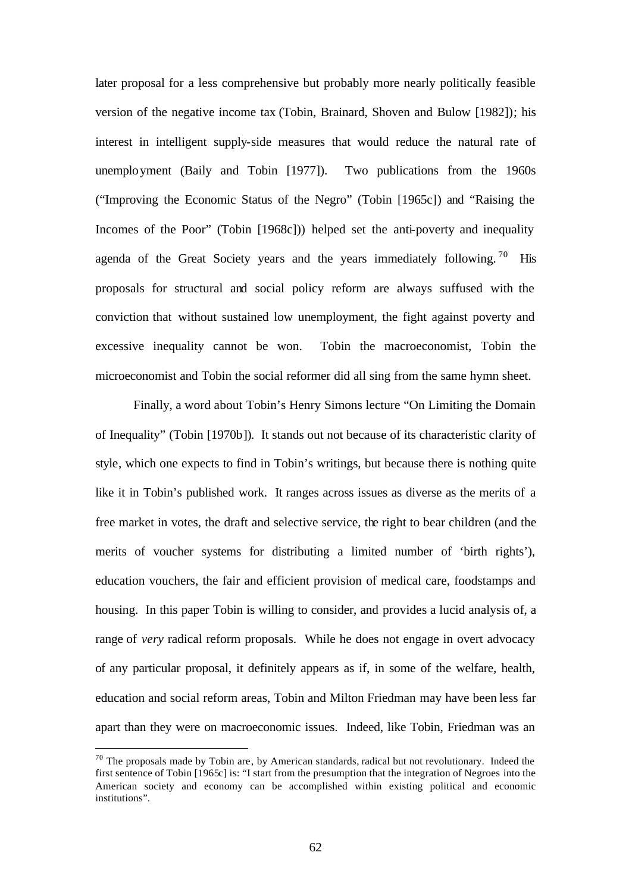later proposal for a less comprehensive but probably more nearly politically feasible version of the negative income tax (Tobin, Brainard, Shoven and Bulow [1982]); his interest in intelligent supply-side measures that would reduce the natural rate of unemployment (Baily and Tobin [1977]). Two publications from the 1960s ("Improving the Economic Status of the Negro" (Tobin [1965c]) and "Raising the Incomes of the Poor" (Tobin [1968c])) helped set the anti-poverty and inequality agenda of the Great Society years and the years immediately following.[70] His proposals for structural and social policy reform are always suffused with the conviction that without sustained low unemployment, the fight against poverty and excessive inequality cannot be won. Tobin the macroeconomist, Tobin the microeconomist and Tobin the social reformer did all sing from the same hymn sheet.

Finally, a word about Tobin's Henry Simons lecture "On Limiting the Domain of Inequality" (Tobin [1970b]). It stands out not because of its characteristic clarity of style, which one expects to find in Tobin's writings, but because there is nothing quite like it in Tobin's published work. It ranges across issues as diverse as the merits of a free market in votes, the draft and selective service, the right to bear children (and the merits of voucher systems for distributing a limited number of 'birth rights'), education vouchers, the fair and efficient provision of medical care, foodstamps and housing. In this paper Tobin is willing to consider, and provides a lucid analysis of, a range of *very* radical reform proposals. While he does not engage in overt advocacy of any particular proposal, it definitely appears as if, in some of the welfare, health, education and social reform areas, Tobin and Milton Friedman may have been less far apart than they were on macroeconomic issues. Indeed, like Tobin, Friedman was an

[70] The proposals made by Tobin are, by American standards, radical but not revolutionary. Indeed the first sentence of Tobin [1965c] is: "I start from the presumption that the integration of Negroes into the American society and economy can be accomplished within existing political and economic institutions".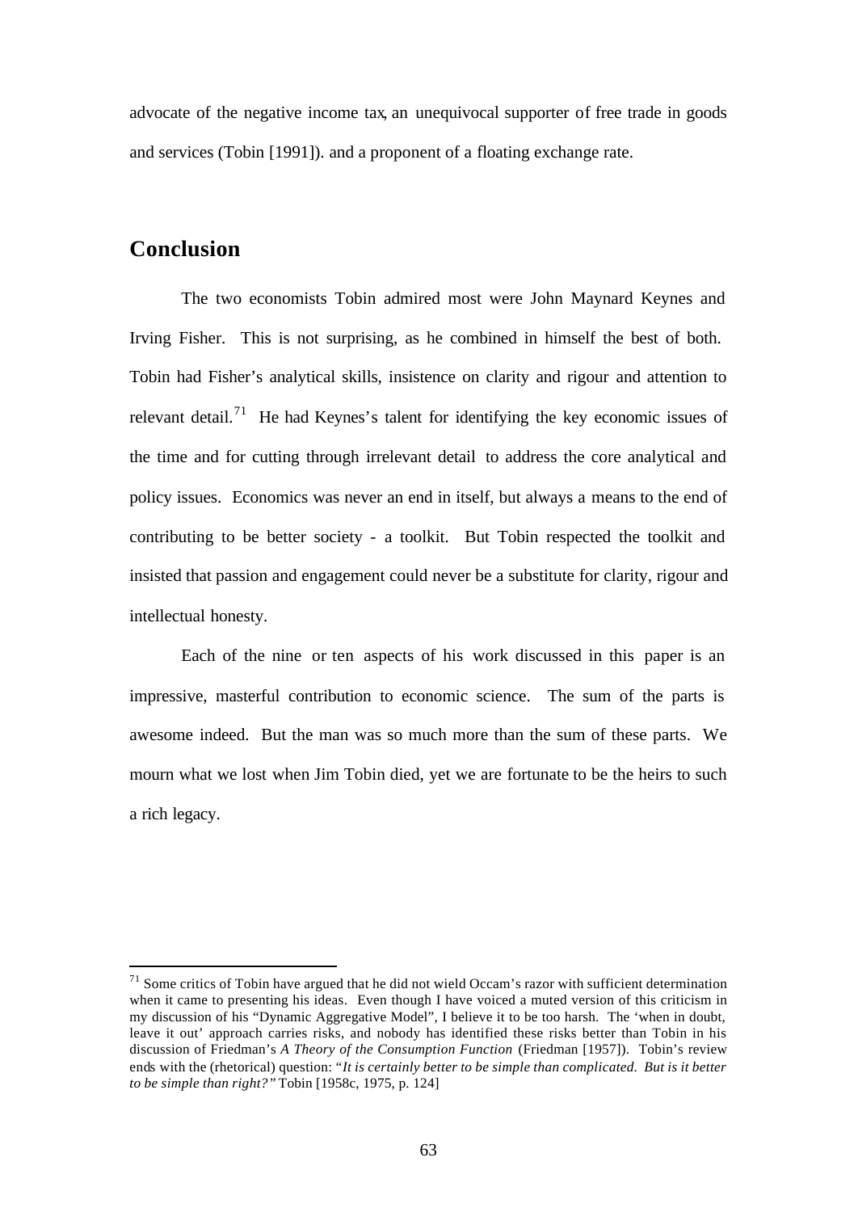advocate of the negative income tax, an unequivocal supporter of free trade in goods and services (Tobin [1991]). and a proponent of a floating exchange rate.

## Conclusion

The two economists Tobin admired most were John Maynard Keynes and Irving Fisher. This is not surprising, as he combined in himself the best of both. Tobin had Fisher's analytical skills, insistence on clarity and rigour and attention to relevant detail.[71] He had Keynes's talent for identifying the key economic issues of the time and for cutting through irrelevant detail to address the core analytical and policy issues. Economics was never an end in itself, but always a means to the end of contributing to be better society - a toolkit. But Tobin respected the toolkit and insisted that passion and engagement could never be a substitute for clarity, rigour and intellectual honesty.

Each of the nine or ten aspects of his work discussed in this paper is an impressive, masterful contribution to economic science. The sum of the parts is awesome indeed. But the man was so much more than the sum of these parts. We mourn what we lost when Jim Tobin died, yet we are fortunate to be the heirs to such a rich legacy.

---

[71] Some critics of Tobin have argued that he did not wield Occam's razor with sufficient determination when it came to presenting his ideas. Even though I have voiced a muted version of this criticism in my discussion of his "Dynamic Aggregative Model", I believe it to be too harsh. The 'when in doubt, leave it out' approach carries risks, and nobody has identified these risks better than Tobin in his discussion of Friedman's *A Theory of the Consumption Function* (Friedman [1957]). Tobin's review ends with the (rhetorical) question: "*It is certainly better to be simple than complicated. But is it better to be simple than right?"* Tobin [1958c, 1975, p. 124]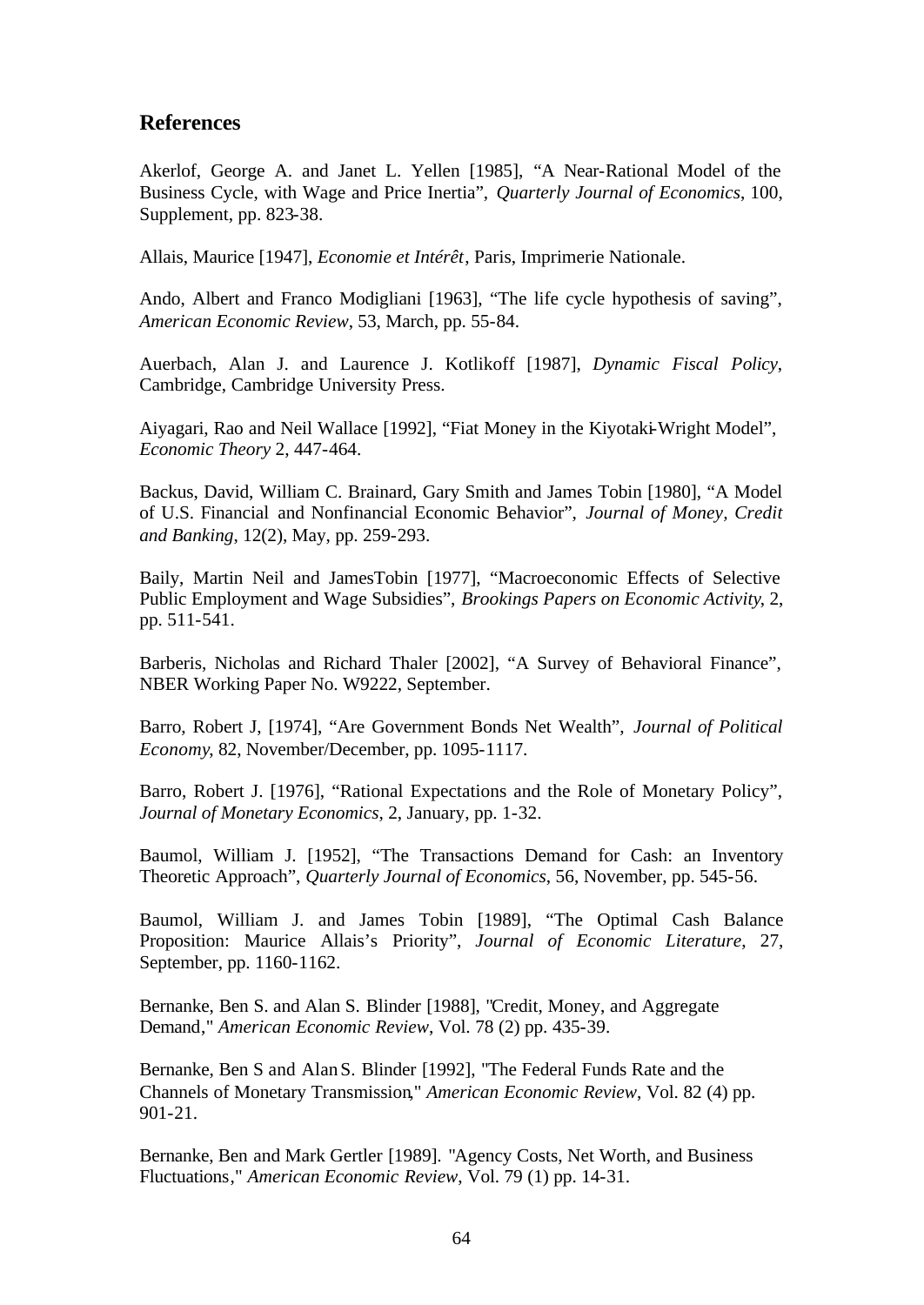## References

Akerlof, George A. and Janet L. Yellen [1985], "A Near-Rational Model of the Business Cycle, with Wage and Price Inertia", *Quarterly Journal of Economics*, 100, Supplement, pp. 823-38.

Allais, Maurice [1947], *Economie et Intérêt*, Paris, Imprimerie Nationale.

Ando, Albert and Franco Modigliani [1963], "The life cycle hypothesis of saving", *American Economic Review*, 53, March, pp. 55-84.

Auerbach, Alan J. and Laurence J. Kotlikoff [1987], *Dynamic Fiscal Policy*, Cambridge, Cambridge University Press.

Aiyagari, Rao and Neil Wallace [1992], "Fiat Money in the Kiyotaki-Wright Model", *Economic Theory* 2, 447-464.

Backus, David, William C. Brainard, Gary Smith and James Tobin [1980], "A Model of U.S. Financial and Nonfinancial Economic Behavior", *Journal of Money, Credit and Banking*, 12(2), May, pp. 259-293.

Baily, Martin Neil and JamesTobin [1977], "Macroeconomic Effects of Selective Public Employment and Wage Subsidies", *Brookings Papers on Economic Activity*, 2, pp. 511-541.

Barberis, Nicholas and Richard Thaler [2002], "A Survey of Behavioral Finance", NBER Working Paper No. W9222, September.

Barro, Robert J, [1974], "Are Government Bonds Net Wealth", *Journal of Political Economy*, 82, November/December, pp. 1095-1117.

Barro, Robert J. [1976], "Rational Expectations and the Role of Monetary Policy", *Journal of Monetary Economics*, 2, January, pp. 1-32.

Baumol, William J. [1952], "The Transactions Demand for Cash: an Inventory Theoretic Approach", *Quarterly Journal of Economics*, 56, November, pp. 545-56.

Baumol, William J. and James Tobin [1989], "The Optimal Cash Balance Proposition: Maurice Allais's Priority", *Journal of Economic Literature*, 27, September, pp. 1160-1162.

Bernanke, Ben S. and Alan S. Blinder [1988], "Credit, Money, and Aggregate Demand," *American Economic Review*, Vol. 78 (2) pp. 435-39.

Bernanke, Ben S and Alan S. Blinder [1992], "The Federal Funds Rate and the Channels of Monetary Transmission," *American Economic Review*, Vol. 82 (4) pp. 901-21.

Bernanke, Ben and Mark Gertler [1989]. "Agency Costs, Net Worth, and Business Fluctuations," *American Economic Review*, Vol. 79 (1) pp. 14-31.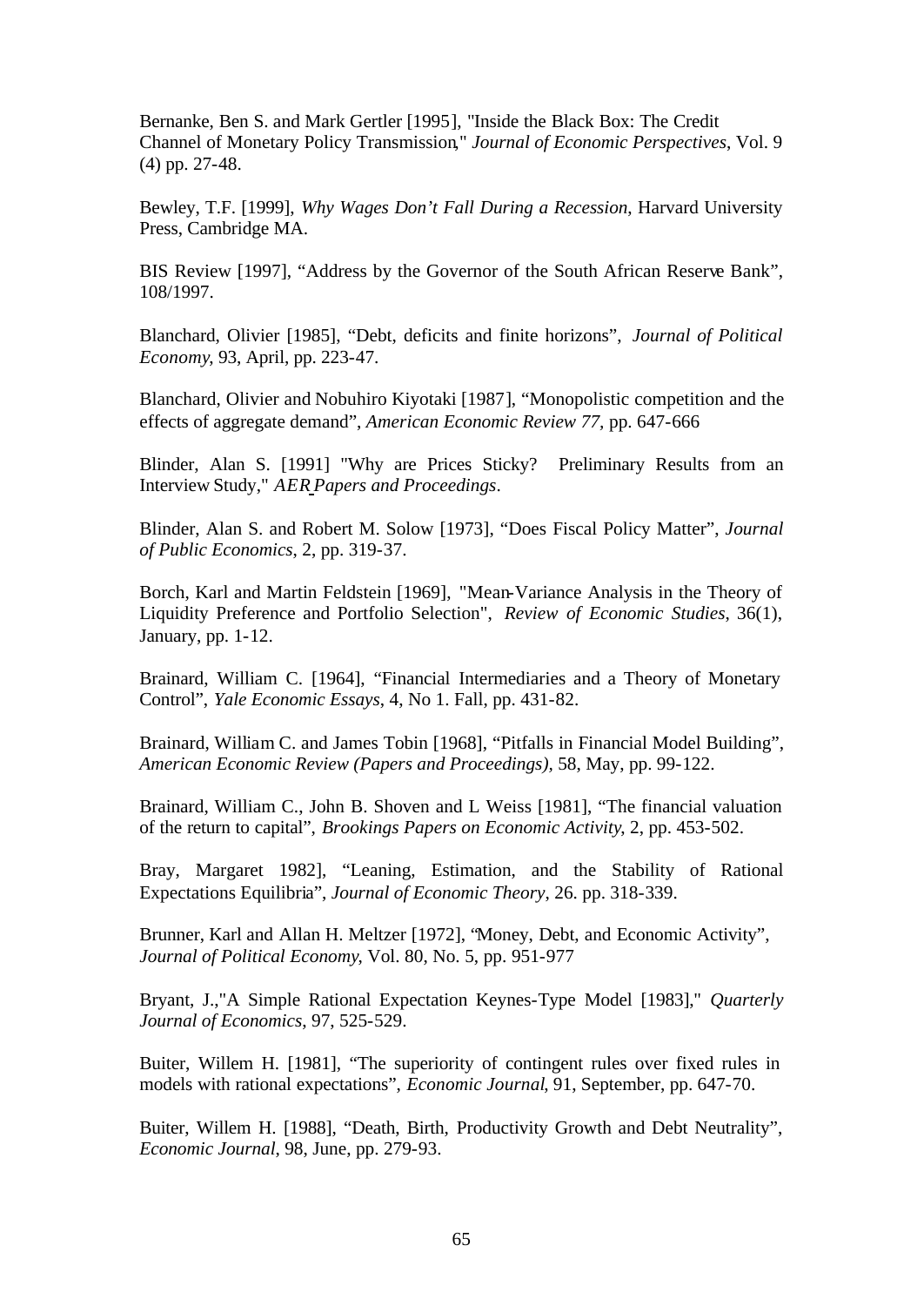Bernanke, Ben S. and Mark Gertler [1995], "Inside the Black Box: The Credit Channel of Monetary Policy Transmission," *Journal of Economic Perspectives*, Vol. 9 (4) pp. 27-48.

Bewley, T.F. [1999], *Why Wages Don't Fall During a Recession*, Harvard University Press, Cambridge MA.

BIS Review [1997], "Address by the Governor of the South African Reserve Bank", 108/1997.

Blanchard, Olivier [1985], "Debt, deficits and finite horizons", *Journal of Political Economy*, 93, April, pp. 223-47.

Blanchard, Olivier and Nobuhiro Kiyotaki [1987], "Monopolistic competition and the effects of aggregate demand", *American Economic Review 77*, pp. 647-666

Blinder, Alan S. [1991] "Why are Prices Sticky? Preliminary Results from an Interview Study," *AER Papers and Proceedings*.

Blinder, Alan S. and Robert M. Solow [1973], "Does Fiscal Policy Matter", *Journal of Public Economics*, 2, pp. 319-37.

Borch, Karl and Martin Feldstein [1969], "Mean-Variance Analysis in the Theory of Liquidity Preference and Portfolio Selection", *Review of Economic Studies*, 36(1), January, pp. 1-12.

Brainard, William C. [1964], "Financial Intermediaries and a Theory of Monetary Control", *Yale Economic Essays*, 4, No 1. Fall, pp. 431-82.

Brainard, William C. and James Tobin [1968], "Pitfalls in Financial Model Building", *American Economic Review (Papers and Proceedings)*, 58, May, pp. 99-122.

Brainard, William C., John B. Shoven and L Weiss [1981], "The financial valuation of the return to capital", *Brookings Papers on Economic Activity*, 2, pp. 453-502.

Bray, Margaret 1982], "Leaning, Estimation, and the Stability of Rational Expectations Equilibria", *Journal of Economic Theory*, 26. pp. 318-339.

Brunner, Karl and Allan H. Meltzer [1972], "Money, Debt, and Economic Activity", *Journal of Political Economy*, Vol. 80, No. 5, pp. 951-977

Bryant, J.,"A Simple Rational Expectation Keynes-Type Model [1983]," *Quarterly Journal of Economics*, 97, 525-529.

Buiter, Willem H. [1981], "The superiority of contingent rules over fixed rules in models with rational expectations", *Economic Journal*, 91, September, pp. 647-70.

Buiter, Willem H. [1988], "Death, Birth, Productivity Growth and Debt Neutrality", *Economic Journal*, 98, June, pp. 279-93.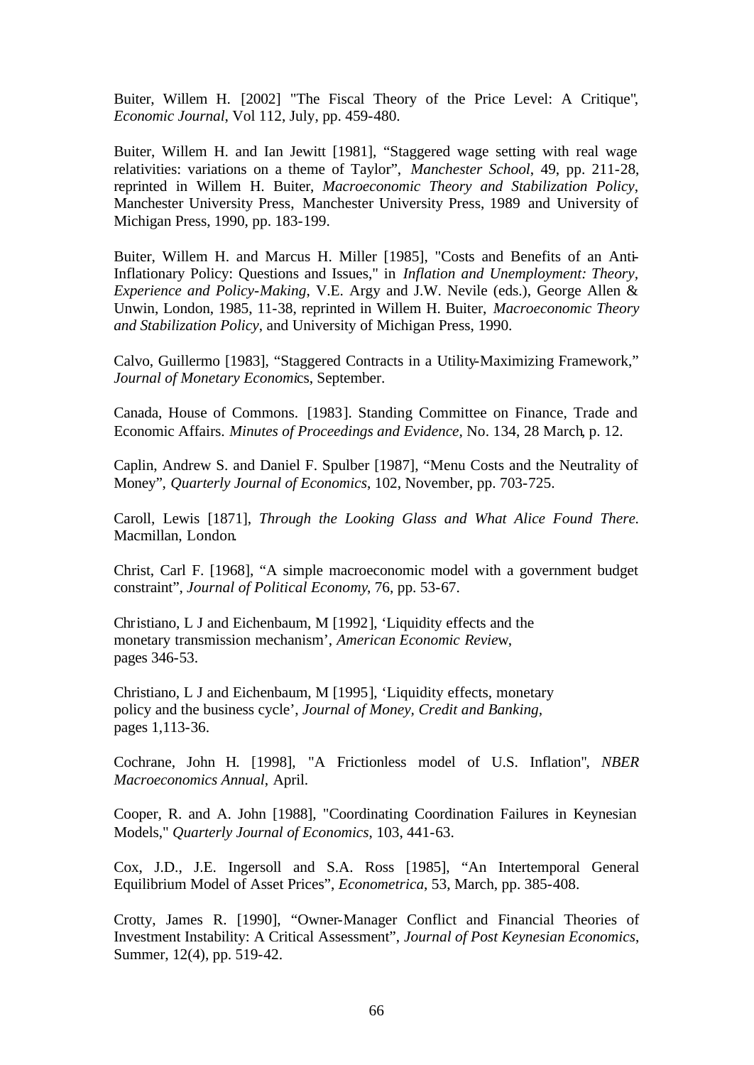Buiter, Willem H. [2002] "The Fiscal Theory of the Price Level: A Critique", *Economic Journal*, Vol 112, July, pp. 459-480.

Buiter, Willem H. and Ian Jewitt [1981], "Staggered wage setting with real wage relativities: variations on a theme of Taylor", *Manchester School*, 49, pp. 211-28, reprinted in Willem H. Buiter, *Macroeconomic Theory and Stabilization Policy*, Manchester University Press, Manchester University Press, 1989 and University of Michigan Press, 1990, pp. 183-199.

Buiter, Willem H. and Marcus H. Miller [1985], "Costs and Benefits of an Anti-Inflationary Policy: Questions and Issues," in *Inflation and Unemployment: Theory, Experience and Policy-Making*, V.E. Argy and J.W. Nevile (eds.), George Allen & Unwin, London, 1985, 11-38, reprinted in Willem H. Buiter, *Macroeconomic Theory and Stabilization Policy*, and University of Michigan Press, 1990.

Calvo, Guillermo [1983], "Staggered Contracts in a Utility-Maximizing Framework," *Journal of Monetary Economics*, September.

Canada, House of Commons. [1983]. Standing Committee on Finance, Trade and Economic Affairs. *Minutes of Proceedings and Evidence*, No. 134, 28 March, p. 12.

Caplin, Andrew S. and Daniel F. Spulber [1987], "Menu Costs and the Neutrality of Money", *Quarterly Journal of Economics*, 102, November, pp. 703-725.

Caroll, Lewis [1871], *Through the Looking Glass and What Alice Found There.* Macmillan, London.

Christ, Carl F. [1968], "A simple macroeconomic model with a government budget constraint", *Journal of Political Economy*, 76, pp. 53-67.

Christiano, L J and Eichenbaum, M [1992], 'Liquidity effects and the monetary transmission mechanism', *American Economic Review*, pages 346-53.

Christiano, L J and Eichenbaum, M [1995], 'Liquidity effects, monetary policy and the business cycle', *Journal of Money, Credit and Banking*, pages 1,113-36.

Cochrane, John H. [1998], "A Frictionless model of U.S. Inflation", *NBER Macroeconomics Annual*, April.

Cooper, R. and A. John [1988], "Coordinating Coordination Failures in Keynesian Models," *Quarterly Journal of Economics*, 103, 441-63.

Cox, J.D., J.E. Ingersoll and S.A. Ross [1985], "An Intertemporal General Equilibrium Model of Asset Prices", *Econometrica*, 53, March, pp. 385-408.

Crotty, James R. [1990], "Owner-Manager Conflict and Financial Theories of Investment Instability: A Critical Assessment", *Journal of Post Keynesian Economics*, Summer, 12(4), pp. 519-42.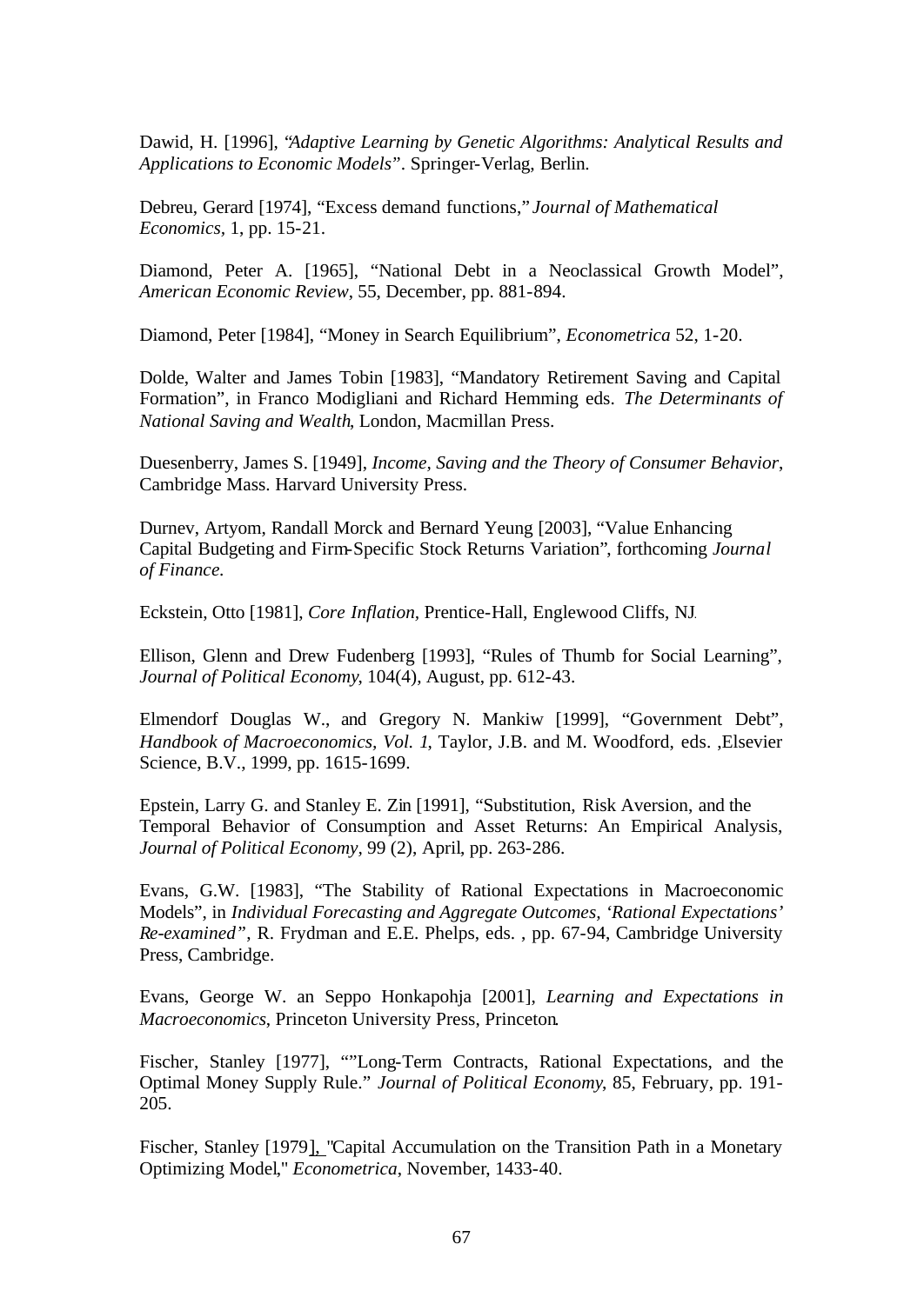Dawid, H. [1996], "*Adaptive Learning by Genetic Algorithms: Analytical Results and Applications to Economic Models*". Springer-Verlag, Berlin.

Debreu, Gerard [1974], "Excess demand functions," *Journal of Mathematical Economics*, 1, pp. 15-21.

Diamond, Peter A. [1965], "National Debt in a Neoclassical Growth Model", *American Economic Review*, 55, December, pp. 881-894.

Diamond, Peter [1984], "Money in Search Equilibrium", *Econometrica* 52, 1-20.

Dolde, Walter and James Tobin [1983], "Mandatory Retirement Saving and Capital Formation", in Franco Modigliani and Richard Hemming eds. *The Determinants of National Saving and Wealth*, London, Macmillan Press.

Duesenberry, James S. [1949], *Income, Saving and the Theory of Consumer Behavior*, Cambridge Mass. Harvard University Press.

Durnev, Artyom, Randall Morck and Bernard Yeung [2003], "Value Enhancing Capital Budgeting and Firm-Specific Stock Returns Variation", forthcoming *Journal of Finance.*

Eckstein, Otto [1981], *Core Inflation*, Prentice-Hall, Englewood Cliffs, NJ.

Ellison, Glenn and Drew Fudenberg [1993], "Rules of Thumb for Social Learning", *Journal of Political Economy*, 104(4), August, pp. 612-43.

Elmendorf Douglas W., and Gregory N. Mankiw [1999], "Government Debt", *Handbook of Macroeconomics, Vol. 1*, Taylor, J.B. and M. Woodford, eds. ,Elsevier Science, B.V., 1999, pp. 1615-1699.

Epstein, Larry G. and Stanley E. Zin [1991], "Substitution, Risk Aversion, and the Temporal Behavior of Consumption and Asset Returns: An Empirical Analysis, *Journal of Political Economy*, 99 (2), April, pp. 263-286.

Evans, G.W. [1983], "The Stability of Rational Expectations in Macroeconomic Models", in *Individual Forecasting and Aggregate Outcomes, 'Rational Expectations' Re-examined"*, R. Frydman and E.E. Phelps, eds. , pp. 67-94, Cambridge University Press, Cambridge.

Evans, George W. an Seppo Honkapohja [2001], *Learning and Expectations in Macroeconomics*, Princeton University Press, Princeton.

Fischer, Stanley [1977], ""Long-Term Contracts, Rational Expectations, and the Optimal Money Supply Rule." *Journal of Political Economy*, 85, February, pp. 191-205.

Fischer, Stanley [1979], "Capital Accumulation on the Transition Path in a Monetary Optimizing Model," *Econometrica*, November, 1433-40.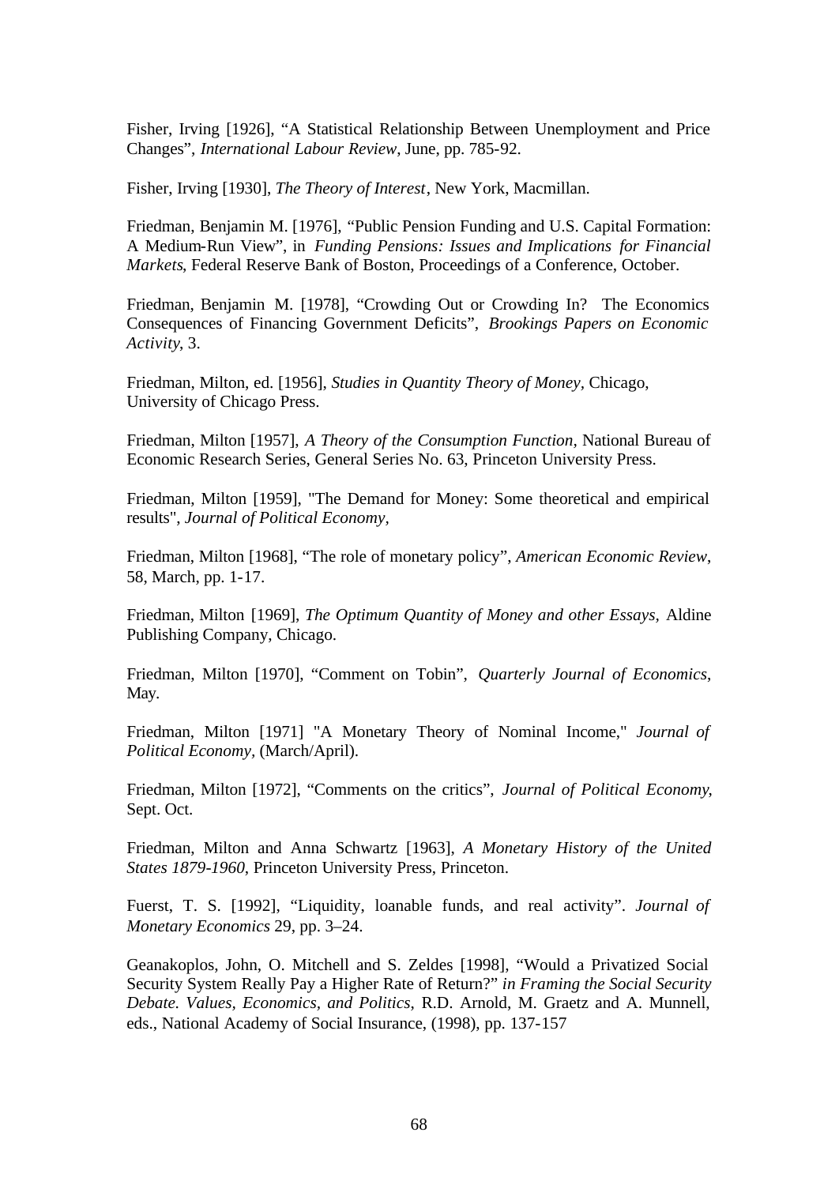Fisher, Irving [1926], "A Statistical Relationship Between Unemployment and Price Changes", *International Labour Review*, June, pp. 785-92.

Fisher, Irving [1930], *The Theory of Interest*, New York, Macmillan.

Friedman, Benjamin M. [1976], "Public Pension Funding and U.S. Capital Formation: A Medium-Run View", in *Funding Pensions: Issues and Implications for Financial Markets*, Federal Reserve Bank of Boston, Proceedings of a Conference, October.

Friedman, Benjamin M. [1978], "Crowding Out or Crowding In? The Economics Consequences of Financing Government Deficits", *Brookings Papers on Economic Activity*, 3.

Friedman, Milton, ed. [1956], *Studies in Quantity Theory of Money*, Chicago, University of Chicago Press.

Friedman, Milton [1957], *A Theory of the Consumption Function*, National Bureau of Economic Research Series, General Series No. 63, Princeton University Press.

Friedman, Milton [1959], "The Demand for Money: Some theoretical and empirical results", *Journal of Political Economy*,

Friedman, Milton [1968], "The role of monetary policy", *American Economic Review*, 58, March, pp. 1-17.

Friedman, Milton [1969], *The Optimum Quantity of Money and other Essays*, Aldine Publishing Company, Chicago.

Friedman, Milton [1970], "Comment on Tobin", *Quarterly Journal of Economics*, May.

Friedman, Milton [1971] "A Monetary Theory of Nominal Income," *Journal of Political Economy*, (March/April).

Friedman, Milton [1972], "Comments on the critics", *Journal of Political Economy*, Sept. Oct.

Friedman, Milton and Anna Schwartz [1963], *A Monetary History of the United States 1879-1960*, Princeton University Press, Princeton.

Fuerst, T. S. [1992], "Liquidity, loanable funds, and real activity". *Journal of Monetary Economics* 29, pp. 3–24.

Geanakoplos, John, O. Mitchell and S. Zeldes [1998], "Would a Privatized Social Security System Really Pay a Higher Rate of Return?" *in Framing the Social Security Debate. Values, Economics, and Politics*, R.D. Arnold, M. Graetz and A. Munnell, eds., National Academy of Social Insurance, (1998), pp. 137-157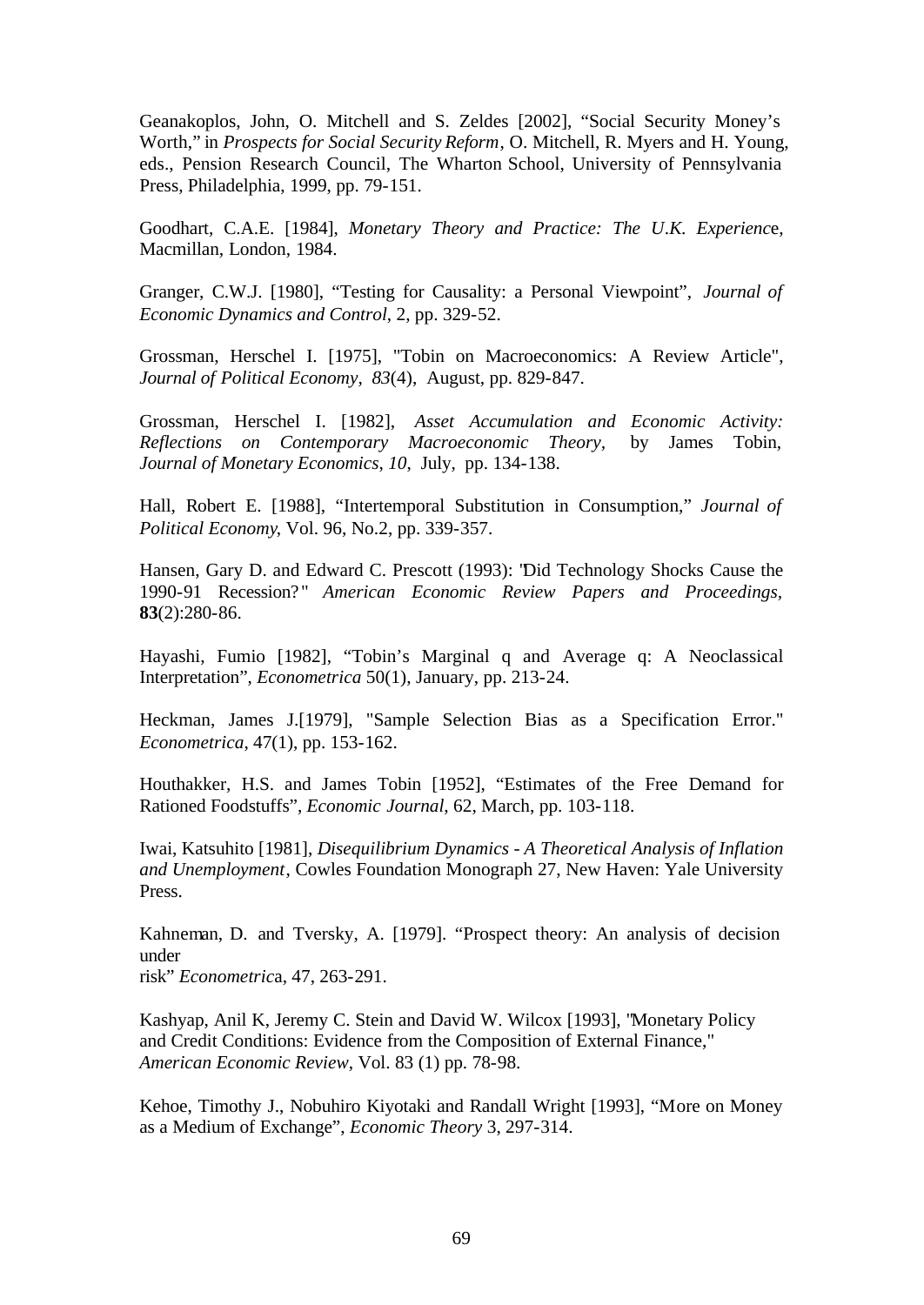Geanakoplos, John, O. Mitchell and S. Zeldes [2002], "Social Security Money's Worth," in *Prospects for Social Security Reform*, O. Mitchell, R. Myers and H. Young, eds., Pension Research Council, The Wharton School, University of Pennsylvania Press, Philadelphia, 1999, pp. 79-151.

Goodhart, C.A.E. [1984], *Monetary Theory and Practice: The U.K. Experienc*e, Macmillan, London, 1984.

Granger, C.W.J. [1980], "Testing for Causality: a Personal Viewpoint", *Journal of Economic Dynamics and Control*, 2, pp. 329-52.

Grossman, Herschel I. [1975], "Tobin on Macroeconomics: A Review Article", *Journal of Political Economy*, *83*(4), August, pp. 829-847.

Grossman, Herschel I. [1982], *Asset Accumulation and Economic Activity: Reflections on Contemporary Macroeconomic Theory*, by James Tobin, *Journal of Monetary Economics*, *10*, July, pp. 134-138.

Hall, Robert E. [1988], "Intertemporal Substitution in Consumption," *Journal of Political Economy*, Vol. 96, No.2, pp. 339-357.

Hansen, Gary D. and Edward C. Prescott (1993): "Did Technology Shocks Cause the 1990-91 Recession?" *American Economic Review Papers and Proceedings*, **83**(2):280-86.

Hayashi, Fumio [1982], "Tobin's Marginal q and Average q: A Neoclassical Interpretation", *Econometrica* 50(1), January, pp. 213-24.

Heckman, James J.[1979], "Sample Selection Bias as a Specification Error." *Econometrica*, 47(1), pp. 153-162.

Houthakker, H.S. and James Tobin [1952], "Estimates of the Free Demand for Rationed Foodstuffs", *Economic Journal*, 62, March, pp. 103-118.

Iwai, Katsuhito [1981], *Disequilibrium Dynamics - A Theoretical Analysis of Inflation and Unemployment*, Cowles Foundation Monograph 27, New Haven: Yale University Press.

Kahneman, D. and Tversky, A. [1979]. "Prospect theory: An analysis of decision under
risk" *Econometric*a, 47, 263-291.

Kashyap, Anil K, Jeremy C. Stein and David W. Wilcox [1993], "Monetary Policy and Credit Conditions: Evidence from the Composition of External Finance," *American Economic Review*, Vol. 83 (1) pp. 78-98.

Kehoe, Timothy J., Nobuhiro Kiyotaki and Randall Wright [1993], "More on Money as a Medium of Exchange", *Economic Theory* 3, 297-314.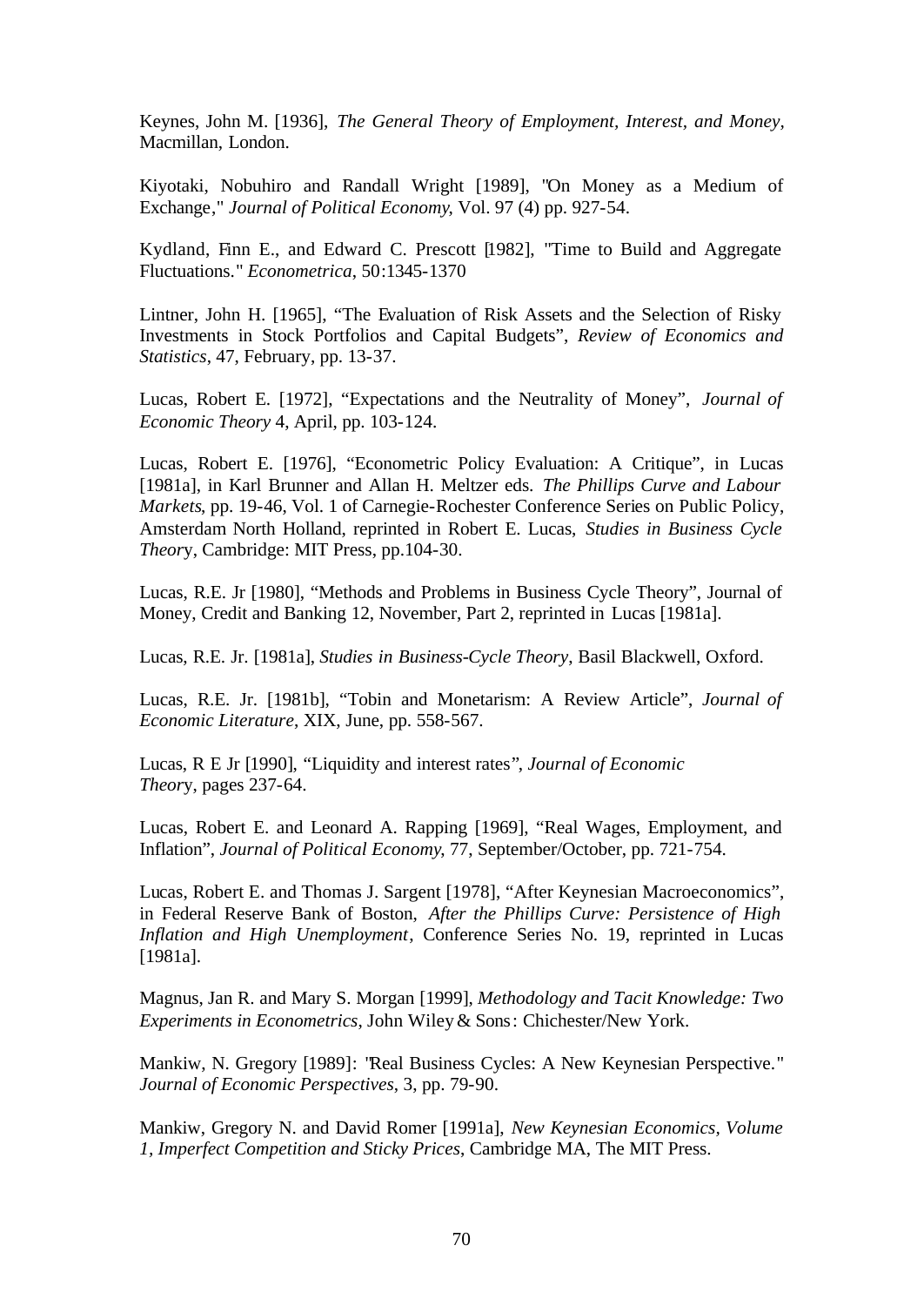Keynes, John M. [1936], *The General Theory of Employment, Interest, and Money*, Macmillan, London.

Kiyotaki, Nobuhiro and Randall Wright [1989], "On Money as a Medium of Exchange," *Journal of Political Economy*, Vol. 97 (4) pp. 927-54.

Kydland, Finn E., and Edward C. Prescott [1982], "Time to Build and Aggregate Fluctuations." *Econometrica*, 50:1345-1370

Lintner, John H. [1965], "The Evaluation of Risk Assets and the Selection of Risky Investments in Stock Portfolios and Capital Budgets", *Review of Economics and Statistics*, 47, February, pp. 13-37.

Lucas, Robert E. [1972], "Expectations and the Neutrality of Money", *Journal of Economic Theory* 4, April, pp. 103-124.

Lucas, Robert E. [1976], "Econometric Policy Evaluation: A Critique", in Lucas [1981a], in Karl Brunner and Allan H. Meltzer eds. *The Phillips Curve and Labour Markets*, pp. 19-46, Vol. 1 of Carnegie-Rochester Conference Series on Public Policy, Amsterdam North Holland, reprinted in Robert E. Lucas, *Studies in Business Cycle Theory*, Cambridge: MIT Press, pp.104-30.

Lucas, R.E. Jr [1980], "Methods and Problems in Business Cycle Theory", Journal of Money, Credit and Banking 12, November, Part 2, reprinted in Lucas [1981a].

Lucas, R.E. Jr. [1981a], *Studies in Business-Cycle Theory*, Basil Blackwell, Oxford.

Lucas, R.E. Jr. [1981b], "Tobin and Monetarism: A Review Article", *Journal of Economic Literature*, XIX, June, pp. 558-567.

Lucas, R E Jr [1990], "Liquidity and interest rates", *Journal of Economic Theory*, pages 237-64.

Lucas, Robert E. and Leonard A. Rapping [1969], "Real Wages, Employment, and Inflation", *Journal of Political Economy*, 77, September/October, pp. 721-754.

Lucas, Robert E. and Thomas J. Sargent [1978], "After Keynesian Macroeconomics", in Federal Reserve Bank of Boston, *After the Phillips Curve: Persistence of High Inflation and High Unemployment*, Conference Series No. 19, reprinted in Lucas [1981a].

Magnus, Jan R. and Mary S. Morgan [1999], *Methodology and Tacit Knowledge: Two Experiments in Econometrics*, John Wiley & Sons: Chichester/New York.

Mankiw, N. Gregory [1989]: "Real Business Cycles: A New Keynesian Perspective." *Journal of Economic Perspectives*, 3, pp. 79-90.

Mankiw, Gregory N. and David Romer [1991a], *New Keynesian Economics, Volume 1, Imperfect Competition and Sticky Prices*, Cambridge MA, The MIT Press.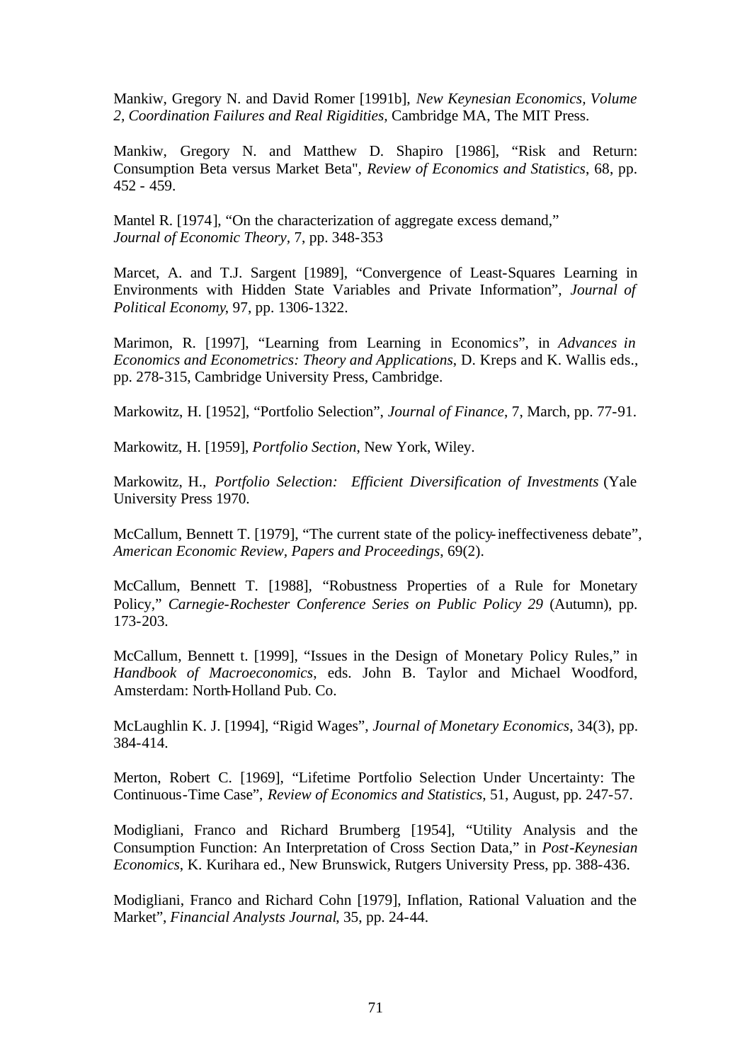Mankiw, Gregory N. and David Romer [1991b], *New Keynesian Economics, Volume 2, Coordination Failures and Real Rigidities*, Cambridge MA, The MIT Press.

Mankiw, Gregory N. and Matthew D. Shapiro [1986], "Risk and Return: Consumption Beta versus Market Beta", *Review of Economics and Statistics*, 68, pp. 452 - 459.

Mantel R. [1974], "On the characterization of aggregate excess demand," *Journal of Economic Theory*, 7, pp. 348-353

Marcet, A. and T.J. Sargent [1989], "Convergence of Least-Squares Learning in Environments with Hidden State Variables and Private Information", *Journal of Political Economy*, 97, pp. 1306-1322.

Marimon, R. [1997], "Learning from Learning in Economics", in *Advances in Economics and Econometrics: Theory and Applications*, D. Kreps and K. Wallis eds., pp. 278-315, Cambridge University Press, Cambridge.

Markowitz, H. [1952], "Portfolio Selection", *Journal of Finance*, 7, March, pp. 77-91.

Markowitz, H. [1959], *Portfolio Section*, New York, Wiley.

Markowitz, H., *Portfolio Selection: Efficient Diversification of Investments* (Yale University Press 1970.

McCallum, Bennett T. [1979], "The current state of the policy-ineffectiveness debate", *American Economic Review, Papers and Proceedings*, 69(2).

McCallum, Bennett T. [1988], "Robustness Properties of a Rule for Monetary Policy," *Carnegie-Rochester Conference Series on Public Policy 29* (Autumn), pp. 173-203.

McCallum, Bennett t. [1999], "Issues in the Design of Monetary Policy Rules," in *Handbook of Macroeconomics*, eds. John B. Taylor and Michael Woodford, Amsterdam: North-Holland Pub. Co.

McLaughlin K. J. [1994], "Rigid Wages", *Journal of Monetary Economics*, 34(3), pp. 384-414.

Merton, Robert C. [1969], "Lifetime Portfolio Selection Under Uncertainty: The Continuous-Time Case", *Review of Economics and Statistics*, 51, August, pp. 247-57.

Modigliani, Franco and Richard Brumberg [1954], "Utility Analysis and the Consumption Function: An Interpretation of Cross Section Data," in *Post-Keynesian Economics*, K. Kurihara ed., New Brunswick, Rutgers University Press, pp. 388-436.

Modigliani, Franco and Richard Cohn [1979], Inflation, Rational Valuation and the Market", *Financial Analysts Journal*, 35, pp. 24-44.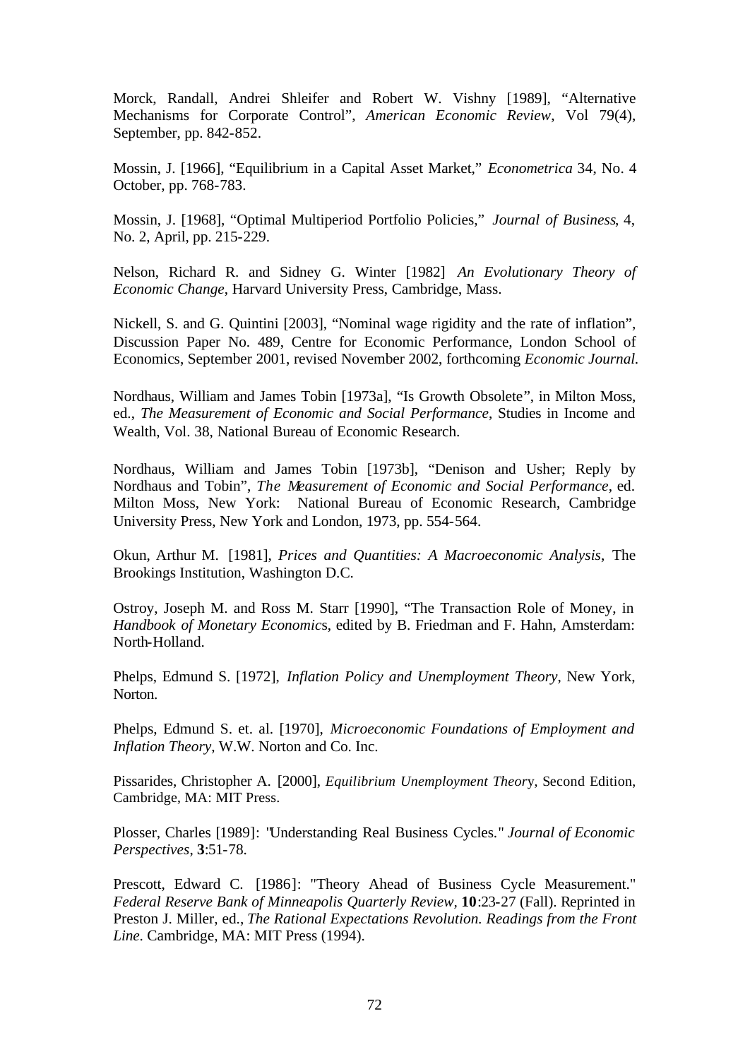Morck, Randall, Andrei Shleifer and Robert W. Vishny [1989], "Alternative Mechanisms for Corporate Control", *American Economic Review*, Vol 79(4), September, pp. 842-852.

Mossin, J. [1966], "Equilibrium in a Capital Asset Market," *Econometrica* 34, No. 4 October, pp. 768-783.

Mossin, J. [1968], "Optimal Multiperiod Portfolio Policies," *Journal of Business*, 4, No. 2, April, pp. 215-229.

Nelson, Richard R. and Sidney G. Winter [1982] *An Evolutionary Theory of Economic Change*, Harvard University Press, Cambridge, Mass.

Nickell, S. and G. Quintini [2003], "Nominal wage rigidity and the rate of inflation", Discussion Paper No. 489, Centre for Economic Performance, London School of Economics, September 2001, revised November 2002, forthcoming *Economic Journal*.

Nordhaus, William and James Tobin [1973a], "Is Growth Obsolete", in Milton Moss, ed., *The Measurement of Economic and Social Performance*, Studies in Income and Wealth, Vol. 38, National Bureau of Economic Research.

Nordhaus, William and James Tobin [1973b], "Denison and Usher; Reply by Nordhaus and Tobin", *The Measurement of Economic and Social Performance*, ed. Milton Moss, New York: National Bureau of Economic Research, Cambridge University Press, New York and London, 1973, pp. 554-564.

Okun, Arthur M. [1981], *Prices and Quantities: A Macroeconomic Analysis*, The Brookings Institution, Washington D.C.

Ostroy, Joseph M. and Ross M. Starr [1990], "The Transaction Role of Money, in *Handbook of Monetary Economics*, edited by B. Friedman and F. Hahn, Amsterdam: North-Holland.

Phelps, Edmund S. [1972], *Inflation Policy and Unemployment Theory*, New York, Norton.

Phelps, Edmund S. et. al. [1970], *Microeconomic Foundations of Employment and Inflation Theory*, W.W. Norton and Co. Inc.

Pissarides, Christopher A. [2000], *Equilibrium Unemployment Theory*, Second Edition, Cambridge, MA: MIT Press.

Plosser, Charles [1989]: "Understanding Real Business Cycles." *Journal of Economic Perspectives*, **3**:51-78.

Prescott, Edward C. [1986]: "Theory Ahead of Business Cycle Measurement." *Federal Reserve Bank of Minneapolis Quarterly Review*, **10**:23-27 (Fall). Reprinted in Preston J. Miller, ed., *The Rational Expectations Revolution. Readings from the Front Line*. Cambridge, MA: MIT Press (1994).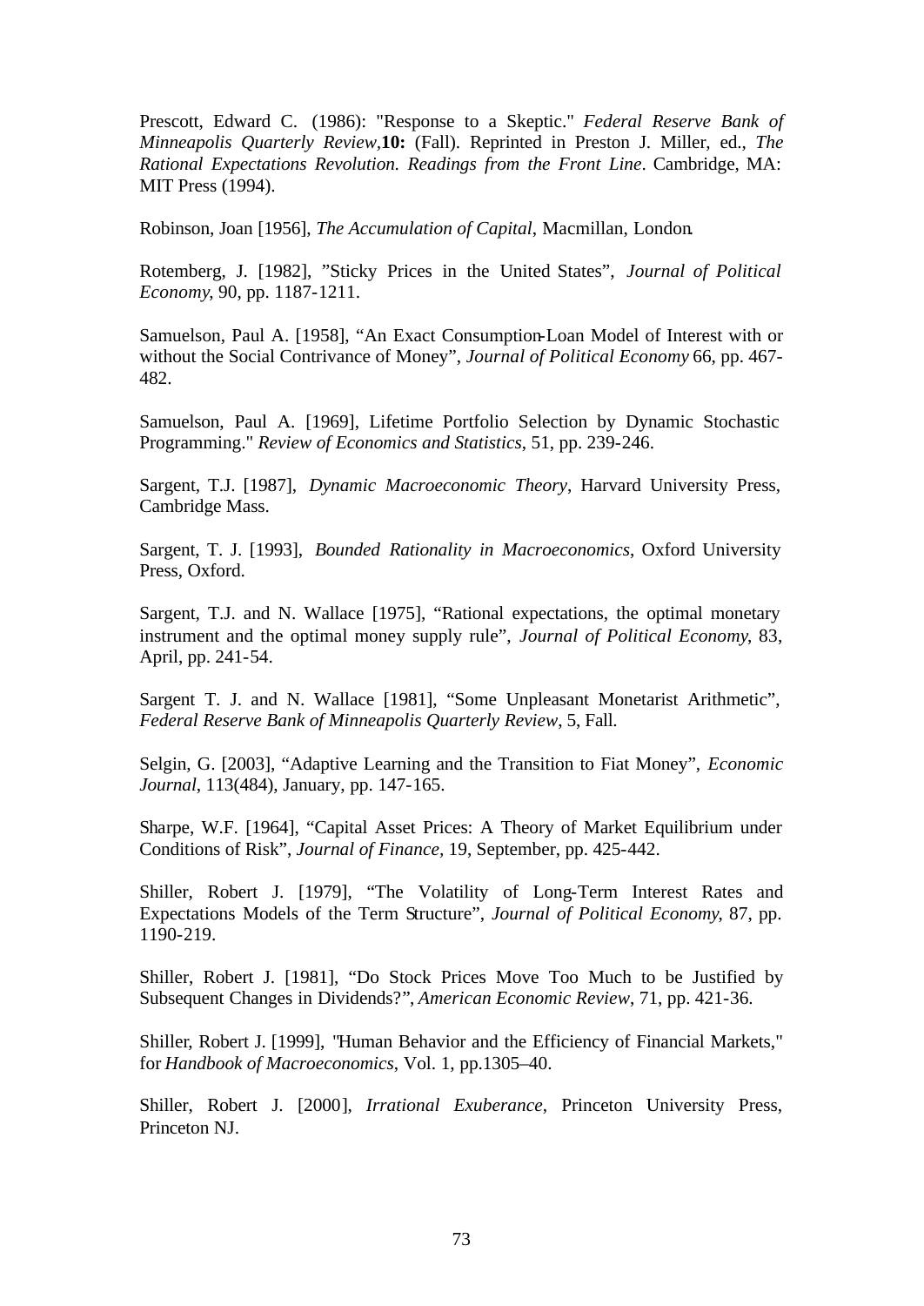Prescott, Edward C. (1986): "Response to a Skeptic." *Federal Reserve Bank of Minneapolis Quarterly Review*,**10:** (Fall). Reprinted in Preston J. Miller, ed., *The Rational Expectations Revolution. Readings from the Front Line*. Cambridge, MA: MIT Press (1994).

Robinson, Joan [1956], *The Accumulation of Capital*, Macmillan, London.

Rotemberg, J. [1982], "Sticky Prices in the United States", *Journal of Political Economy*, 90, pp. 1187-1211.

Samuelson, Paul A. [1958], "An Exact Consumption-Loan Model of Interest with or without the Social Contrivance of Money", *Journal of Political Economy* 66, pp. 467-482.

Samuelson, Paul A. [1969], Lifetime Portfolio Selection by Dynamic Stochastic Programming." *Review of Economics and Statistics*, 51, pp. 239-246.

Sargent, T.J. [1987], *Dynamic Macroeconomic Theory*, Harvard University Press, Cambridge Mass.

Sargent, T. J. [1993], *Bounded Rationality in Macroeconomics*, Oxford University Press, Oxford.

Sargent, T.J. and N. Wallace [1975], "Rational expectations, the optimal monetary instrument and the optimal money supply rule", *Journal of Political Economy*, 83, April, pp. 241-54.

Sargent T. J. and N. Wallace [1981], "Some Unpleasant Monetarist Arithmetic", *Federal Reserve Bank of Minneapolis Quarterly Review*, 5, Fall.

Selgin, G. [2003], "Adaptive Learning and the Transition to Fiat Money", *Economic Journal*, 113(484), January, pp. 147-165.

Sharpe, W.F. [1964], "Capital Asset Prices: A Theory of Market Equilibrium under Conditions of Risk", *Journal of Finance*, 19, September, pp. 425-442.

Shiller, Robert J. [1979], "The Volatility of Long-Term Interest Rates and Expectations Models of the Term Structure", *Journal of Political Economy*, 87, pp. 1190-219.

Shiller, Robert J. [1981], "Do Stock Prices Move Too Much to be Justified by Subsequent Changes in Dividends?", *American Economic Review*, 71, pp. 421-36.

Shiller, Robert J. [1999], "Human Behavior and the Efficiency of Financial Markets," for *Handbook of Macroeconomics*, Vol. 1, pp.1305–40.

Shiller, Robert J. [2000], *Irrational Exuberance*, Princeton University Press, Princeton NJ.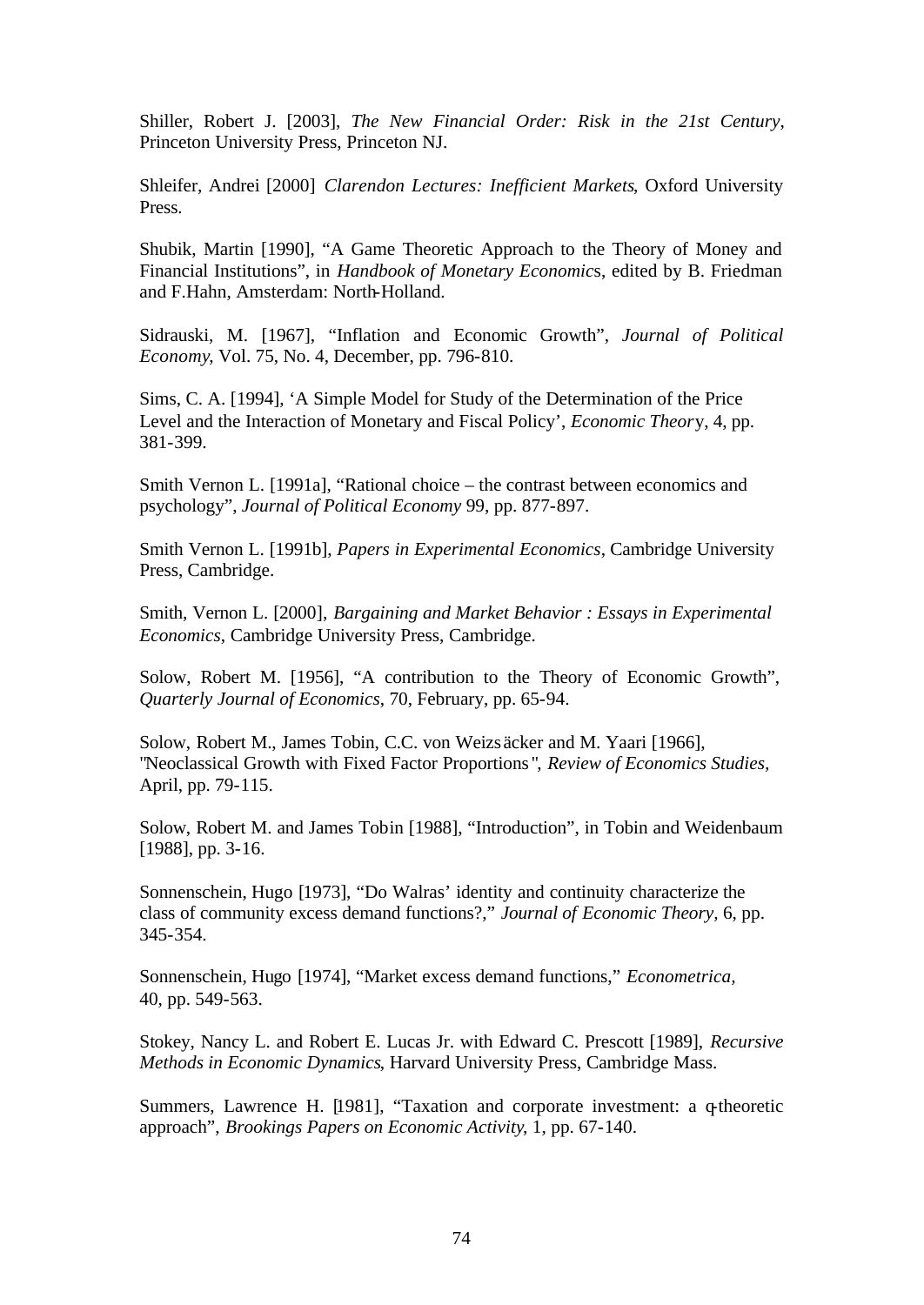Shiller, Robert J. [2003], *The New Financial Order: Risk in the 21st Century*, Princeton University Press, Princeton NJ.

Shleifer, Andrei [2000] *Clarendon Lectures: Inefficient Markets*, Oxford University Press.

Shubik, Martin [1990], "A Game Theoretic Approach to the Theory of Money and Financial Institutions", in *Handbook of Monetary Economics*, edited by B. Friedman and F.Hahn, Amsterdam: North-Holland.

Sidrauski, M. [1967], "Inflation and Economic Growth", *Journal of Political Economy*, Vol. 75, No. 4, December, pp. 796-810.

Sims, C. A. [1994], 'A Simple Model for Study of the Determination of the Price Level and the Interaction of Monetary and Fiscal Policy', *Economic Theory*, 4, pp. 381-399.

Smith Vernon L. [1991a], "Rational choice – the contrast between economics and psychology", *Journal of Political Economy* 99, pp. 877-897.

Smith Vernon L. [1991b], *Papers in Experimental Economics*, Cambridge University Press, Cambridge.

Smith, Vernon L. [2000], *Bargaining and Market Behavior : Essays in Experimental Economics*, Cambridge University Press, Cambridge.

Solow, Robert M. [1956], "A contribution to the Theory of Economic Growth", *Quarterly Journal of Economics*, 70, February, pp. 65-94.

Solow, Robert M., James Tobin, C.C. von Weizsäcker and M. Yaari [1966], "Neoclassical Growth with Fixed Factor Proportions", *Review of Economics Studies*, April, pp. 79-115.

Solow, Robert M. and James Tobin [1988], "Introduction", in Tobin and Weidenbaum [1988], pp. 3-16.

Sonnenschein, Hugo [1973], "Do Walras' identity and continuity characterize the class of community excess demand functions?," *Journal of Economic Theory*, 6, pp. 345-354.

Sonnenschein, Hugo [1974], "Market excess demand functions," *Econometrica*, 40, pp. 549-563.

Stokey, Nancy L. and Robert E. Lucas Jr. with Edward C. Prescott [1989], *Recursive Methods in Economic Dynamics*, Harvard University Press, Cambridge Mass.

Summers, Lawrence H. [1981], "Taxation and corporate investment: a q-theoretic approach", *Brookings Papers on Economic Activity*, 1, pp. 67-140.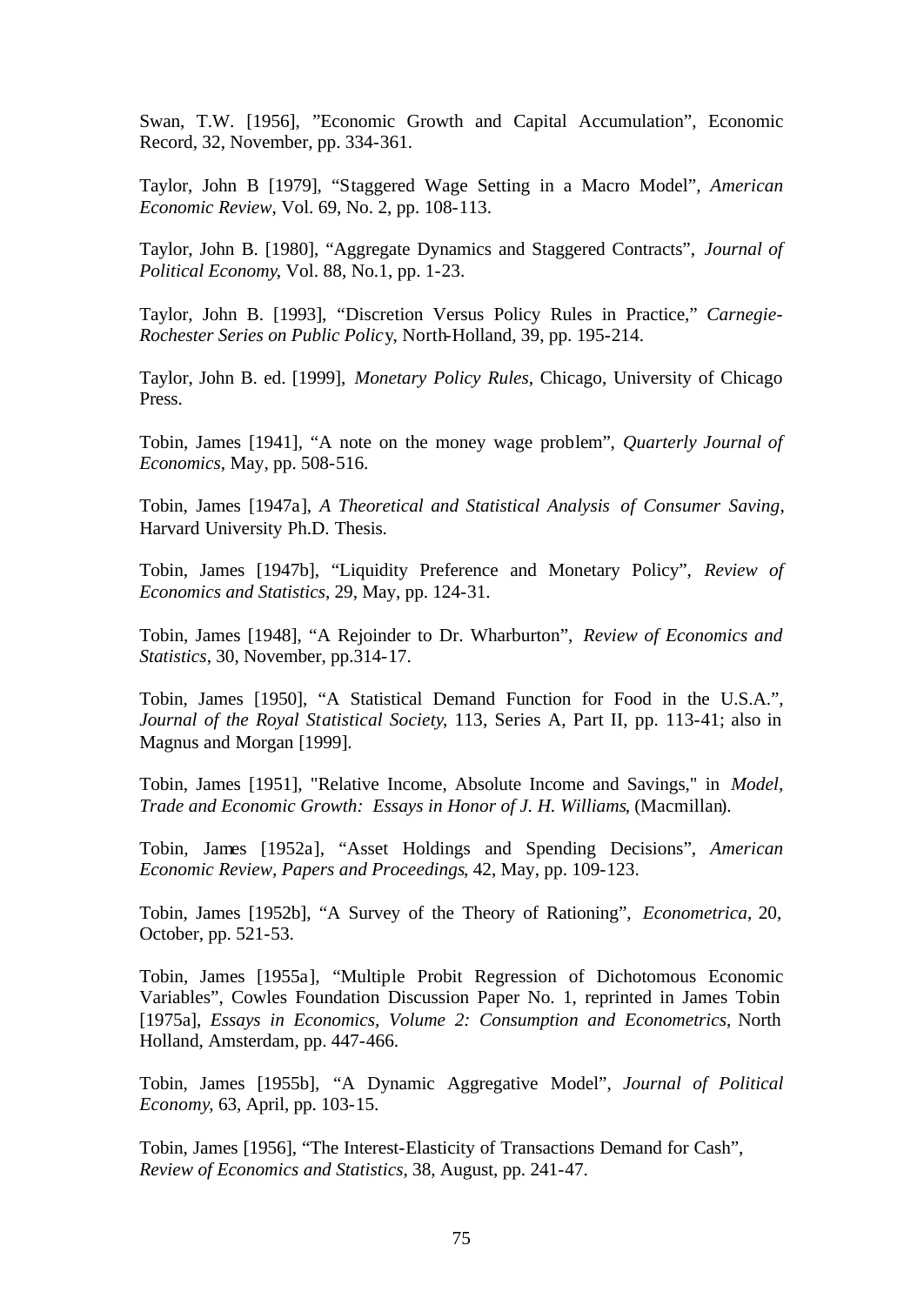Swan, T.W. [1956], "Economic Growth and Capital Accumulation", Economic Record, 32, November, pp. 334-361.

Taylor, John B [1979], "Staggered Wage Setting in a Macro Model", *American Economic Review*, Vol. 69, No. 2, pp. 108-113.

Taylor, John B. [1980], "Aggregate Dynamics and Staggered Contracts", *Journal of Political Economy*, Vol. 88, No.1, pp. 1-23.

Taylor, John B. [1993], "Discretion Versus Policy Rules in Practice," *Carnegie-Rochester Series on Public Policy*, North-Holland, 39, pp. 195-214.

Taylor, John B. ed. [1999], *Monetary Policy Rules*, Chicago, University of Chicago Press.

Tobin, James [1941], "A note on the money wage problem", *Quarterly Journal of Economics*, May, pp. 508-516.

Tobin, James [1947a], *A Theoretical and Statistical Analysis of Consumer Saving*, Harvard University Ph.D. Thesis.

Tobin, James [1947b], "Liquidity Preference and Monetary Policy", *Review of Economics and Statistics*, 29, May, pp. 124-31.

Tobin, James [1948], "A Rejoinder to Dr. Wharburton", *Review of Economics and Statistics*, 30, November, pp.314-17.

Tobin, James [1950], "A Statistical Demand Function for Food in the U.S.A.", *Journal of the Royal Statistical Society*, 113, Series A, Part II, pp. 113-41; also in Magnus and Morgan [1999].

Tobin, James [1951], "Relative Income, Absolute Income and Savings," in *Model, Trade and Economic Growth: Essays in Honor of J. H. Williams*, (Macmillan).

Tobin, James [1952a], "Asset Holdings and Spending Decisions", *American Economic Review, Papers and Proceedings*, 42, May, pp. 109-123.

Tobin, James [1952b], "A Survey of the Theory of Rationing", *Econometrica*, 20, October, pp. 521-53.

Tobin, James [1955a], "Multiple Probit Regression of Dichotomous Economic Variables", Cowles Foundation Discussion Paper No. 1, reprinted in James Tobin [1975a], *Essays in Economics, Volume 2: Consumption and Econometrics*, North Holland, Amsterdam, pp. 447-466.

Tobin, James [1955b], "A Dynamic Aggregative Model", *Journal of Political Economy*, 63, April, pp. 103-15.

Tobin, James [1956], "The Interest-Elasticity of Transactions Demand for Cash", *Review of Economics and Statistics*, 38, August, pp. 241-47.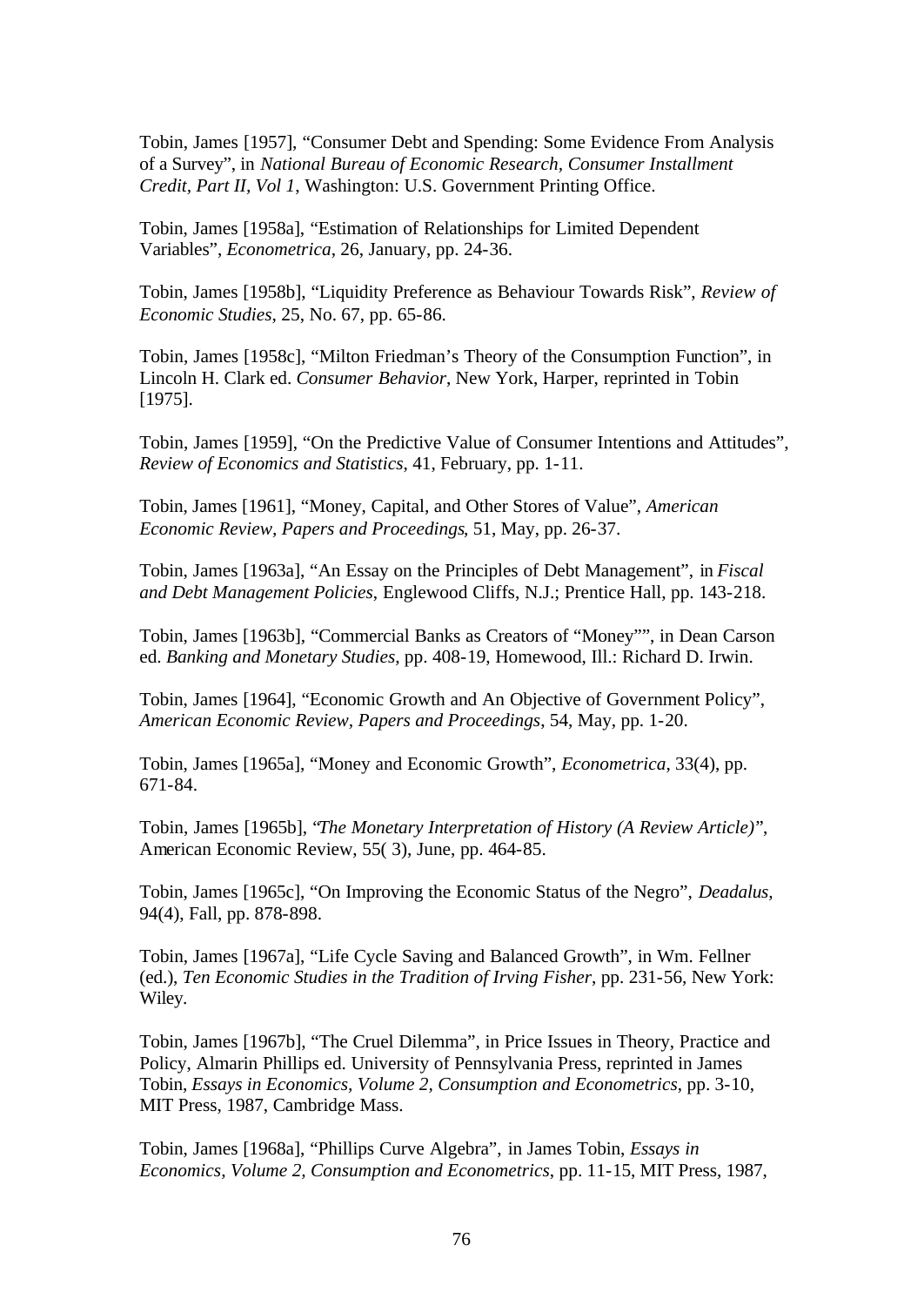Tobin, James [1957], "Consumer Debt and Spending: Some Evidence From Analysis of a Survey", in *National Bureau of Economic Research, Consumer Installment Credit, Part II, Vol 1*, Washington: U.S. Government Printing Office.

Tobin, James [1958a], "Estimation of Relationships for Limited Dependent Variables", *Econometrica*, 26, January, pp. 24-36.

Tobin, James [1958b], "Liquidity Preference as Behaviour Towards Risk", *Review of Economic Studies*, 25, No. 67, pp. 65-86.

Tobin, James [1958c], "Milton Friedman's Theory of the Consumption Function", in Lincoln H. Clark ed. *Consumer Behavior*, New York, Harper, reprinted in Tobin [1975].

Tobin, James [1959], "On the Predictive Value of Consumer Intentions and Attitudes", *Review of Economics and Statistics*, 41, February, pp. 1-11.

Tobin, James [1961], "Money, Capital, and Other Stores of Value", *American Economic Review, Papers and Proceedings*, 51, May, pp. 26-37.

Tobin, James [1963a], "An Essay on the Principles of Debt Management", in *Fiscal and Debt Management Policies*, Englewood Cliffs, N.J.; Prentice Hall, pp. 143-218.

Tobin, James [1963b], "Commercial Banks as Creators of "Money"", in Dean Carson ed. *Banking and Monetary Studies*, pp. 408-19, Homewood, Ill.: Richard D. Irwin.

Tobin, James [1964], "Economic Growth and An Objective of Government Policy", *American Economic Review, Papers and Proceedings*, 54, May, pp. 1-20.

Tobin, James [1965a], "Money and Economic Growth", *Econometrica*, 33(4), pp. 671-84.

Tobin, James [1965b], "*The Monetary Interpretation of History (A Review Article)*", American Economic Review, 55( 3), June, pp. 464-85.

Tobin, James [1965c], "On Improving the Economic Status of the Negro", *Deadalus,* 94(4), Fall, pp. 878-898.

Tobin, James [1967a], "Life Cycle Saving and Balanced Growth", in Wm. Fellner (ed.), *Ten Economic Studies in the Tradition of Irving Fisher*, pp. 231-56, New York: Wiley.

Tobin, James [1967b], "The Cruel Dilemma", in Price Issues in Theory, Practice and Policy, Almarin Phillips ed. University of Pennsylvania Press, reprinted in James Tobin, *Essays in Economics, Volume 2, Consumption and Econometrics*, pp. 3-10, MIT Press, 1987, Cambridge Mass.

Tobin, James [1968a], "Phillips Curve Algebra", in James Tobin, *Essays in Economics, Volume 2, Consumption and Econometrics*, pp. 11-15, MIT Press, 1987,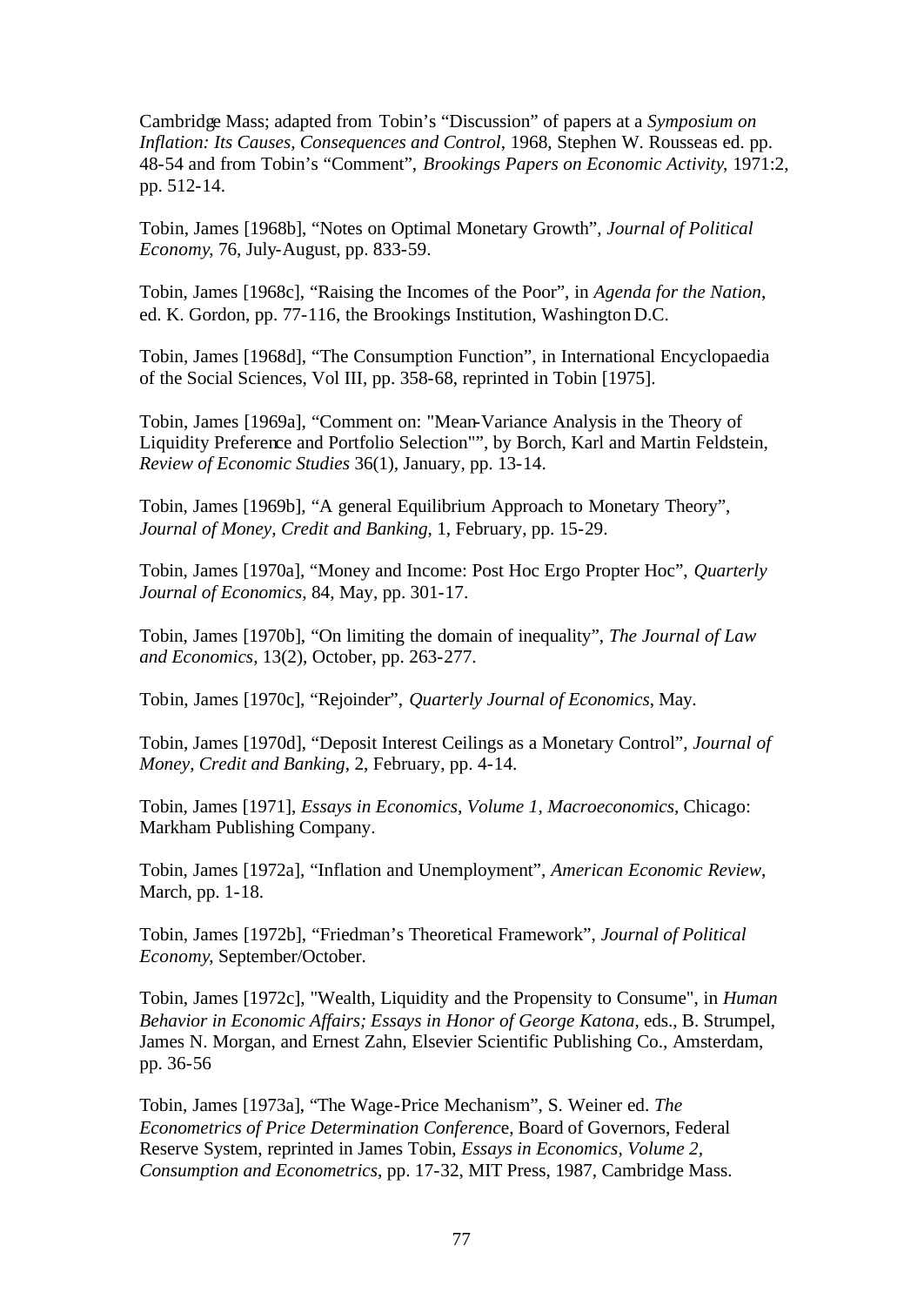Cambridge Mass; adapted from Tobin's "Discussion" of papers at a *Symposium on Inflation: Its Causes, Consequences and Control*, 1968, Stephen W. Rousseas ed. pp. 48-54 and from Tobin's "Comment", *Brookings Papers on Economic Activity*, 1971:2, pp. 512-14.

Tobin, James [1968b], "Notes on Optimal Monetary Growth", *Journal of Political Economy*, 76, July-August, pp. 833-59.

Tobin, James [1968c], "Raising the Incomes of the Poor", in *Agenda for the Nation*, ed. K. Gordon, pp. 77-116, the Brookings Institution, Washington D.C.

Tobin, James [1968d], "The Consumption Function", in International Encyclopaedia of the Social Sciences, Vol III, pp. 358-68, reprinted in Tobin [1975].

Tobin, James [1969a], "Comment on: "Mean-Variance Analysis in the Theory of Liquidity Preference and Portfolio Selection"", by Borch, Karl and Martin Feldstein, *Review of Economic Studies* 36(1), January, pp. 13-14.

Tobin, James [1969b], "A general Equilibrium Approach to Monetary Theory", *Journal of Money, Credit and Banking*, 1, February, pp. 15-29.

Tobin, James [1970a], "Money and Income: Post Hoc Ergo Propter Hoc", *Quarterly Journal of Economics*, 84, May, pp. 301-17.

Tobin, James [1970b], "On limiting the domain of inequality", *The Journal of Law and Economics*, 13(2), October, pp. 263-277.

Tobin, James [1970c], "Rejoinder", *Quarterly Journal of Economics*, May.

Tobin, James [1970d], "Deposit Interest Ceilings as a Monetary Control", *Journal of Money, Credit and Banking*, 2, February, pp. 4-14.

Tobin, James [1971], *Essays in Economics, Volume 1, Macroeconomics,* Chicago: Markham Publishing Company.

Tobin, James [1972a], "Inflation and Unemployment", *American Economic Review*, March, pp. 1-18.

Tobin, James [1972b], "Friedman's Theoretical Framework", *Journal of Political Economy*, September/October.

Tobin, James [1972c], "Wealth, Liquidity and the Propensity to Consume", in *Human Behavior in Economic Affairs; Essays in Honor of George Katona*, eds., B. Strumpel, James N. Morgan, and Ernest Zahn, Elsevier Scientific Publishing Co., Amsterdam, pp. 36-56

Tobin, James [1973a], "The Wage-Price Mechanism", S. Weiner ed. *The Econometrics of Price Determination Conference*, Board of Governors, Federal Reserve System, reprinted in James Tobin, *Essays in Economics, Volume 2, Consumption and Econometrics*, pp. 17-32, MIT Press, 1987, Cambridge Mass.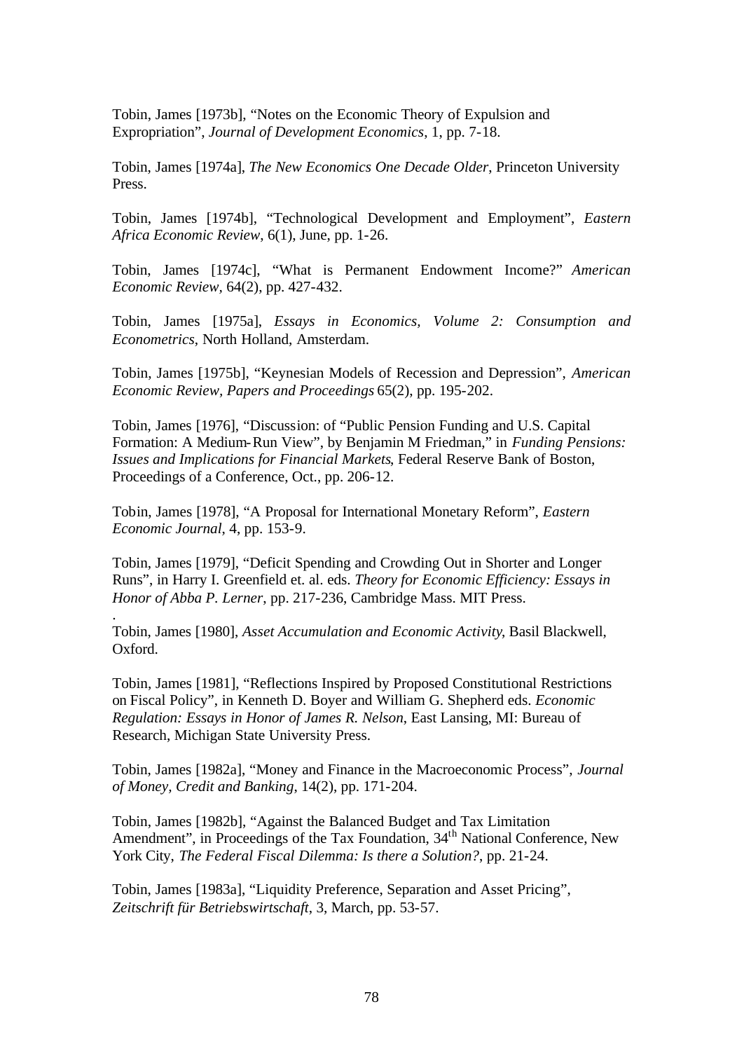Tobin, James [1973b], “Notes on the Economic Theory of Expulsion and Expropriation”, *Journal of Development Economics*, 1, pp. 7-18.

Tobin, James [1974a], *The New Economics One Decade Older*, Princeton University Press.

Tobin, James [1974b], “Technological Development and Employment”, *Eastern Africa Economic Review*, 6(1), June, pp. 1-26.

Tobin, James [1974c], “What is Permanent Endowment Income?” *American Economic Review*, 64(2), pp. 427-432.

Tobin, James [1975a], *Essays in Economics, Volume 2: Consumption and Econometrics*, North Holland, Amsterdam.

Tobin, James [1975b], “Keynesian Models of Recession and Depression”, *American Economic Review, Papers and Proceedings* 65(2), pp. 195-202.

Tobin, James [1976], “Discussion: of “Public Pension Funding and U.S. Capital Formation: A Medium-Run View”, by Benjamin M Friedman,” in *Funding Pensions: Issues and Implications for Financial Markets*, Federal Reserve Bank of Boston, Proceedings of a Conference, Oct., pp. 206-12.

Tobin, James [1978], “A Proposal for International Monetary Reform”, *Eastern Economic Journal*, 4, pp. 153-9.

Tobin, James [1979], “Deficit Spending and Crowding Out in Shorter and Longer Runs”, in Harry I. Greenfield et. al. eds. *Theory for Economic Efficiency: Essays in Honor of Abba P. Lerner*, pp. 217-236, Cambridge Mass. MIT Press.

Tobin, James [1980], *Asset Accumulation and Economic Activity*, Basil Blackwell, Oxford.

Tobin, James [1981], “Reflections Inspired by Proposed Constitutional Restrictions on Fiscal Policy”, in Kenneth D. Boyer and William G. Shepherd eds. *Economic Regulation: Essays in Honor of James R. Nelson*, East Lansing, MI: Bureau of Research, Michigan State University Press.

Tobin, James [1982a], “Money and Finance in the Macroeconomic Process”, *Journal of Money, Credit and Banking*, 14(2), pp. 171-204.

Tobin, James [1982b], “Against the Balanced Budget and Tax Limitation Amendment”, in Proceedings of the Tax Foundation, 34th National Conference, New York City, *The Federal Fiscal Dilemma: Is there a Solution?*, pp. 21-24.

Tobin, James [1983a], “Liquidity Preference, Separation and Asset Pricing”, *Zeitschrift für Betriebswirtschaft*, 3, March, pp. 53-57.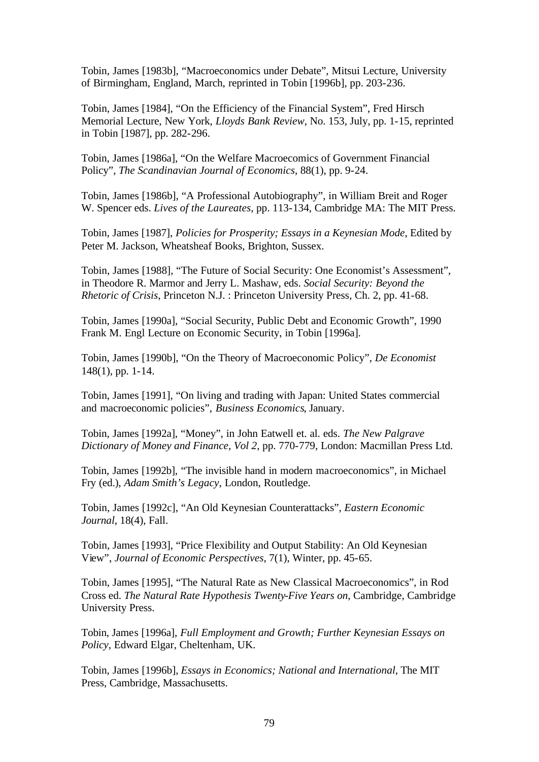Tobin, James [1983b], “Macroeconomics under Debate”, Mitsui Lecture, University of Birmingham, England, March, reprinted in Tobin [1996b], pp. 203-236.

Tobin, James [1984], “On the Efficiency of the Financial System”, Fred Hirsch Memorial Lecture, New York, *Lloyds Bank Review*, No. 153, July, pp. 1-15, reprinted in Tobin [1987], pp. 282-296.

Tobin, James [1986a], “On the Welfare Macroecomics of Government Financial Policy”, *The Scandinavian Journal of Economics*, 88(1), pp. 9-24.

Tobin, James [1986b], “A Professional Autobiography”, in William Breit and Roger W. Spencer eds. *Lives of the Laureates*, pp. 113-134, Cambridge MA: The MIT Press.

Tobin, James [1987], *Policies for Prosperity; Essays in a Keynesian Mode*, Edited by Peter M. Jackson, Wheatsheaf Books, Brighton, Sussex.

Tobin, James [1988], “The Future of Social Security: One Economist’s Assessment”, in Theodore R. Marmor and Jerry L. Mashaw, eds. *Social Security: Beyond the Rhetoric of Crisis*, Princeton N.J. : Princeton University Press, Ch. 2, pp. 41-68.

Tobin, James [1990a], “Social Security, Public Debt and Economic Growth”, 1990 Frank M. Engl Lecture on Economic Security, in Tobin [1996a].

Tobin, James [1990b], “On the Theory of Macroeconomic Policy”, *De Economist* 148(1), pp. 1-14.

Tobin, James [1991], “On living and trading with Japan: United States commercial and macroeconomic policies”, *Business Economics*, January.

Tobin, James [1992a], “Money”, in John Eatwell et. al. eds. *The New Palgrave Dictionary of Money and Finance, Vol 2*, pp. 770-779, London: Macmillan Press Ltd.

Tobin, James [1992b], “The invisible hand in modern macroeconomics”, in Michael Fry (ed.), *Adam Smith’s Legacy*, London, Routledge.

Tobin, James [1992c], “An Old Keynesian Counterattacks”, *Eastern Economic Journal*, 18(4), Fall.

Tobin, James [1993], “Price Flexibility and Output Stability: An Old Keynesian View”, *Journal of Economic Perspectives*, 7(1), Winter, pp. 45-65.

Tobin, James [1995], “The Natural Rate as New Classical Macroeconomics”, in Rod Cross ed. *The Natural Rate Hypothesis Twenty-Five Years on*, Cambridge, Cambridge University Press.

Tobin, James [1996a], *Full Employment and Growth; Further Keynesian Essays on Policy*, Edward Elgar, Cheltenham, UK.

Tobin, James [1996b], *Essays in Economics; National and International*, The MIT Press, Cambridge, Massachusetts.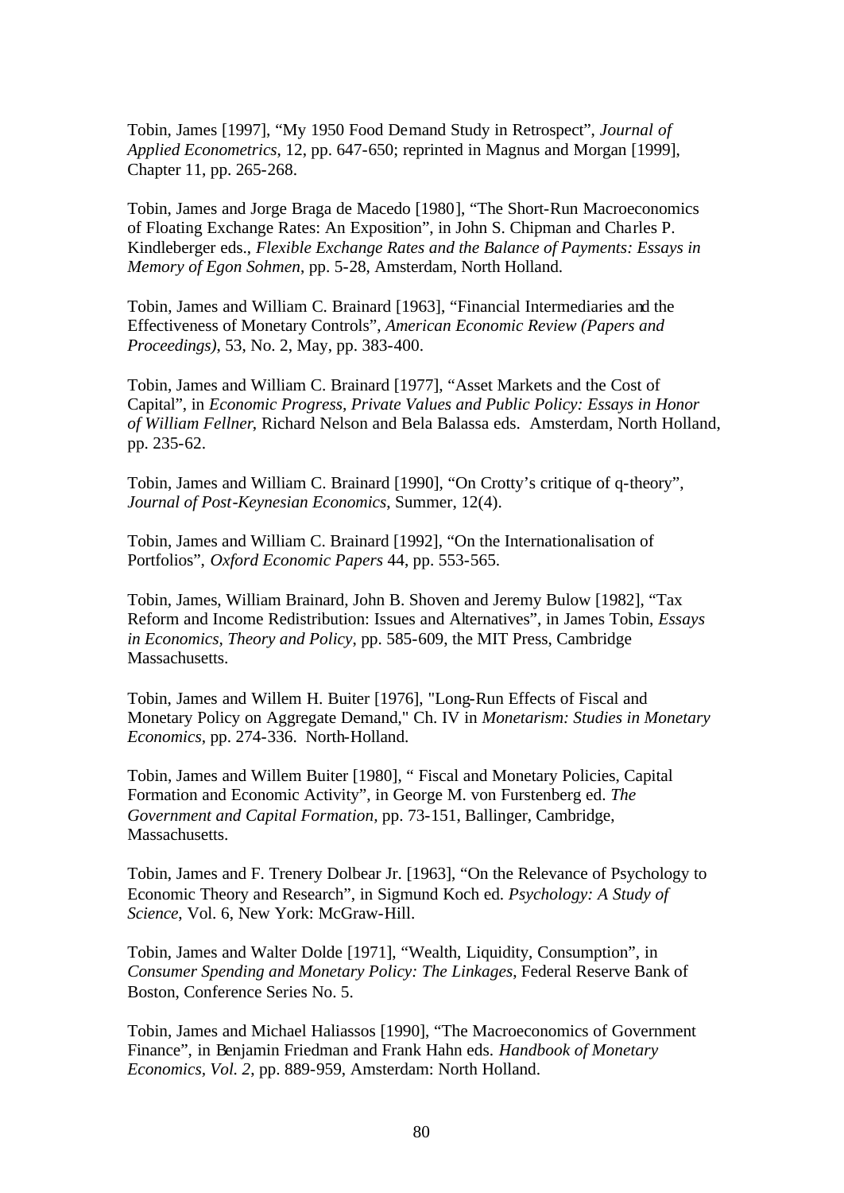Tobin, James [1997], "My 1950 Food Demand Study in Retrospect", *Journal of Applied Econometrics*, 12, pp. 647-650; reprinted in Magnus and Morgan [1999], Chapter 11, pp. 265-268.

Tobin, James and Jorge Braga de Macedo [1980], "The Short-Run Macroeconomics of Floating Exchange Rates: An Exposition", in John S. Chipman and Charles P. Kindleberger eds., *Flexible Exchange Rates and the Balance of Payments: Essays in Memory of Egon Sohmen*, pp. 5-28, Amsterdam, North Holland.

Tobin, James and William C. Brainard [1963], "Financial Intermediaries and the Effectiveness of Monetary Controls", *American Economic Review (Papers and Proceedings)*, 53, No. 2, May, pp. 383-400.

Tobin, James and William C. Brainard [1977], "Asset Markets and the Cost of Capital", in *Economic Progress, Private Values and Public Policy: Essays in Honor of William Fellner*, Richard Nelson and Bela Balassa eds. Amsterdam, North Holland, pp. 235-62.

Tobin, James and William C. Brainard [1990], "On Crotty's critique of q-theory", *Journal of Post-Keynesian Economics*, Summer, 12(4).

Tobin, James and William C. Brainard [1992], "On the Internationalisation of Portfolios", *Oxford Economic Papers* 44, pp. 553-565.

Tobin, James, William Brainard, John B. Shoven and Jeremy Bulow [1982], "Tax Reform and Income Redistribution: Issues and Alternatives", in James Tobin, *Essays in Economics, Theory and Policy*, pp. 585-609, the MIT Press, Cambridge Massachusetts.

Tobin, James and Willem H. Buiter [1976], "Long-Run Effects of Fiscal and Monetary Policy on Aggregate Demand," Ch. IV in *Monetarism: Studies in Monetary Economics*, pp. 274-336. North-Holland.

Tobin, James and Willem Buiter [1980], " Fiscal and Monetary Policies, Capital Formation and Economic Activity", in George M. von Furstenberg ed. *The Government and Capital Formation*, pp. 73-151, Ballinger, Cambridge, Massachusetts.

Tobin, James and F. Trenery Dolbear Jr. [1963], "On the Relevance of Psychology to Economic Theory and Research", in Sigmund Koch ed. *Psychology: A Study of Science*, Vol. 6, New York: McGraw-Hill.

Tobin, James and Walter Dolde [1971], "Wealth, Liquidity, Consumption", in *Consumer Spending and Monetary Policy: The Linkages*, Federal Reserve Bank of Boston, Conference Series No. 5.

Tobin, James and Michael Haliassos [1990], "The Macroeconomics of Government Finance", in Benjamin Friedman and Frank Hahn eds. *Handbook of Monetary Economics*, *Vol. 2*, pp. 889-959, Amsterdam: North Holland.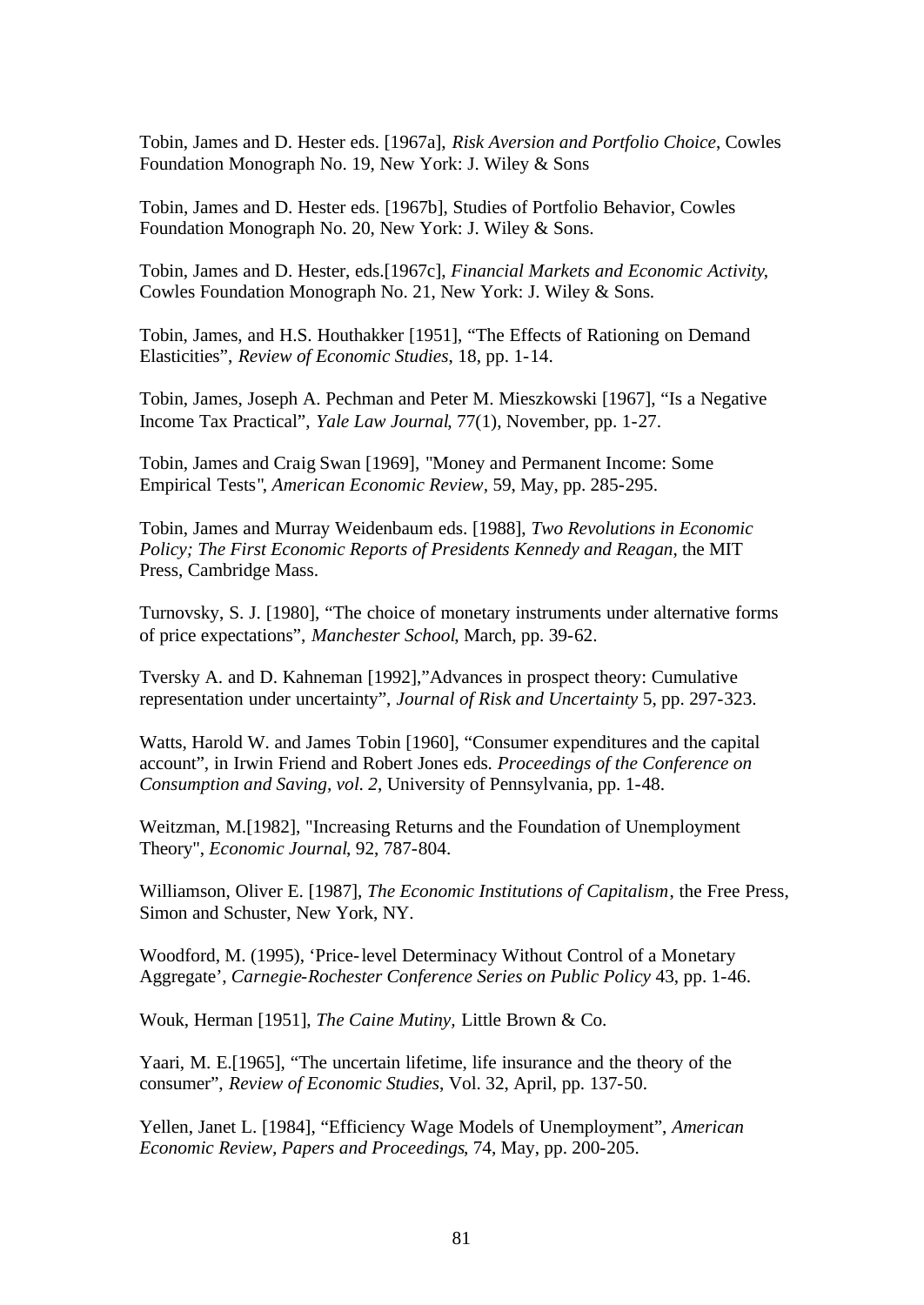Tobin, James and D. Hester eds. [1967a], *Risk Aversion and Portfolio Choice*, Cowles Foundation Monograph No. 19, New York: J. Wiley & Sons

Tobin, James and D. Hester eds. [1967b], Studies of Portfolio Behavior, Cowles Foundation Monograph No. 20, New York: J. Wiley & Sons.

Tobin, James and D. Hester, eds.[1967c], *Financial Markets and Economic Activity*, Cowles Foundation Monograph No. 21, New York: J. Wiley & Sons.

Tobin, James, and H.S. Houthakker [1951], "The Effects of Rationing on Demand Elasticities", *Review of Economic Studies*, 18, pp. 1-14.

Tobin, James, Joseph A. Pechman and Peter M. Mieszkowski [1967], "Is a Negative Income Tax Practical", *Yale Law Journal*, 77(1), November, pp. 1-27.

Tobin, James and Craig Swan [1969], "Money and Permanent Income: Some Empirical Tests", *American Economic Review*, 59, May, pp. 285-295.

Tobin, James and Murray Weidenbaum eds. [1988], *Two Revolutions in Economic Policy; The First Economic Reports of Presidents Kennedy and Reagan*, the MIT Press, Cambridge Mass.

Turnovsky, S. J. [1980], "The choice of monetary instruments under alternative forms of price expectations", *Manchester School*, March, pp. 39-62.

Tversky A. and D. Kahneman [1992],"Advances in prospect theory: Cumulative representation under uncertainty", *Journal of Risk and Uncertainty* 5, pp. 297-323.

Watts, Harold W. and James Tobin [1960], "Consumer expenditures and the capital account", in Irwin Friend and Robert Jones eds. *Proceedings of the Conference on Consumption and Saving, vol. 2*, University of Pennsylvania, pp. 1-48.

Weitzman, M.[1982], "Increasing Returns and the Foundation of Unemployment Theory", *Economic Journal*, 92, 787-804.

Williamson, Oliver E. [1987], *The Economic Institutions of Capitalism*, the Free Press, Simon and Schuster, New York, NY.

Woodford, M. (1995), 'Price-level Determinacy Without Control of a Monetary Aggregate', *Carnegie-Rochester Conference Series on Public Policy* 43, pp. 1-46.

Wouk, Herman [1951], *The Caine Mutiny*, Little Brown & Co.

Yaari, M. E.[1965], "The uncertain lifetime, life insurance and the theory of the consumer", *Review of Economic Studies*, Vol. 32, April, pp. 137-50.

Yellen, Janet L. [1984], "Efficiency Wage Models of Unemployment", *American Economic Review, Papers and Proceedings*, 74, May, pp. 200-205.